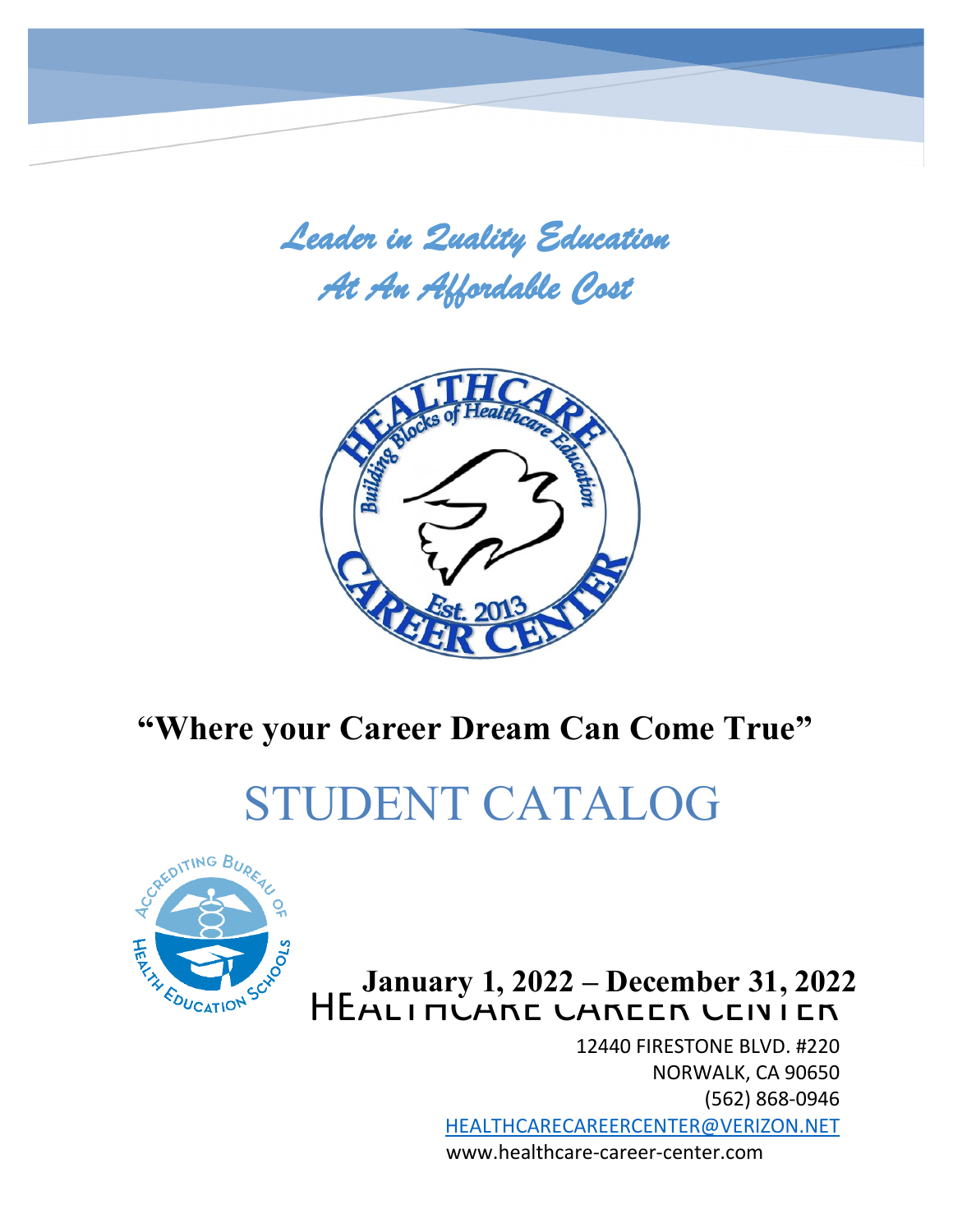*Leader in Quality Education*
*At An Affordable Cost*

**"Where your Career Dream Can Come True"**

# STUDENT CATALOG

**January 1, 2022 – December 31, 2022**

HEALTHCARE CAREER CENTER

12440 FIRESTONE BLVD. #220
NORWALK, CA 90650
(562) 868-0946
HEALTHCARECAREERCENTER@VERIZON.NET
www.healthcare-career-center.com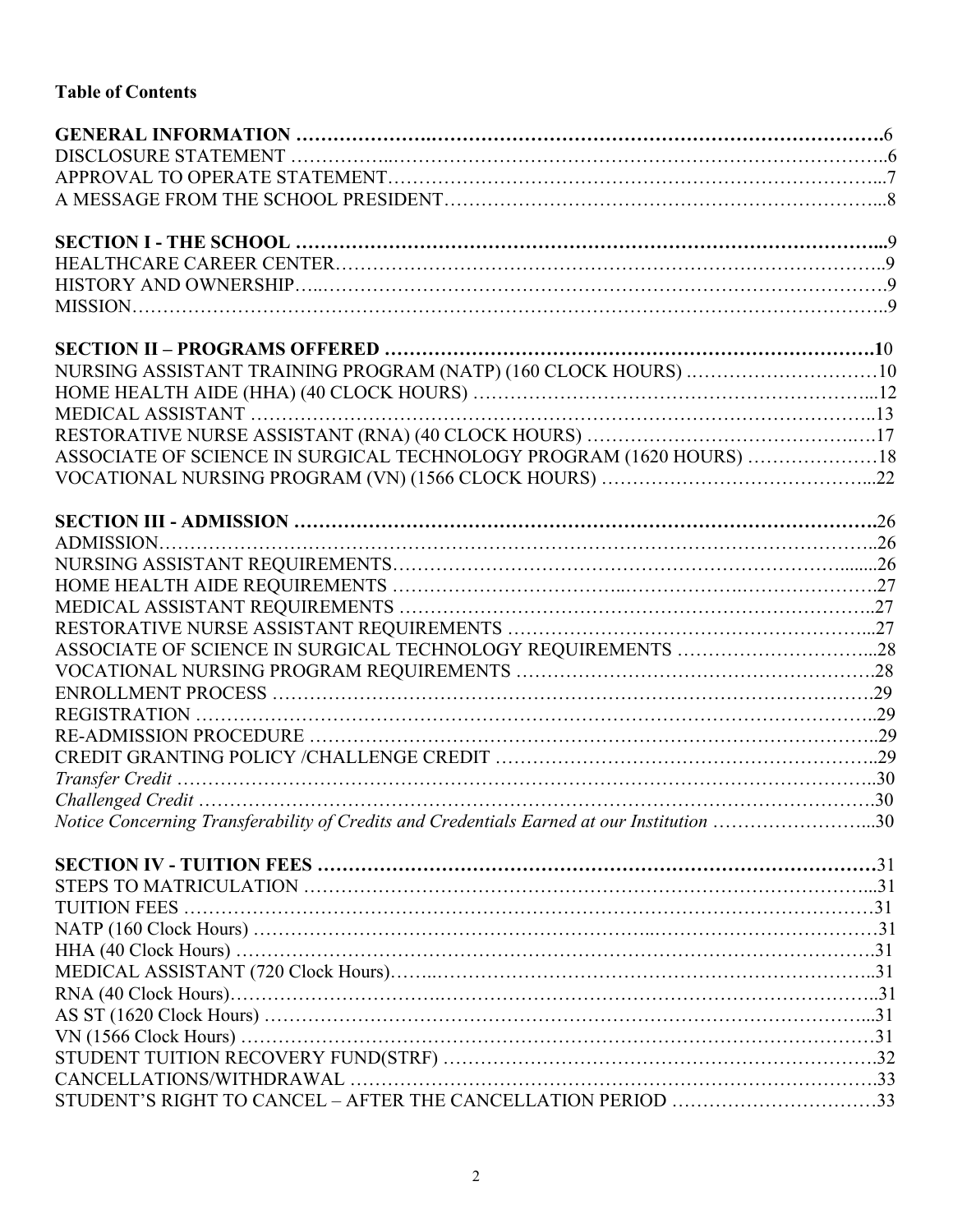**Table of Contents**

**GENERAL INFORMATION** ....6
DISCLOSURE STATEMENT ....6
APPROVAL TO OPERATE STATEMENT ....7
A MESSAGE FROM THE SCHOOL PRESIDENT ....8

**SECTION I - THE SCHOOL** ....9
HEALTHCARE CAREER CENTER ....9
HISTORY AND OWNERSHIP ....9
MISSION ....9

**SECTION II – PROGRAMS OFFERED** ....10
NURSING ASSISTANT TRAINING PROGRAM (NATP) (160 CLOCK HOURS) ....10
HOME HEALTH AIDE (HHA) (40 CLOCK HOURS) ....12
MEDICAL ASSISTANT ....13
RESTORATIVE NURSE ASSISTANT (RNA) (40 CLOCK HOURS) ....17
ASSOCIATE OF SCIENCE IN SURGICAL TECHNOLOGY PROGRAM (1620 HOURS) ....18
VOCATIONAL NURSING PROGRAM (VN) (1566 CLOCK HOURS) ....22

**SECTION III - ADMISSION** ....26
ADMISSION ....26
NURSING ASSISTANT REQUIREMENTS ....26
HOME HEALTH AIDE REQUIREMENTS ....27
MEDICAL ASSISTANT REQUIREMENTS ....27
RESTORATIVE NURSE ASSISTANT REQUIREMENTS ....27
ASSOCIATE OF SCIENCE IN SURGICAL TECHNOLOGY REQUIREMENTS ....28
VOCATIONAL NURSING PROGRAM REQUIREMENTS ....28
ENROLLMENT PROCESS ....29
REGISTRATION ....29
RE-ADMISSION PROCEDURE ....29
CREDIT GRANTING POLICY /CHALLENGE CREDIT ....29
*Transfer Credit* ....30
*Challenged Credit* ....30
*Notice Concerning Transferability of Credits and Credentials Earned at our Institution* ....30

**SECTION IV - TUITION FEES** ....31
STEPS TO MATRICULATION ....31
TUITION FEES ....31
NATP (160 Clock Hours) ....31
HHA (40 Clock Hours) ....31
MEDICAL ASSISTANT (720 Clock Hours) ....31
RNA (40 Clock Hours) ....31
AS ST (1620 Clock Hours) ....31
VN (1566 Clock Hours) ....31
STUDENT TUITION RECOVERY FUND(STRF) ....32
CANCELLATIONS/WITHDRAWAL ....33
STUDENT'S RIGHT TO CANCEL – AFTER THE CANCELLATION PERIOD ....33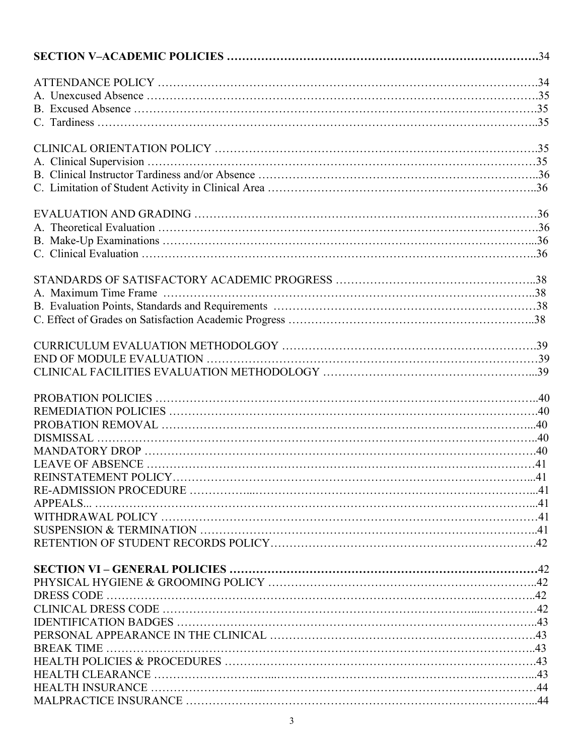**SECTION V–ACADEMIC POLICIES ........................................................................................34**

ATTENDANCE POLICY ........................................................................................34
A. Unexcused Absence ........................................................................................35
B. Excused Absence ........................................................................................35
C. Tardiness ........................................................................................35

CLINICAL ORIENTATION POLICY ........................................................................................35
A. Clinical Supervision ........................................................................................35
B. Clinical Instructor Tardiness and/or Absence ........................................................................................36
C. Limitation of Student Activity in Clinical Area ........................................................................................36

EVALUATION AND GRADING ........................................................................................36
A. Theoretical Evaluation ........................................................................................36
B. Make-Up Examinations ........................................................................................36
C. Clinical Evaluation ........................................................................................36

STANDARDS OF SATISFACTORY ACADEMIC PROGRESS ........................................................................................38
A. Maximum Time Frame ........................................................................................38
B. Evaluation Points, Standards and Requirements ........................................................................................38
C. Effect of Grades on Satisfaction Academic Progress ........................................................................................38

CURRICULUM EVALUATION METHODOLGOY ........................................................................................39
END OF MODULE EVALUATION ........................................................................................39
CLINICAL FACILITIES EVALUATION METHODOLOGY ........................................................................................39

PROBATION POLICIES ........................................................................................40
REMEDIATION POLICIES ........................................................................................40
PROBATION REMOVAL ........................................................................................40
DISMISSAL ........................................................................................40
MANDATORY DROP ........................................................................................40
LEAVE OF ABSENCE ........................................................................................41
REINSTATEMENT POLICY ........................................................................................41
RE-ADMISSION PROCEDURE ........................................................................................41
APPEALS... ........................................................................................41
WITHDRAWAL POLICY ........................................................................................41
SUSPENSION & TERMINATION ........................................................................................41
RETENTION OF STUDENT RECORDS POLICY ........................................................................................42

**SECTION VI – GENERAL POLICIES ........................................................................................42**
PHYSICAL HYGIENE & GROOMING POLICY ........................................................................................42
DRESS CODE ........................................................................................42
CLINICAL DRESS CODE ........................................................................................42
IDENTIFICATION BADGES ........................................................................................43
PERSONAL APPEARANCE IN THE CLINICAL ........................................................................................43
BREAK TIME ........................................................................................43
HEALTH POLICIES & PROCEDURES ........................................................................................43
HEALTH CLEARANCE ........................................................................................43
HEALTH INSURANCE ........................................................................................44
MALPRACTICE INSURANCE ........................................................................................44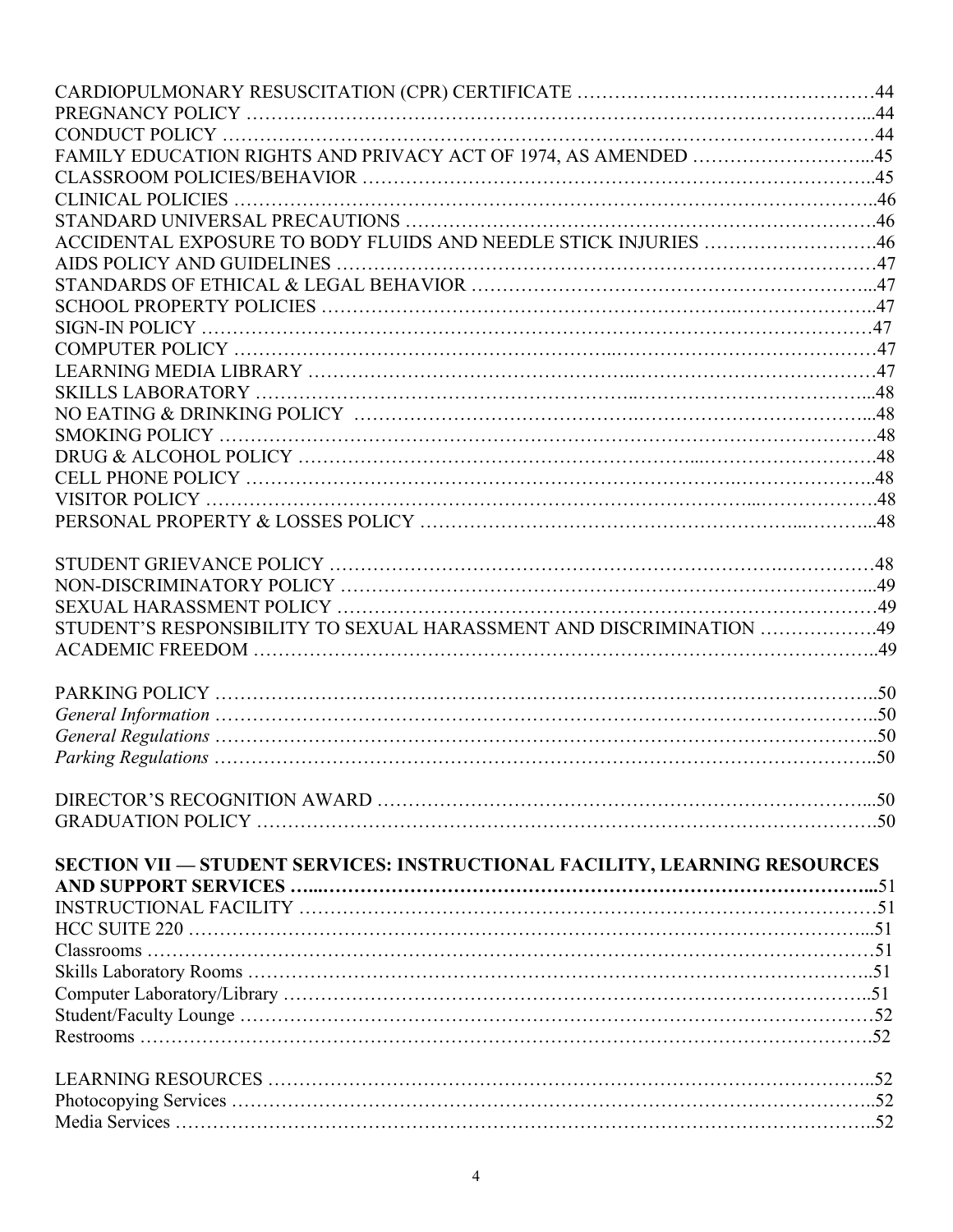CARDIOPULMONARY RESUSCITATION (CPR) CERTIFICATE …………………………………………44
PREGNANCY POLICY ……………………………………………………………………………………...44
CONDUCT POLICY ……………………………………………………………………………………………44
FAMILY EDUCATION RIGHTS AND PRIVACY ACT OF 1974, AS AMENDED ………………………...45
CLASSROOM POLICIES/BEHAVIOR …………………………………………………………………..45
CLINICAL POLICIES ……………………………………………………………………………………….46
STANDARD UNIVERSAL PRECAUTIONS ………………………………………………………………….46
ACCIDENTAL EXPOSURE TO BODY FLUIDS AND NEEDLE STICK INJURIES ……………………….46
AIDS POLICY AND GUIDELINES ……………………………………………………………………………47
STANDARDS OF ETHICAL & LEGAL BEHAVIOR …………………………………………………...47
SCHOOL PROPERTY POLICIES ……………………………………………………………………………..47
SIGN-IN POLICY ……………………………………………………………………………………………47
COMPUTER POLICY …………………………………………………………………………………………47
LEARNING MEDIA LIBRARY ………………………………………………………………………………47
SKILLS LABORATORY ………………………………………………………………………………...48
NO EATING & DRINKING POLICY ……………………………………………………………………...48
SMOKING POLICY ……………………………………………………………………………………….48
DRUG & ALCOHOL POLICY ……………………………………………………………………….48
CELL PHONE POLICY ……………………………………………………………………………………..48
VISITOR POLICY ……………………………………………………………………………………………48
PERSONAL PROPERTY & LOSSES POLICY ………………………………………………………...48

STUDENT GRIEVANCE POLICY …………………………………………………………………………48
NON-DISCRIMINATORY POLICY ……………………………………………………………………...49
SEXUAL HARASSMENT POLICY …………………………………………………………………………49
STUDENT'S RESPONSIBILITY TO SEXUAL HARASSMENT AND DISCRIMINATION ……………….49
ACADEMIC FREEDOM ……………………………………………………………………………………..49

PARKING POLICY ……………………………………………………………………………………………..50
*General Information* ……………………………………………………………………………………..50
*General Regulations* ……………………………………………………………………………………..50
*Parking Regulations* ……………………………………………………………………………………..50

DIRECTOR'S RECOGNITION AWARD ……………………………………………………………………...50
GRADUATION POLICY …………………………………………………………………………………….50

**SECTION VII — STUDENT SERVICES: INSTRUCTIONAL FACILITY, LEARNING RESOURCES AND SUPPORT SERVICES …....…………………………………………………………………………...51**
INSTRUCTIONAL FACILITY …………………………………………………………………………………51
HCC SUITE 220 …………………………………………………………………………………………...51
Classrooms ……………………………………………………………………………………………………51
Skills Laboratory Rooms ……………………………………………………………………………………..51
Computer Laboratory/Library ……………………………………………………………………………..51
Student/Faculty Lounge ……………………………………………………………………………………52
Restrooms …………………………………………………………………………………………………….52

LEARNING RESOURCES ……………………………………………………………………………………..52
Photocopying Services ………………………………………………………………………………………..52
Media Services ………………………………………………………………………………………………..52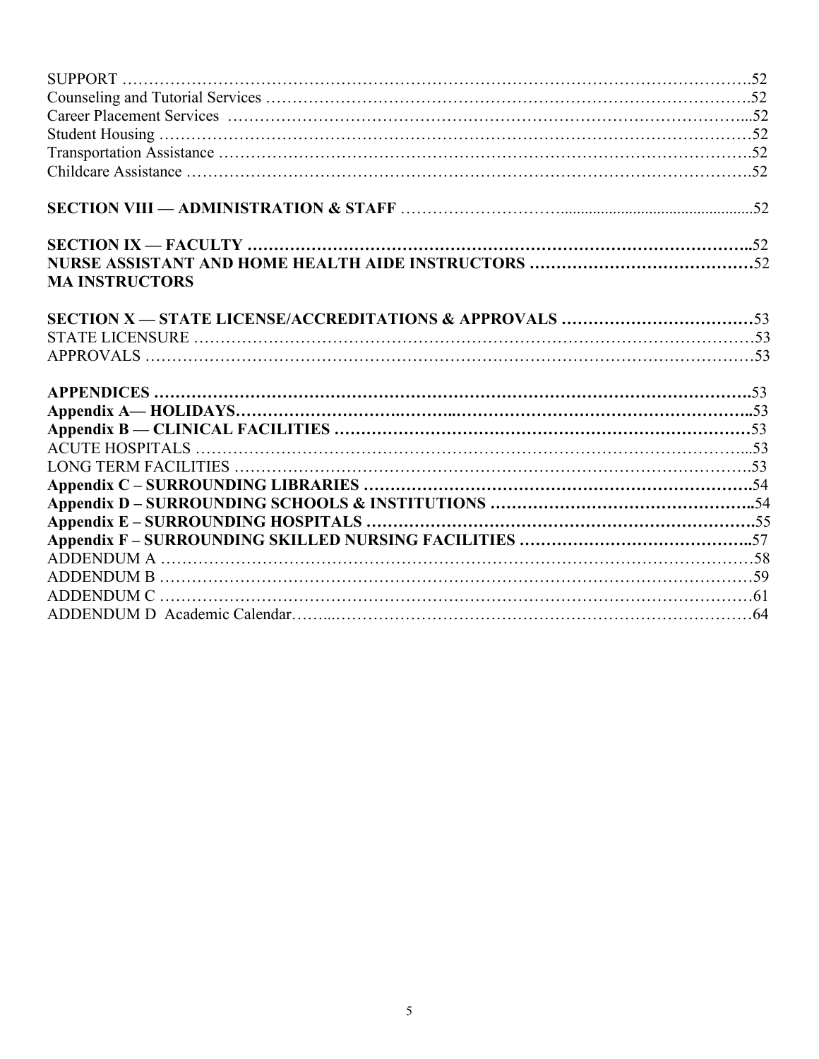SUPPORT ……………………………………………………………………………………………………….52
Counseling and Tutorial Services ……………………………………………………………………………….52
Career Placement Services ……………………………………………………………………………...52
Student Housing …………………………………………………………………………………………52
Transportation Assistance ……………………………………………………………………………….52
Childcare Assistance …………………………………………………………………………………….52

**SECTION VIII — ADMINISTRATION & STAFF** ………………………................................................52

**SECTION IX — FACULTY** **……………………………………………………………………………..**52
**NURSE ASSISTANT AND HOME HEALTH AIDE INSTRUCTORS ……………………………………**52
**MA INSTRUCTORS**

**SECTION X — STATE LICENSE/ACCREDITATIONS & APPROVALS ………………………………**53
STATE LICENSURE ……………………………………………………………………………………53
APPROVALS ……………………………………………………………………………………………53

**APPENDICES ………………………………………………………………………………………….**53
**Appendix A— HOLIDAYS……………………………………………………………………………..**53
**Appendix B — CLINICAL FACILITIES …………………………………………………………………**53
ACUTE HOSPITALS …………………………………………………………………………………...53
LONG TERM FACILITIES ……………………………………………………………………………….53
**Appendix C – SURROUNDING LIBRARIES ………………………………………………………………**54
**Appendix D – SURROUNDING SCHOOLS & INSTITUTIONS ……………………………………………..**54
**Appendix E – SURROUNDING HOSPITALS ………………………………………………………………**55
**Appendix F – SURROUNDING SKILLED NURSING FACILITIES …………………………………..**57
ADDENDUM A …………………………………………………………………………………………58
ADDENDUM B …………………………………………………………………………………………59
ADDENDUM C …………………………………………………………………………………………61
ADDENDUM D Academic Calendar……...……………………………………………………………64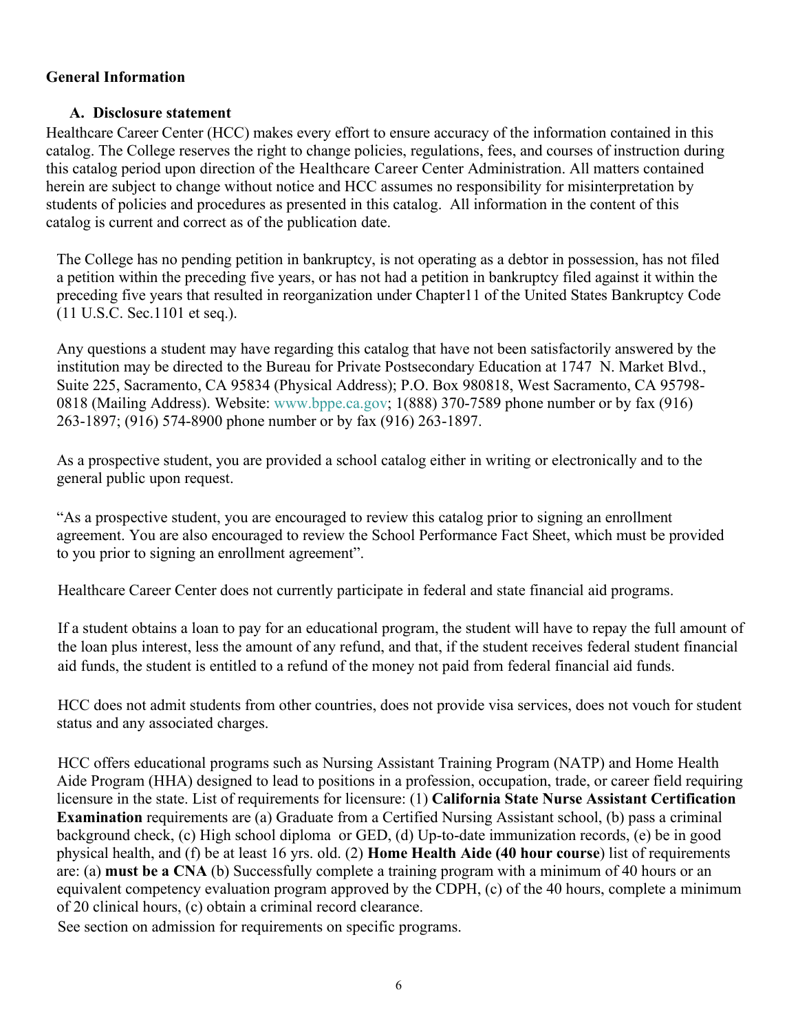## General Information

### A. Disclosure statement

Healthcare Career Center (HCC) makes every effort to ensure accuracy of the information contained in this catalog. The College reserves the right to change policies, regulations, fees, and courses of instruction during this catalog period upon direction of the Healthcare Career Center Administration. All matters contained herein are subject to change without notice and HCC assumes no responsibility for misinterpretation by students of policies and procedures as presented in this catalog. All information in the content of this catalog is current and correct as of the publication date.

The College has no pending petition in bankruptcy, is not operating as a debtor in possession, has not filed a petition within the preceding five years, or has not had a petition in bankruptcy filed against it within the preceding five years that resulted in reorganization under Chapter11 of the United States Bankruptcy Code (11 U.S.C. Sec.1101 et seq.).

Any questions a student may have regarding this catalog that have not been satisfactorily answered by the institution may be directed to the Bureau for Private Postsecondary Education at 1747 N. Market Blvd., Suite 225, Sacramento, CA 95834 (Physical Address); P.O. Box 980818, West Sacramento, CA 95798-0818 (Mailing Address). Website: www.bppe.ca.gov; 1(888) 370-7589 phone number or by fax (916) 263-1897; (916) 574-8900 phone number or by fax (916) 263-1897.

As a prospective student, you are provided a school catalog either in writing or electronically and to the general public upon request.

"As a prospective student, you are encouraged to review this catalog prior to signing an enrollment agreement. You are also encouraged to review the School Performance Fact Sheet, which must be provided to you prior to signing an enrollment agreement".

Healthcare Career Center does not currently participate in federal and state financial aid programs.

If a student obtains a loan to pay for an educational program, the student will have to repay the full amount of the loan plus interest, less the amount of any refund, and that, if the student receives federal student financial aid funds, the student is entitled to a refund of the money not paid from federal financial aid funds.

HCC does not admit students from other countries, does not provide visa services, does not vouch for student status and any associated charges.

HCC offers educational programs such as Nursing Assistant Training Program (NATP) and Home Health Aide Program (HHA) designed to lead to positions in a profession, occupation, trade, or career field requiring licensure in the state. List of requirements for licensure: (1) **California State Nurse Assistant Certification Examination** requirements are (a) Graduate from a Certified Nursing Assistant school, (b) pass a criminal background check, (c) High school diploma or GED, (d) Up-to-date immunization records, (e) be in good physical health, and (f) be at least 16 yrs. old. (2) **Home Health Aide (40 hour course**) list of requirements are: (a) **must be a CNA** (b) Successfully complete a training program with a minimum of 40 hours or an equivalent competency evaluation program approved by the CDPH, (c) of the 40 hours, complete a minimum of 20 clinical hours, (c) obtain a criminal record clearance.

See section on admission for requirements on specific programs.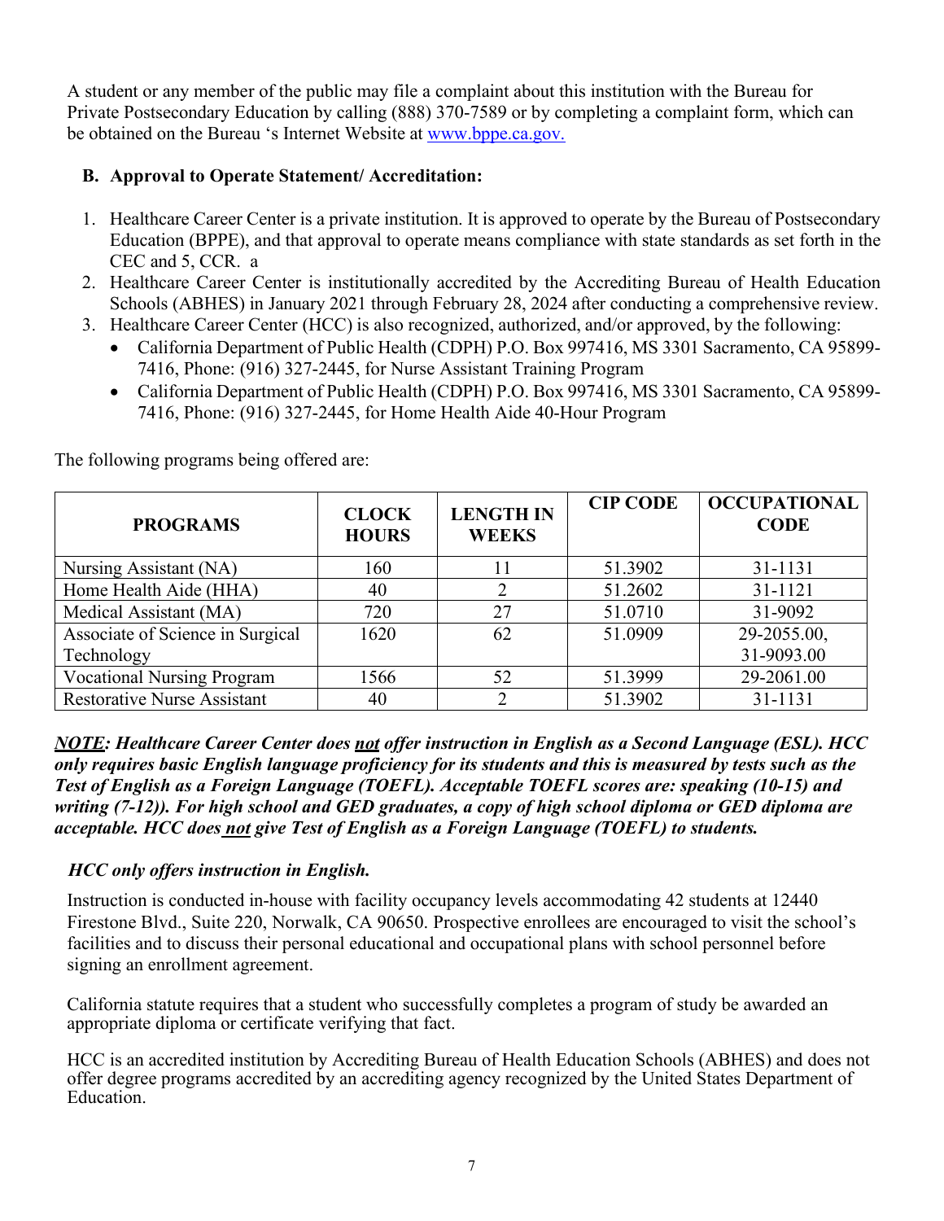A student or any member of the public may file a complaint about this institution with the Bureau for Private Postsecondary Education by calling (888) 370-7589 or by completing a complaint form, which can be obtained on the Bureau 's Internet Website at www.bppe.ca.gov.

**B. Approval to Operate Statement/ Accreditation:**

1. Healthcare Career Center is a private institution. It is approved to operate by the Bureau of Postsecondary Education (BPPE), and that approval to operate means compliance with state standards as set forth in the CEC and 5, CCR. a
2. Healthcare Career Center is institutionally accredited by the Accrediting Bureau of Health Education Schools (ABHES) in January 2021 through February 28, 2024 after conducting a comprehensive review.
3. Healthcare Career Center (HCC) is also recognized, authorized, and/or approved, by the following:
   - California Department of Public Health (CDPH) P.O. Box 997416, MS 3301 Sacramento, CA 95899-7416, Phone: (916) 327-2445, for Nurse Assistant Training Program
   - California Department of Public Health (CDPH) P.O. Box 997416, MS 3301 Sacramento, CA 95899-7416, Phone: (916) 327-2445, for Home Health Aide 40-Hour Program

The following programs being offered are:

| PROGRAMS | CLOCK HOURS | LENGTH IN WEEKS | CIP CODE | OCCUPATIONAL CODE |
|---|---|---|---|---|
| Nursing Assistant (NA) | 160 | 11 | 51.3902 | 31-1131 |
| Home Health Aide (HHA) | 40 | 2 | 51.2602 | 31-1121 |
| Medical Assistant (MA) | 720 | 27 | 51.0710 | 31-9092 |
| Associate of Science in Surgical Technology | 1620 | 62 | 51.0909 | 29-2055.00, 31-9093.00 |
| Vocational Nursing Program | 1566 | 52 | 51.3999 | 29-2061.00 |
| Restorative Nurse Assistant | 40 | 2 | 51.3902 | 31-1131 |

***NOTE**: Healthcare Career Center does **not** offer instruction in English as a Second Language (ESL). HCC only requires basic English language proficiency for its students and this is measured by tests such as the Test of English as a Foreign Language (TOEFL). Acceptable TOEFL scores are: speaking (10-15) and writing (7-12)). For high school and GED graduates, a copy of high school diploma or GED diploma are acceptable. HCC does **not** give Test of English as a Foreign Language (TOEFL) to students.*

***HCC only offers instruction in English.***

Instruction is conducted in-house with facility occupancy levels accommodating 42 students at 12440 Firestone Blvd., Suite 220, Norwalk, CA 90650. Prospective enrollees are encouraged to visit the school's facilities and to discuss their personal educational and occupational plans with school personnel before signing an enrollment agreement.

California statute requires that a student who successfully completes a program of study be awarded an appropriate diploma or certificate verifying that fact.

HCC is an accredited institution by Accrediting Bureau of Health Education Schools (ABHES) and does not offer degree programs accredited by an accrediting agency recognized by the United States Department of Education.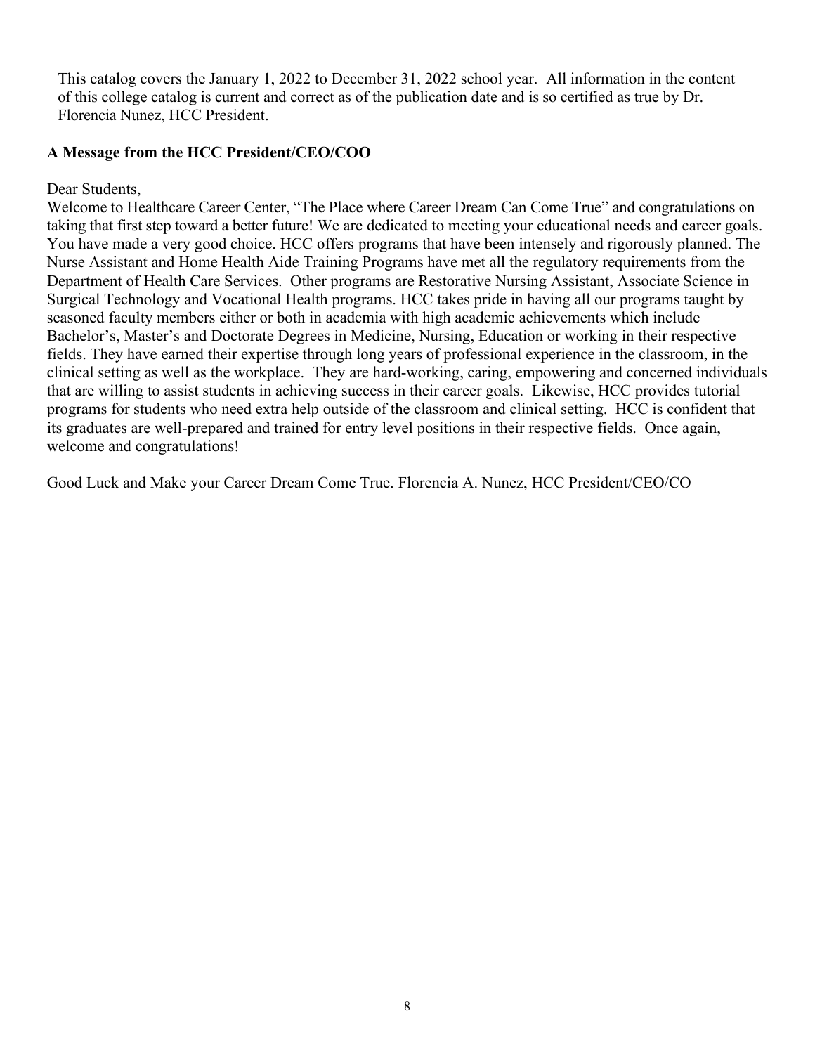This catalog covers the January 1, 2022 to December 31, 2022 school year. All information in the content of this college catalog is current and correct as of the publication date and is so certified as true by Dr. Florencia Nunez, HCC President.

**A Message from the HCC President/CEO/COO**

Dear Students,

Welcome to Healthcare Career Center, "The Place where Career Dream Can Come True" and congratulations on taking that first step toward a better future! We are dedicated to meeting your educational needs and career goals. You have made a very good choice. HCC offers programs that have been intensely and rigorously planned. The Nurse Assistant and Home Health Aide Training Programs have met all the regulatory requirements from the Department of Health Care Services. Other programs are Restorative Nursing Assistant, Associate Science in Surgical Technology and Vocational Health programs. HCC takes pride in having all our programs taught by seasoned faculty members either or both in academia with high academic achievements which include Bachelor's, Master's and Doctorate Degrees in Medicine, Nursing, Education or working in their respective fields. They have earned their expertise through long years of professional experience in the classroom, in the clinical setting as well as the workplace. They are hard-working, caring, empowering and concerned individuals that are willing to assist students in achieving success in their career goals. Likewise, HCC provides tutorial programs for students who need extra help outside of the classroom and clinical setting. HCC is confident that its graduates are well-prepared and trained for entry level positions in their respective fields. Once again, welcome and congratulations!

Good Luck and Make your Career Dream Come True. Florencia A. Nunez, HCC President/CEO/CO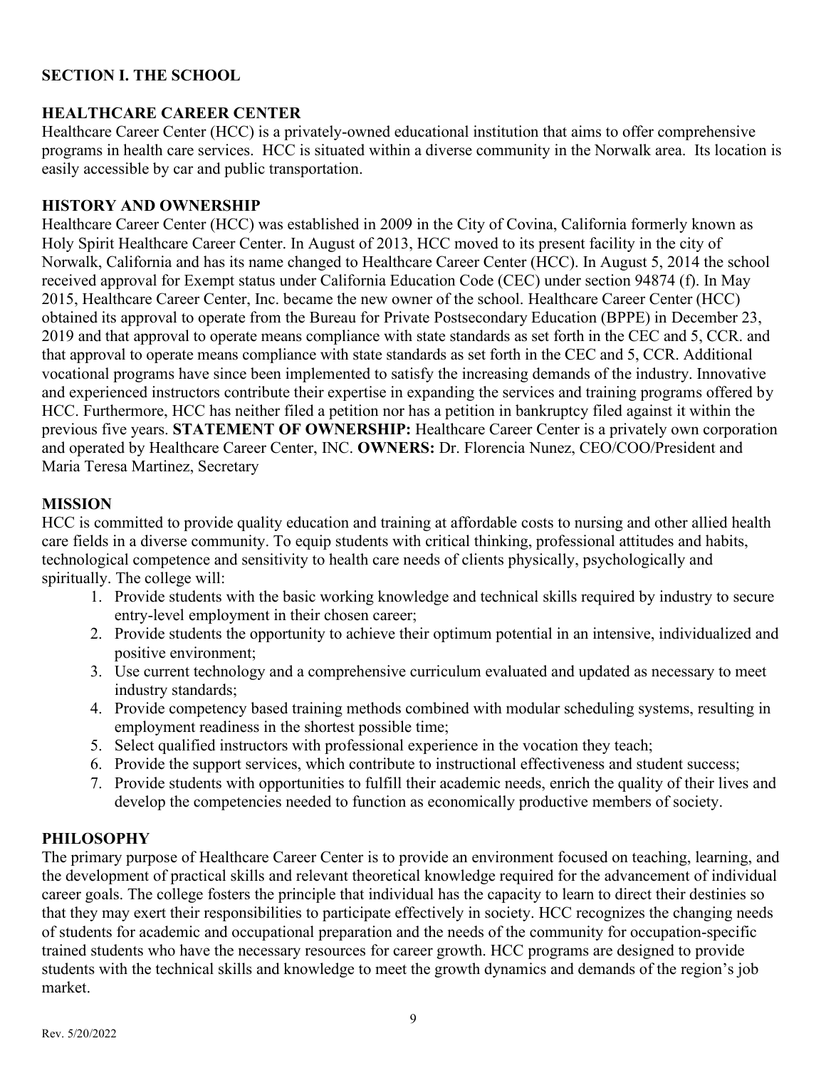## SECTION I. THE SCHOOL

### HEALTHCARE CAREER CENTER

Healthcare Career Center (HCC) is a privately-owned educational institution that aims to offer comprehensive programs in health care services. HCC is situated within a diverse community in the Norwalk area. Its location is easily accessible by car and public transportation.

### HISTORY AND OWNERSHIP

Healthcare Career Center (HCC) was established in 2009 in the City of Covina, California formerly known as Holy Spirit Healthcare Career Center. In August of 2013, HCC moved to its present facility in the city of Norwalk, California and has its name changed to Healthcare Career Center (HCC). In August 5, 2014 the school received approval for Exempt status under California Education Code (CEC) under section 94874 (f). In May 2015, Healthcare Career Center, Inc. became the new owner of the school. Healthcare Career Center (HCC) obtained its approval to operate from the Bureau for Private Postsecondary Education (BPPE) in December 23, 2019 and that approval to operate means compliance with state standards as set forth in the CEC and 5, CCR. and that approval to operate means compliance with state standards as set forth in the CEC and 5, CCR. Additional vocational programs have since been implemented to satisfy the increasing demands of the industry. Innovative and experienced instructors contribute their expertise in expanding the services and training programs offered by HCC. Furthermore, HCC has neither filed a petition nor has a petition in bankruptcy filed against it within the previous five years. **STATEMENT OF OWNERSHIP:** Healthcare Career Center is a privately own corporation and operated by Healthcare Career Center, INC. **OWNERS:** Dr. Florencia Nunez, CEO/COO/President and Maria Teresa Martinez, Secretary

### MISSION

HCC is committed to provide quality education and training at affordable costs to nursing and other allied health care fields in a diverse community. To equip students with critical thinking, professional attitudes and habits, technological competence and sensitivity to health care needs of clients physically, psychologically and spiritually. The college will:

1. Provide students with the basic working knowledge and technical skills required by industry to secure entry-level employment in their chosen career;
2. Provide students the opportunity to achieve their optimum potential in an intensive, individualized and positive environment;
3. Use current technology and a comprehensive curriculum evaluated and updated as necessary to meet industry standards;
4. Provide competency based training methods combined with modular scheduling systems, resulting in employment readiness in the shortest possible time;
5. Select qualified instructors with professional experience in the vocation they teach;
6. Provide the support services, which contribute to instructional effectiveness and student success;
7. Provide students with opportunities to fulfill their academic needs, enrich the quality of their lives and develop the competencies needed to function as economically productive members of society.

### PHILOSOPHY

The primary purpose of Healthcare Career Center is to provide an environment focused on teaching, learning, and the development of practical skills and relevant theoretical knowledge required for the advancement of individual career goals. The college fosters the principle that individual has the capacity to learn to direct their destinies so that they may exert their responsibilities to participate effectively in society. HCC recognizes the changing needs of students for academic and occupational preparation and the needs of the community for occupation-specific trained students who have the necessary resources for career growth. HCC programs are designed to provide students with the technical skills and knowledge to meet the growth dynamics and demands of the region's job market.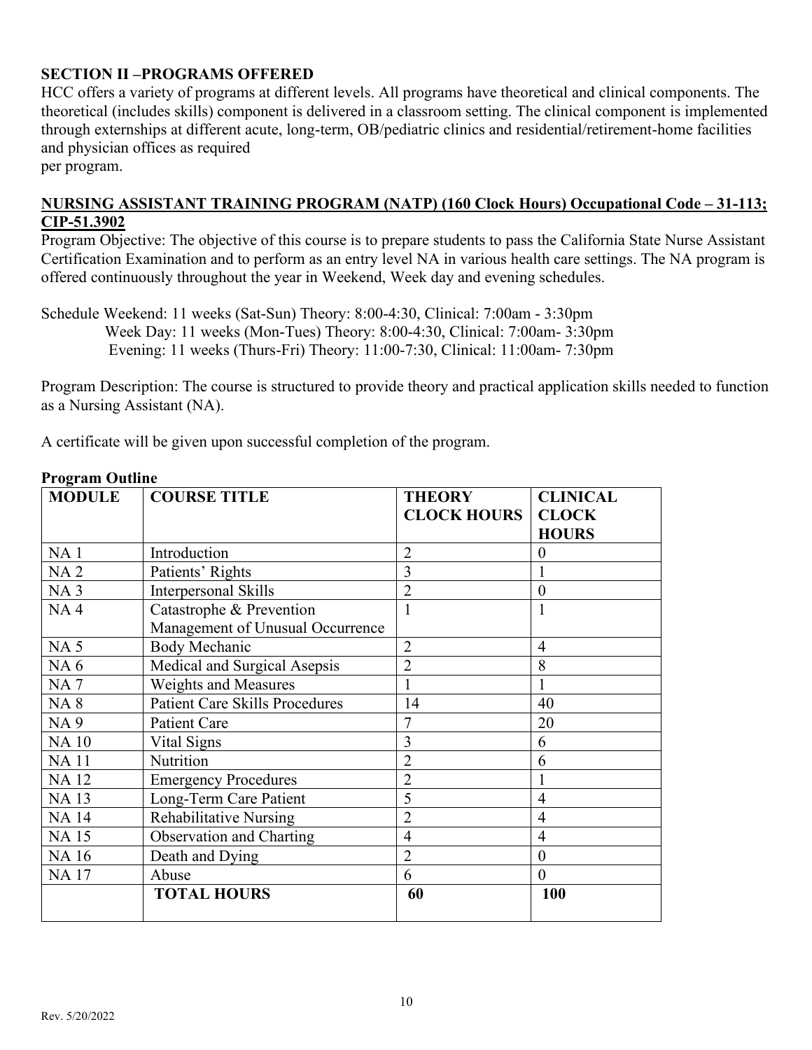## SECTION II –PROGRAMS OFFERED

HCC offers a variety of programs at different levels. All programs have theoretical and clinical components. The theoretical (includes skills) component is delivered in a classroom setting. The clinical component is implemented through externships at different acute, long-term, OB/pediatric clinics and residential/retirement-home facilities and physician offices as required
per program.

### NURSING ASSISTANT TRAINING PROGRAM (NATP) (160 Clock Hours) Occupational Code – 31-113; CIP-51.3902

Program Objective: The objective of this course is to prepare students to pass the California State Nurse Assistant Certification Examination and to perform as an entry level NA in various health care settings. The NA program is offered continuously throughout the year in Weekend, Week day and evening schedules.

Schedule Weekend: 11 weeks (Sat-Sun) Theory: 8:00-4:30, Clinical: 7:00am - 3:30pm
Week Day: 11 weeks (Mon-Tues) Theory: 8:00-4:30, Clinical: 7:00am- 3:30pm
Evening: 11 weeks (Thurs-Fri) Theory: 11:00-7:30, Clinical: 11:00am- 7:30pm

Program Description: The course is structured to provide theory and practical application skills needed to function as a Nursing Assistant (NA).

A certificate will be given upon successful completion of the program.

**Program Outline**

| MODULE | COURSE TITLE | THEORY CLOCK HOURS | CLINICAL CLOCK HOURS |
|---|---|---|---|
| NA 1 | Introduction | 2 | 0 |
| NA 2 | Patients' Rights | 3 | 1 |
| NA 3 | Interpersonal Skills | 2 | 0 |
| NA 4 | Catastrophe & Prevention Management of Unusual Occurrence | 1 | 1 |
| NA 5 | Body Mechanic | 2 | 4 |
| NA 6 | Medical and Surgical Asepsis | 2 | 8 |
| NA 7 | Weights and Measures | 1 | 1 |
| NA 8 | Patient Care Skills Procedures | 14 | 40 |
| NA 9 | Patient Care | 7 | 20 |
| NA 10 | Vital Signs | 3 | 6 |
| NA 11 | Nutrition | 2 | 6 |
| NA 12 | Emergency Procedures | 2 | 1 |
| NA 13 | Long-Term Care Patient | 5 | 4 |
| NA 14 | Rehabilitative Nursing | 2 | 4 |
| NA 15 | Observation and Charting | 4 | 4 |
| NA 16 | Death and Dying | 2 | 0 |
| NA 17 | Abuse | 6 | 0 |
| | **TOTAL HOURS** | **60** | **100** |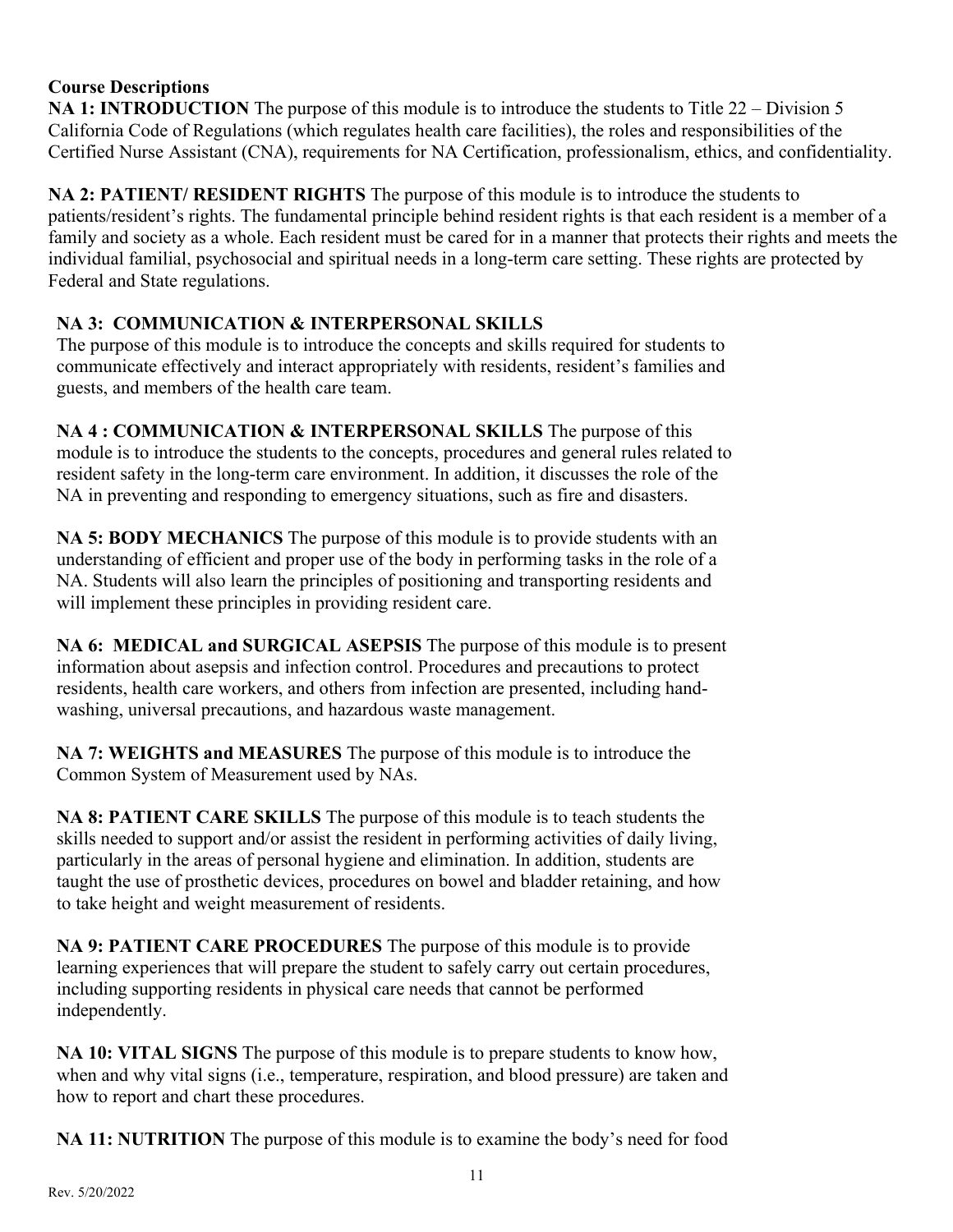## Course Descriptions

**NA 1: INTRODUCTION** The purpose of this module is to introduce the students to Title 22 – Division 5 California Code of Regulations (which regulates health care facilities), the roles and responsibilities of the Certified Nurse Assistant (CNA), requirements for NA Certification, professionalism, ethics, and confidentiality.

**NA 2: PATIENT/ RESIDENT RIGHTS** The purpose of this module is to introduce the students to patients/resident's rights. The fundamental principle behind resident rights is that each resident is a member of a family and society as a whole. Each resident must be cared for in a manner that protects their rights and meets the individual familial, psychosocial and spiritual needs in a long-term care setting. These rights are protected by Federal and State regulations.

**NA 3: COMMUNICATION & INTERPERSONAL SKILLS**
The purpose of this module is to introduce the concepts and skills required for students to communicate effectively and interact appropriately with residents, resident's families and guests, and members of the health care team.

**NA 4 : COMMUNICATION & INTERPERSONAL SKILLS** The purpose of this module is to introduce the students to the concepts, procedures and general rules related to resident safety in the long-term care environment. In addition, it discusses the role of the NA in preventing and responding to emergency situations, such as fire and disasters.

**NA 5: BODY MECHANICS** The purpose of this module is to provide students with an understanding of efficient and proper use of the body in performing tasks in the role of a NA. Students will also learn the principles of positioning and transporting residents and will implement these principles in providing resident care.

**NA 6: MEDICAL and SURGICAL ASEPSIS** The purpose of this module is to present information about asepsis and infection control. Procedures and precautions to protect residents, health care workers, and others from infection are presented, including hand-washing, universal precautions, and hazardous waste management.

**NA 7: WEIGHTS and MEASURES** The purpose of this module is to introduce the Common System of Measurement used by NAs.

**NA 8: PATIENT CARE SKILLS** The purpose of this module is to teach students the skills needed to support and/or assist the resident in performing activities of daily living, particularly in the areas of personal hygiene and elimination. In addition, students are taught the use of prosthetic devices, procedures on bowel and bladder retaining, and how to take height and weight measurement of residents.

**NA 9: PATIENT CARE PROCEDURES** The purpose of this module is to provide learning experiences that will prepare the student to safely carry out certain procedures, including supporting residents in physical care needs that cannot be performed independently.

**NA 10: VITAL SIGNS** The purpose of this module is to prepare students to know how, when and why vital signs (i.e., temperature, respiration, and blood pressure) are taken and how to report and chart these procedures.

**NA 11: NUTRITION** The purpose of this module is to examine the body's need for food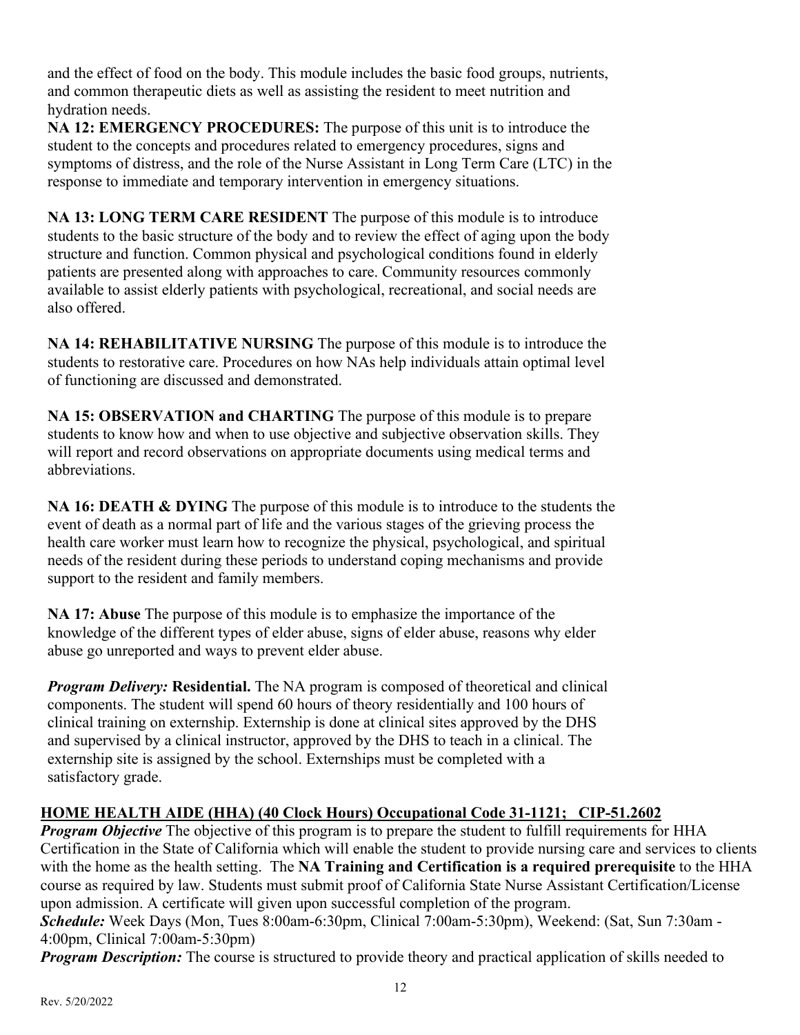and the effect of food on the body. This module includes the basic food groups, nutrients, and common therapeutic diets as well as assisting the resident to meet nutrition and hydration needs.

**NA 12: EMERGENCY PROCEDURES:** The purpose of this unit is to introduce the student to the concepts and procedures related to emergency procedures, signs and symptoms of distress, and the role of the Nurse Assistant in Long Term Care (LTC) in the response to immediate and temporary intervention in emergency situations.

**NA 13: LONG TERM CARE RESIDENT** The purpose of this module is to introduce students to the basic structure of the body and to review the effect of aging upon the body structure and function. Common physical and psychological conditions found in elderly patients are presented along with approaches to care. Community resources commonly available to assist elderly patients with psychological, recreational, and social needs are also offered.

**NA 14: REHABILITATIVE NURSING** The purpose of this module is to introduce the students to restorative care. Procedures on how NAs help individuals attain optimal level of functioning are discussed and demonstrated.

**NA 15: OBSERVATION and CHARTING** The purpose of this module is to prepare students to know how and when to use objective and subjective observation skills. They will report and record observations on appropriate documents using medical terms and abbreviations.

**NA 16: DEATH & DYING** The purpose of this module is to introduce to the students the event of death as a normal part of life and the various stages of the grieving process the health care worker must learn how to recognize the physical, psychological, and spiritual needs of the resident during these periods to understand coping mechanisms and provide support to the resident and family members.

**NA 17: Abuse** The purpose of this module is to emphasize the importance of the knowledge of the different types of elder abuse, signs of elder abuse, reasons why elder abuse go unreported and ways to prevent elder abuse.

***Program Delivery:*** **Residential.** The NA program is composed of theoretical and clinical components. The student will spend 60 hours of theory residentially and 100 hours of clinical training on externship. Externship is done at clinical sites approved by the DHS and supervised by a clinical instructor, approved by the DHS to teach in a clinical. The externship site is assigned by the school. Externships must be completed with a satisfactory grade.

## HOME HEALTH AIDE (HHA) (40 Clock Hours) Occupational Code 31-1121; CIP-51.2602

***Program Objective*** The objective of this program is to prepare the student to fulfill requirements for HHA Certification in the State of California which will enable the student to provide nursing care and services to clients with the home as the health setting. The **NA Training and Certification is a required prerequisite** to the HHA course as required by law. Students must submit proof of California State Nurse Assistant Certification/License upon admission. A certificate will given upon successful completion of the program.

***Schedule:*** Week Days (Mon, Tues 8:00am-6:30pm, Clinical 7:00am-5:30pm), Weekend: (Sat, Sun 7:30am - 4:00pm, Clinical 7:00am-5:30pm)

***Program Description:*** The course is structured to provide theory and practical application of skills needed to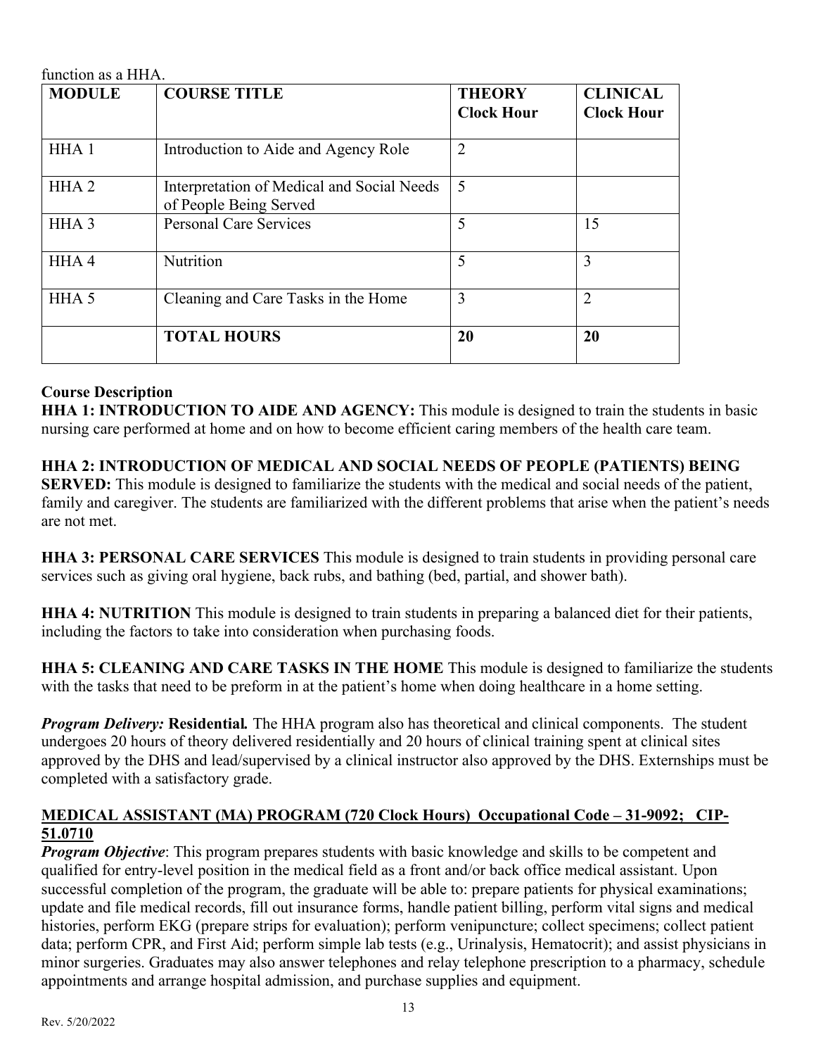function as a HHA.

| MODULE | COURSE TITLE | THEORY Clock Hour | CLINICAL Clock Hour |
|---|---|---|---|
| HHA 1 | Introduction to Aide and Agency Role | 2 | |
| HHA 2 | Interpretation of Medical and Social Needs of People Being Served | 5 | |
| HHA 3 | Personal Care Services | 5 | 15 |
| HHA 4 | Nutrition | 5 | 3 |
| HHA 5 | Cleaning and Care Tasks in the Home | 3 | 2 |
| | **TOTAL HOURS** | **20** | **20** |

**Course Description**

**HHA 1: INTRODUCTION TO AIDE AND AGENCY:** This module is designed to train the students in basic nursing care performed at home and on how to become efficient caring members of the health care team.

**HHA 2: INTRODUCTION OF MEDICAL AND SOCIAL NEEDS OF PEOPLE (PATIENTS) BEING SERVED:** This module is designed to familiarize the students with the medical and social needs of the patient, family and caregiver. The students are familiarized with the different problems that arise when the patient's needs are not met.

**HHA 3: PERSONAL CARE SERVICES** This module is designed to train students in providing personal care services such as giving oral hygiene, back rubs, and bathing (bed, partial, and shower bath).

**HHA 4: NUTRITION** This module is designed to train students in preparing a balanced diet for their patients, including the factors to take into consideration when purchasing foods.

**HHA 5: CLEANING AND CARE TASKS IN THE HOME** This module is designed to familiarize the students with the tasks that need to be preform in at the patient's home when doing healthcare in a home setting.

***Program Delivery:*** **Residential.** The HHA program also has theoretical and clinical components. The student undergoes 20 hours of theory delivered residentially and 20 hours of clinical training spent at clinical sites approved by the DHS and lead/supervised by a clinical instructor also approved by the DHS. Externships must be completed with a satisfactory grade.

**MEDICAL ASSISTANT (MA) PROGRAM (720 Clock Hours) Occupational Code – 31-9092; CIP-51.0710**

***Program Objective***: This program prepares students with basic knowledge and skills to be competent and qualified for entry-level position in the medical field as a front and/or back office medical assistant. Upon successful completion of the program, the graduate will be able to: prepare patients for physical examinations; update and file medical records, fill out insurance forms, handle patient billing, perform vital signs and medical histories, perform EKG (prepare strips for evaluation); perform venipuncture; collect specimens; collect patient data; perform CPR, and First Aid; perform simple lab tests (e.g., Urinalysis, Hematocrit); and assist physicians in minor surgeries. Graduates may also answer telephones and relay telephone prescription to a pharmacy, schedule appointments and arrange hospital admission, and purchase supplies and equipment.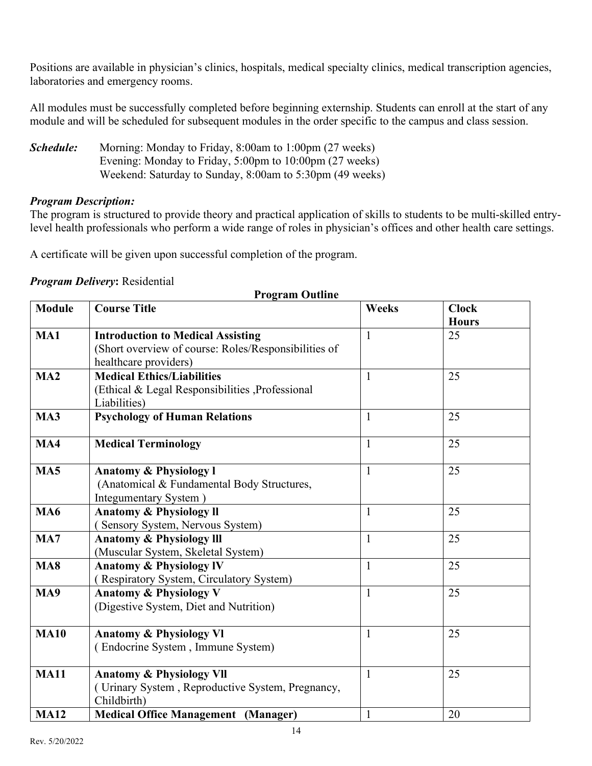Positions are available in physician's clinics, hospitals, medical specialty clinics, medical transcription agencies, laboratories and emergency rooms.

All modules must be successfully completed before beginning externship. Students can enroll at the start of any module and will be scheduled for subsequent modules in the order specific to the campus and class session.

***Schedule:*** Morning: Monday to Friday, 8:00am to 1:00pm (27 weeks)
Evening: Monday to Friday, 5:00pm to 10:00pm (27 weeks)
Weekend: Saturday to Sunday, 8:00am to 5:30pm (49 weeks)

***Program Description:***
The program is structured to provide theory and practical application of skills to students to be multi-skilled entry-level health professionals who perform a wide range of roles in physician's offices and other health care settings.

A certificate will be given upon successful completion of the program.

***Program Delivery*:** Residential

**Program Outline**

| Module | Course Title | Weeks | Clock Hours |
|---|---|---|---|
| **MA1** | **Introduction to Medical Assisting** (Short overview of course: Roles/Responsibilities of healthcare providers) | 1 | 25 |
| **MA2** | **Medical Ethics/Liabilities** (Ethical & Legal Responsibilities ,Professional Liabilities) | 1 | 25 |
| **MA3** | **Psychology of Human Relations** | 1 | 25 |
| **MA4** | **Medical Terminology** | 1 | 25 |
| **MA5** | **Anatomy & Physiology l** (Anatomical & Fundamental Body Structures, Integumentary System ) | 1 | 25 |
| **MA6** | **Anatomy & Physiology ll** ( Sensory System, Nervous System) | 1 | 25 |
| **MA7** | **Anatomy & Physiology lll** (Muscular System, Skeletal System) | 1 | 25 |
| **MA8** | **Anatomy & Physiology lV** ( Respiratory System, Circulatory System) | 1 | 25 |
| **MA9** | **Anatomy & Physiology V** (Digestive System, Diet and Nutrition) | 1 | 25 |
| **MA10** | **Anatomy & Physiology Vl** ( Endocrine System , Immune System) | 1 | 25 |
| **MA11** | **Anatomy & Physiology Vll** ( Urinary System , Reproductive System, Pregnancy, Childbirth) | 1 | 25 |
| **MA12** | **Medical Office Management (Manager)** | 1 | 20 |

Rev. 5/20/2022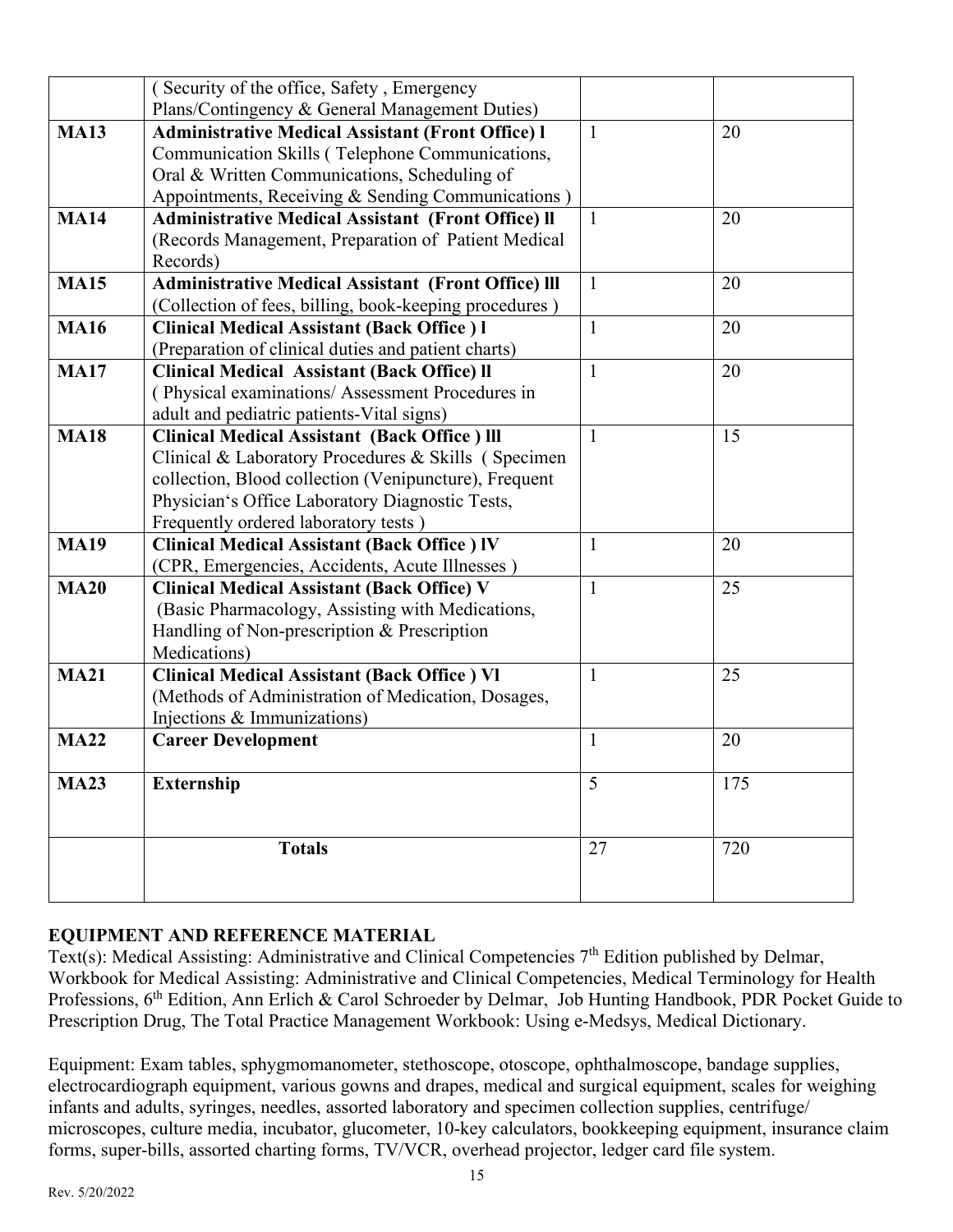| | | | |
|---|---|---|---|
| | ( Security of the office, Safety , Emergency Plans/Contingency & General Management Duties) | | |
| **MA13** | **Administrative Medical Assistant (Front Office) l** Communication Skills ( Telephone Communications, Oral & Written Communications, Scheduling of Appointments, Receiving & Sending Communications ) | 1 | 20 |
| **MA14** | **Administrative Medical Assistant (Front Office) ll** (Records Management, Preparation of Patient Medical Records) | 1 | 20 |
| **MA15** | **Administrative Medical Assistant (Front Office) lll** (Collection of fees, billing, book-keeping procedures ) | 1 | 20 |
| **MA16** | **Clinical Medical Assistant (Back Office ) l** (Preparation of clinical duties and patient charts) | 1 | 20 |
| **MA17** | **Clinical Medical Assistant (Back Office) ll** ( Physical examinations/ Assessment Procedures in adult and pediatric patients-Vital signs) | 1 | 20 |
| **MA18** | **Clinical Medical Assistant (Back Office ) lll** Clinical & Laboratory Procedures & Skills ( Specimen collection, Blood collection (Venipuncture), Frequent Physician's Office Laboratory Diagnostic Tests, Frequently ordered laboratory tests ) | 1 | 15 |
| **MA19** | **Clinical Medical Assistant (Back Office ) lV** (CPR, Emergencies, Accidents, Acute Illnesses ) | 1 | 20 |
| **MA20** | **Clinical Medical Assistant (Back Office) V** (Basic Pharmacology, Assisting with Medications, Handling of Non-prescription & Prescription Medications) | 1 | 25 |
| **MA21** | **Clinical Medical Assistant (Back Office ) Vl** (Methods of Administration of Medication, Dosages, Injections & Immunizations) | 1 | 25 |
| **MA22** | **Career Development** | 1 | 20 |
| **MA23** | **Externship** | 5 | 175 |
| | **Totals** | 27 | 720 |

## EQUIPMENT AND REFERENCE MATERIAL

Text(s): Medical Assisting: Administrative and Clinical Competencies 7th Edition published by Delmar, Workbook for Medical Assisting: Administrative and Clinical Competencies, Medical Terminology for Health Professions, 6th Edition, Ann Erlich & Carol Schroeder by Delmar, Job Hunting Handbook, PDR Pocket Guide to Prescription Drug, The Total Practice Management Workbook: Using e-Medsys, Medical Dictionary.

Equipment: Exam tables, sphygmomanometer, stethoscope, otoscope, ophthalmoscope, bandage supplies, electrocardiograph equipment, various gowns and drapes, medical and surgical equipment, scales for weighing infants and adults, syringes, needles, assorted laboratory and specimen collection supplies, centrifuge/ microscopes, culture media, incubator, glucometer, 10-key calculators, bookkeeping equipment, insurance claim forms, super-bills, assorted charting forms, TV/VCR, overhead projector, ledger card file system.

Rev. 5/20/2022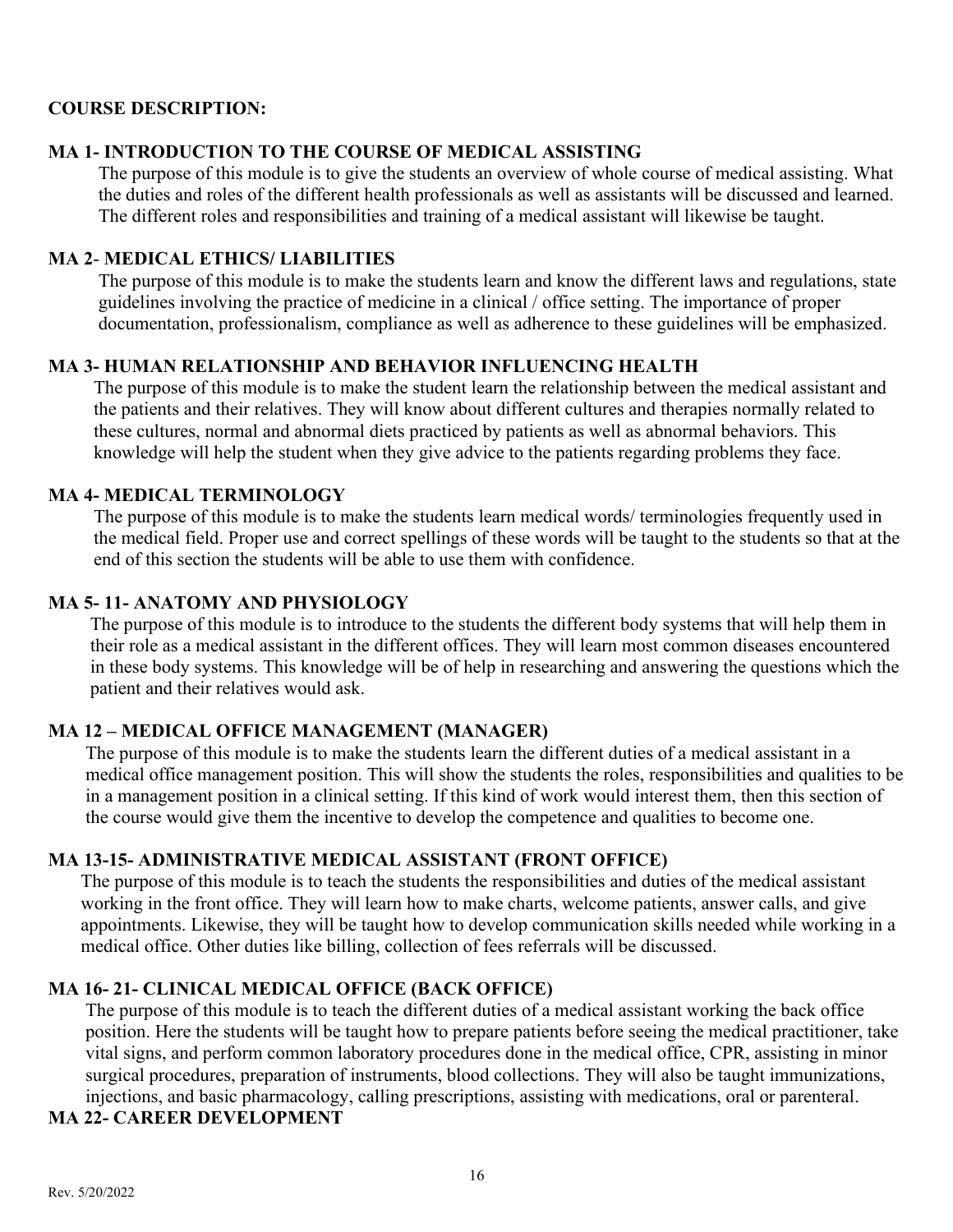**COURSE DESCRIPTION:**

**MA 1- INTRODUCTION TO THE COURSE OF MEDICAL ASSISTING**

The purpose of this module is to give the students an overview of whole course of medical assisting. What the duties and roles of the different health professionals as well as assistants will be discussed and learned. The different roles and responsibilities and training of a medical assistant will likewise be taught.

**MA 2- MEDICAL ETHICS/ LIABILITIES**

The purpose of this module is to make the students learn and know the different laws and regulations, state guidelines involving the practice of medicine in a clinical / office setting. The importance of proper documentation, professionalism, compliance as well as adherence to these guidelines will be emphasized.

**MA 3- HUMAN RELATIONSHIP AND BEHAVIOR INFLUENCING HEALTH**

The purpose of this module is to make the student learn the relationship between the medical assistant and the patients and their relatives. They will know about different cultures and therapies normally related to these cultures, normal and abnormal diets practiced by patients as well as abnormal behaviors. This knowledge will help the student when they give advice to the patients regarding problems they face.

**MA 4- MEDICAL TERMINOLOGY**

The purpose of this module is to make the students learn medical words/ terminologies frequently used in the medical field. Proper use and correct spellings of these words will be taught to the students so that at the end of this section the students will be able to use them with confidence.

**MA 5- 11- ANATOMY AND PHYSIOLOGY**

The purpose of this module is to introduce to the students the different body systems that will help them in their role as a medical assistant in the different offices. They will learn most common diseases encountered in these body systems. This knowledge will be of help in researching and answering the questions which the patient and their relatives would ask.

**MA 12 – MEDICAL OFFICE MANAGEMENT (MANAGER)**

The purpose of this module is to make the students learn the different duties of a medical assistant in a medical office management position. This will show the students the roles, responsibilities and qualities to be in a management position in a clinical setting. If this kind of work would interest them, then this section of the course would give them the incentive to develop the competence and qualities to become one.

**MA 13-15- ADMINISTRATIVE MEDICAL ASSISTANT (FRONT OFFICE)**

The purpose of this module is to teach the students the responsibilities and duties of the medical assistant working in the front office. They will learn how to make charts, welcome patients, answer calls, and give appointments. Likewise, they will be taught how to develop communication skills needed while working in a medical office. Other duties like billing, collection of fees referrals will be discussed.

**MA 16- 21- CLINICAL MEDICAL OFFICE (BACK OFFICE)**

The purpose of this module is to teach the different duties of a medical assistant working the back office position. Here the students will be taught how to prepare patients before seeing the medical practitioner, take vital signs, and perform common laboratory procedures done in the medical office, CPR, assisting in minor surgical procedures, preparation of instruments, blood collections. They will also be taught immunizations, injections, and basic pharmacology, calling prescriptions, assisting with medications, oral or parenteral.

**MA 22- CAREER DEVELOPMENT**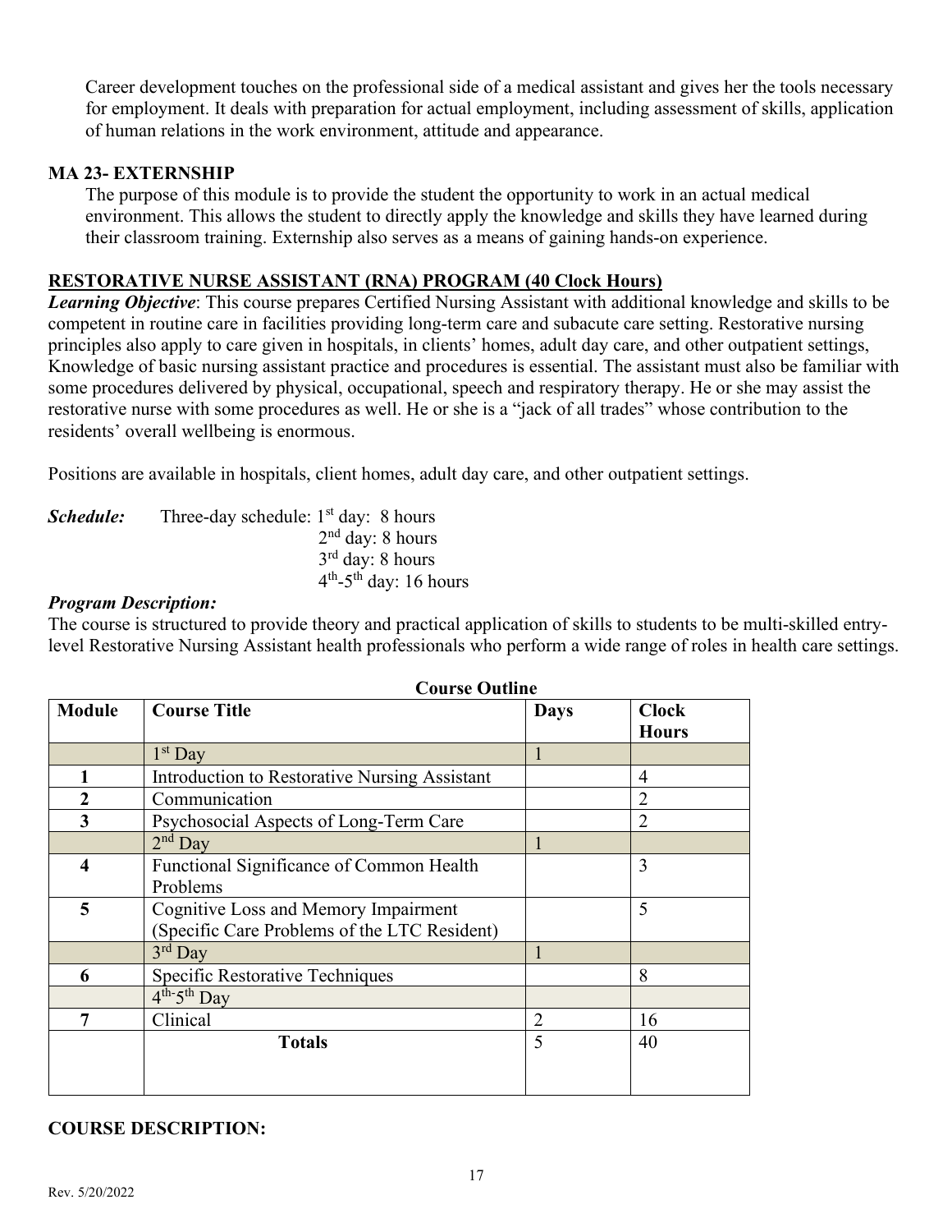Career development touches on the professional side of a medical assistant and gives her the tools necessary for employment. It deals with preparation for actual employment, including assessment of skills, application of human relations in the work environment, attitude and appearance.

### MA 23- EXTERNSHIP

The purpose of this module is to provide the student the opportunity to work in an actual medical environment. This allows the student to directly apply the knowledge and skills they have learned during their classroom training. Externship also serves as a means of gaining hands-on experience.

## RESTORATIVE NURSE ASSISTANT (RNA) PROGRAM (40 Clock Hours)

***Learning Objective***: This course prepares Certified Nursing Assistant with additional knowledge and skills to be competent in routine care in facilities providing long-term care and subacute care setting. Restorative nursing principles also apply to care given in hospitals, in clients' homes, adult day care, and other outpatient settings, Knowledge of basic nursing assistant practice and procedures is essential. The assistant must also be familiar with some procedures delivered by physical, occupational, speech and respiratory therapy. He or she may assist the restorative nurse with some procedures as well. He or she is a "jack of all trades" whose contribution to the residents' overall wellbeing is enormous.

Positions are available in hospitals, client homes, adult day care, and other outpatient settings.

***Schedule:*** Three-day schedule: 1st day: 8 hours
2nd day: 8 hours
3rd day: 8 hours
4th-5th day: 16 hours

***Program Description:***

The course is structured to provide theory and practical application of skills to students to be multi-skilled entry-level Restorative Nursing Assistant health professionals who perform a wide range of roles in health care settings.

**Course Outline**

| Module | Course Title | Days | Clock Hours |
|---|---|---|---|
| | 1st Day | 1 | |
| **1** | Introduction to Restorative Nursing Assistant | | 4 |
| **2** | Communication | | 2 |
| **3** | Psychosocial Aspects of Long-Term Care | | 2 |
| | 2nd Day | 1 | |
| **4** | Functional Significance of Common Health Problems | | 3 |
| **5** | Cognitive Loss and Memory Impairment (Specific Care Problems of the LTC Resident) | | 5 |
| | 3rd Day | 1 | |
| **6** | Specific Restorative Techniques | | 8 |
| | 4th-5th Day | | |
| **7** | Clinical | 2 | 16 |
| | **Totals** | 5 | 40 |

### COURSE DESCRIPTION: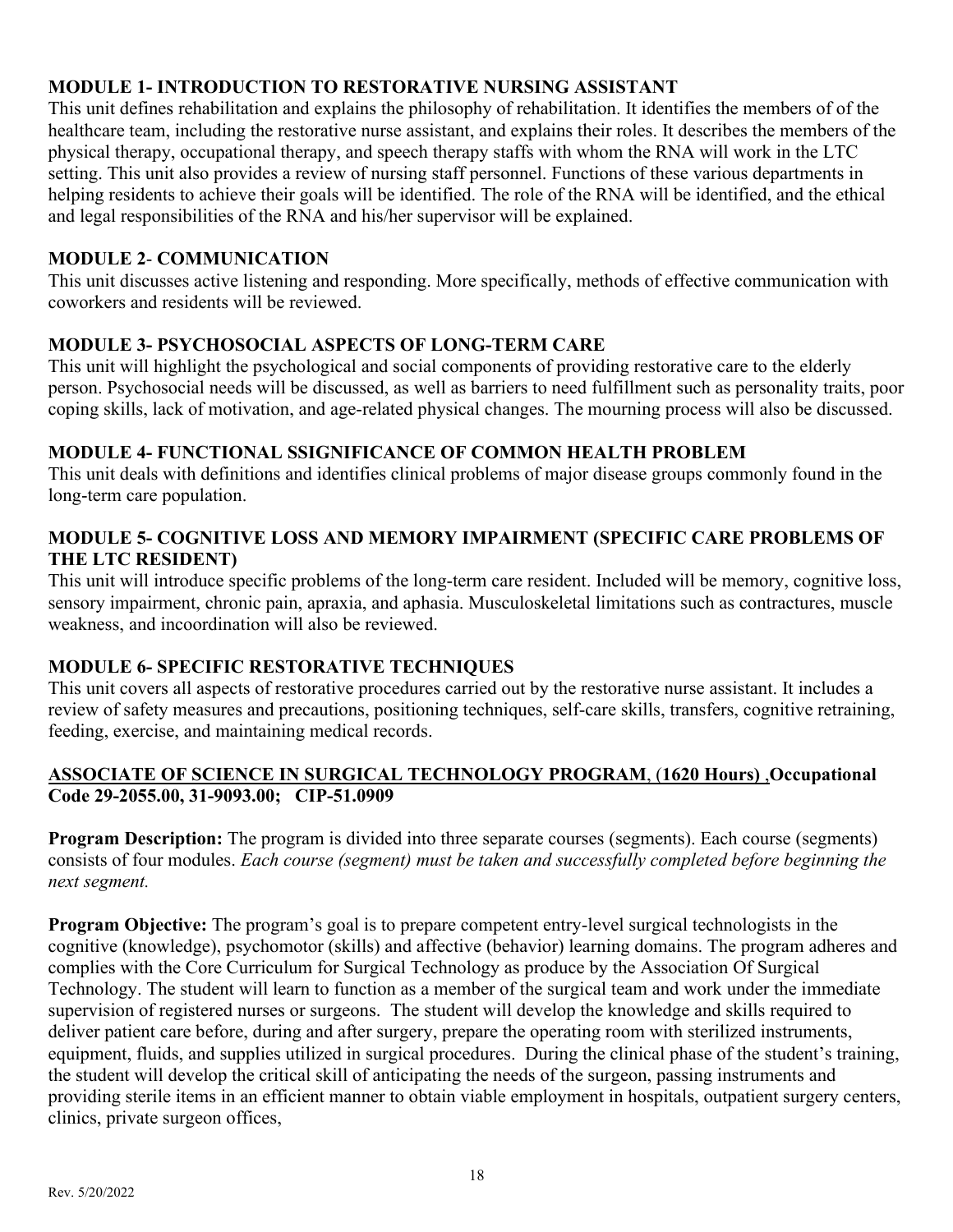**MODULE 1- INTRODUCTION TO RESTORATIVE NURSING ASSISTANT**

This unit defines rehabilitation and explains the philosophy of rehabilitation. It identifies the members of of the healthcare team, including the restorative nurse assistant, and explains their roles. It describes the members of the physical therapy, occupational therapy, and speech therapy staffs with whom the RNA will work in the LTC setting. This unit also provides a review of nursing staff personnel. Functions of these various departments in helping residents to achieve their goals will be identified. The role of the RNA will be identified, and the ethical and legal responsibilities of the RNA and his/her supervisor will be explained.

**MODULE 2- COMMUNICATION**

This unit discusses active listening and responding. More specifically, methods of effective communication with coworkers and residents will be reviewed.

**MODULE 3- PSYCHOSOCIAL ASPECTS OF LONG-TERM CARE**

This unit will highlight the psychological and social components of providing restorative care to the elderly person. Psychosocial needs will be discussed, as well as barriers to need fulfillment such as personality traits, poor coping skills, lack of motivation, and age-related physical changes. The mourning process will also be discussed.

**MODULE 4- FUNCTIONAL SSIGNIFICANCE OF COMMON HEALTH PROBLEM**

This unit deals with definitions and identifies clinical problems of major disease groups commonly found in the long-term care population.

**MODULE 5- COGNITIVE LOSS AND MEMORY IMPAIRMENT (SPECIFIC CARE PROBLEMS OF THE LTC RESIDENT)**

This unit will introduce specific problems of the long-term care resident. Included will be memory, cognitive loss, sensory impairment, chronic pain, apraxia, and aphasia. Musculoskeletal limitations such as contractures, muscle weakness, and incoordination will also be reviewed.

**MODULE 6- SPECIFIC RESTORATIVE TECHNIQUES**

This unit covers all aspects of restorative procedures carried out by the restorative nurse assistant. It includes a review of safety measures and precautions, positioning techniques, self-care skills, transfers, cognitive retraining, feeding, exercise, and maintaining medical records.

**<u>ASSOCIATE OF SCIENCE IN SURGICAL TECHNOLOGY PROGRAM</u>, (<u>1620 Hours)</u> ,Occupational Code 29-2055.00, 31-9093.00; CIP-51.0909**

**Program Description:** The program is divided into three separate courses (segments). Each course (segments) consists of four modules. *Each course (segment) must be taken and successfully completed before beginning the next segment.*

**Program Objective:** The program's goal is to prepare competent entry-level surgical technologists in the cognitive (knowledge), psychomotor (skills) and affective (behavior) learning domains. The program adheres and complies with the Core Curriculum for Surgical Technology as produce by the Association Of Surgical Technology. The student will learn to function as a member of the surgical team and work under the immediate supervision of registered nurses or surgeons. The student will develop the knowledge and skills required to deliver patient care before, during and after surgery, prepare the operating room with sterilized instruments, equipment, fluids, and supplies utilized in surgical procedures. During the clinical phase of the student's training, the student will develop the critical skill of anticipating the needs of the surgeon, passing instruments and providing sterile items in an efficient manner to obtain viable employment in hospitals, outpatient surgery centers, clinics, private surgeon offices,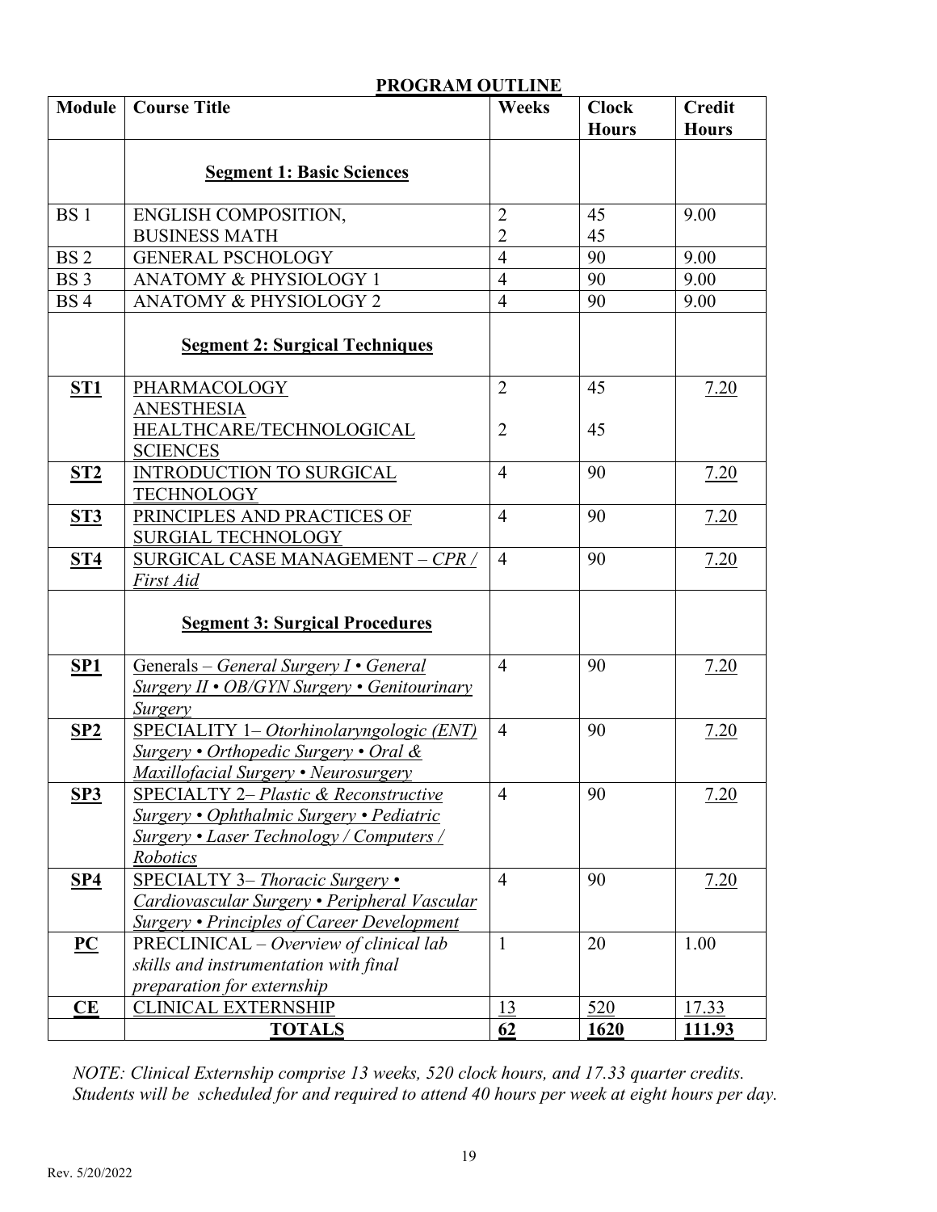## PROGRAM OUTLINE

| Module | Course Title | Weeks | Clock Hours | Credit Hours |
|---|---|---|---|---|
| | **Segment 1: Basic Sciences** | | | |
| BS 1 | ENGLISH COMPOSITION,<br>BUSINESS MATH | 2<br>2 | 45<br>45 | 9.00 |
| BS 2 | GENERAL PSCHOLOGY | 4 | 90 | 9.00 |
| BS 3 | ANATOMY & PHYSIOLOGY 1 | 4 | 90 | 9.00 |
| BS 4 | ANATOMY & PHYSIOLOGY 2 | 4 | 90 | 9.00 |
| | **Segment 2: Surgical Techniques** | | | |
| **ST1** | PHARMACOLOGY<br>ANESTHESIA<br>HEALTHCARE/TECHNOLOGICAL SCIENCES | 2<br><br>2 | 45<br><br>45 | 7.20 |
| **ST2** | INTRODUCTION TO SURGICAL TECHNOLOGY | 4 | 90 | 7.20 |
| **ST3** | PRINCIPLES AND PRACTICES OF SURGIAL TECHNOLOGY | 4 | 90 | 7.20 |
| **ST4** | SURGICAL CASE MANAGEMENT – *CPR / First Aid* | 4 | 90 | 7.20 |
| | **Segment 3: Surgical Procedures** | | | |
| **SP1** | Generals – *General Surgery I • General Surgery II • OB/GYN Surgery • Genitourinary Surgery* | 4 | 90 | 7.20 |
| **SP2** | SPECIALITY 1– *Otorhinolaryngologic (ENT) Surgery • Orthopedic Surgery • Oral & Maxillofacial Surgery • Neurosurgery* | 4 | 90 | 7.20 |
| **SP3** | SPECIALTY 2– *Plastic & Reconstructive Surgery • Ophthalmic Surgery • Pediatric Surgery • Laser Technology / Computers / Robotics* | 4 | 90 | 7.20 |
| **SP4** | SPECIALTY 3– *Thoracic Surgery • Cardiovascular Surgery • Peripheral Vascular Surgery • Principles of Career Development* | 4 | 90 | 7.20 |
| **PC** | PRECLINICAL – *Overview of clinical lab skills and instrumentation with final preparation for externship* | 1 | 20 | 1.00 |
| **CE** | CLINICAL EXTERNSHIP | 13 | 520 | 17.33 |
| | **TOTALS** | **62** | **1620** | **111.93** |

*NOTE: Clinical Externship comprise 13 weeks, 520 clock hours, and 17.33 quarter credits. Students will be scheduled for and required to attend 40 hours per week at eight hours per day.*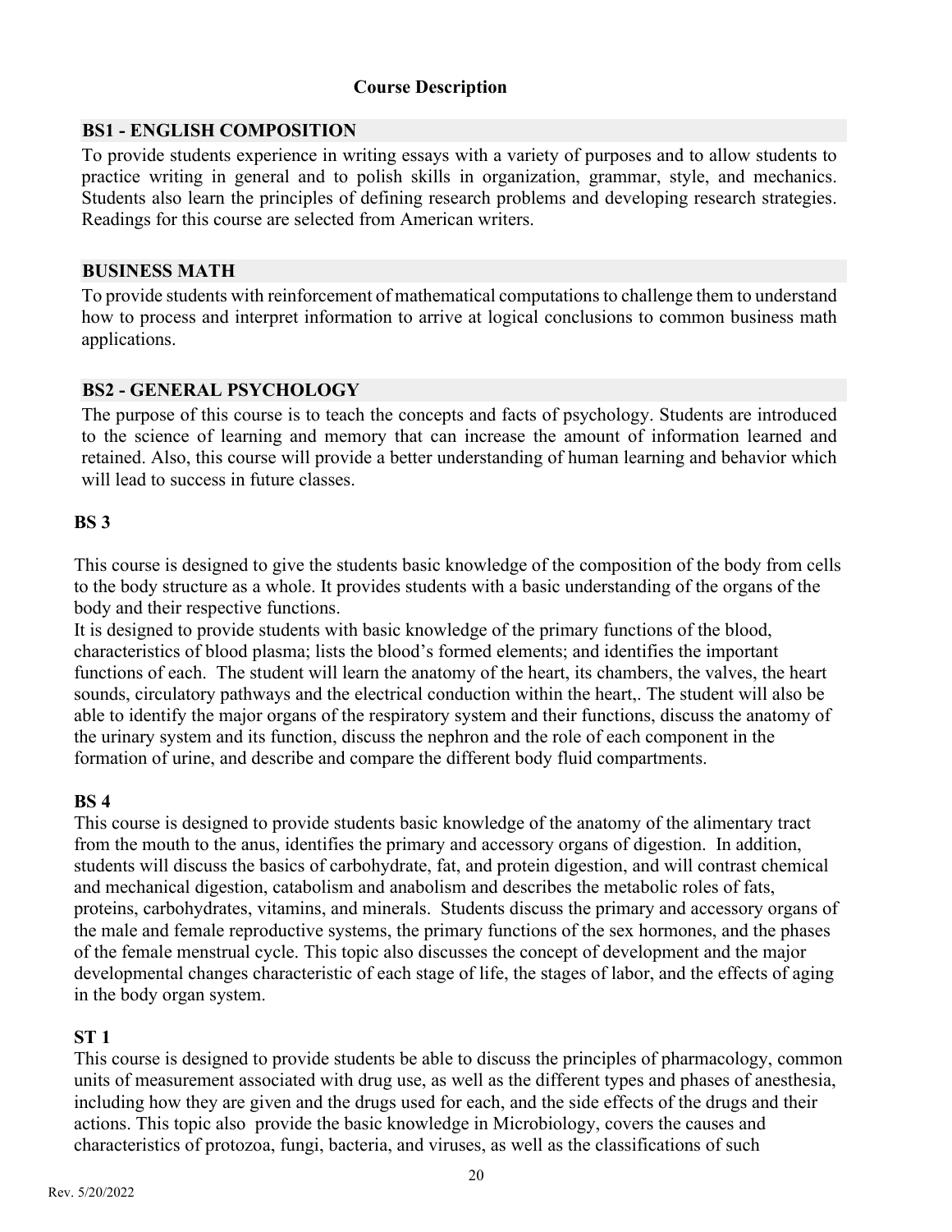# Course Description

## BS1 - ENGLISH COMPOSITION

To provide students experience in writing essays with a variety of purposes and to allow students to practice writing in general and to polish skills in organization, grammar, style, and mechanics. Students also learn the principles of defining research problems and developing research strategies. Readings for this course are selected from American writers.

## BUSINESS MATH

To provide students with reinforcement of mathematical computations to challenge them to understand how to process and interpret information to arrive at logical conclusions to common business math applications.

## BS2 - GENERAL PSYCHOLOGY

The purpose of this course is to teach the concepts and facts of psychology. Students are introduced to the science of learning and memory that can increase the amount of information learned and retained. Also, this course will provide a better understanding of human learning and behavior which will lead to success in future classes.

## BS 3

This course is designed to give the students basic knowledge of the composition of the body from cells to the body structure as a whole. It provides students with a basic understanding of the organs of the body and their respective functions.

It is designed to provide students with basic knowledge of the primary functions of the blood, characteristics of blood plasma; lists the blood's formed elements; and identifies the important functions of each. The student will learn the anatomy of the heart, its chambers, the valves, the heart sounds, circulatory pathways and the electrical conduction within the heart,. The student will also be able to identify the major organs of the respiratory system and their functions, discuss the anatomy of the urinary system and its function, discuss the nephron and the role of each component in the formation of urine, and describe and compare the different body fluid compartments.

## BS 4

This course is designed to provide students basic knowledge of the anatomy of the alimentary tract from the mouth to the anus, identifies the primary and accessory organs of digestion. In addition, students will discuss the basics of carbohydrate, fat, and protein digestion, and will contrast chemical and mechanical digestion, catabolism and anabolism and describes the metabolic roles of fats, proteins, carbohydrates, vitamins, and minerals. Students discuss the primary and accessory organs of the male and female reproductive systems, the primary functions of the sex hormones, and the phases of the female menstrual cycle. This topic also discusses the concept of development and the major developmental changes characteristic of each stage of life, the stages of labor, and the effects of aging in the body organ system.

## ST 1

This course is designed to provide students be able to discuss the principles of pharmacology, common units of measurement associated with drug use, as well as the different types and phases of anesthesia, including how they are given and the drugs used for each, and the side effects of the drugs and their actions. This topic also provide the basic knowledge in Microbiology, covers the causes and characteristics of protozoa, fungi, bacteria, and viruses, as well as the classifications of such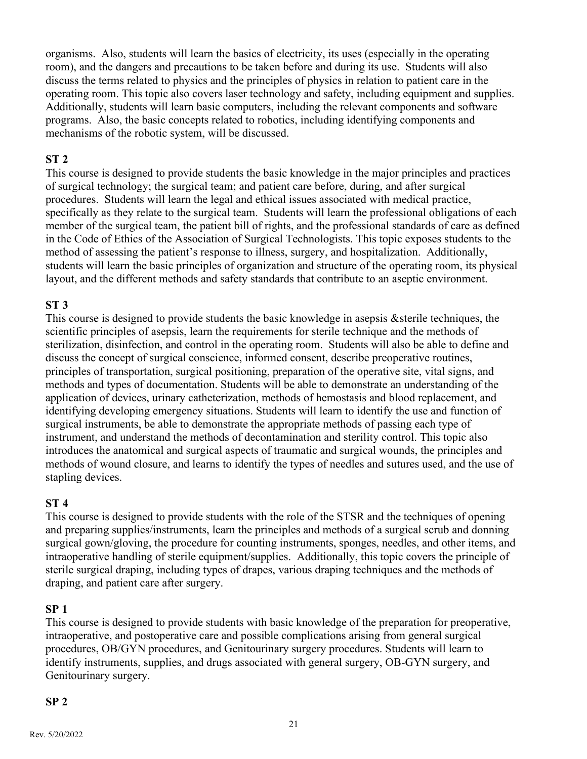organisms. Also, students will learn the basics of electricity, its uses (especially in the operating room), and the dangers and precautions to be taken before and during its use. Students will also discuss the terms related to physics and the principles of physics in relation to patient care in the operating room. This topic also covers laser technology and safety, including equipment and supplies. Additionally, students will learn basic computers, including the relevant components and software programs. Also, the basic concepts related to robotics, including identifying components and mechanisms of the robotic system, will be discussed.

**ST 2**

This course is designed to provide students the basic knowledge in the major principles and practices of surgical technology; the surgical team; and patient care before, during, and after surgical procedures. Students will learn the legal and ethical issues associated with medical practice, specifically as they relate to the surgical team. Students will learn the professional obligations of each member of the surgical team, the patient bill of rights, and the professional standards of care as defined in the Code of Ethics of the Association of Surgical Technologists. This topic exposes students to the method of assessing the patient's response to illness, surgery, and hospitalization. Additionally, students will learn the basic principles of organization and structure of the operating room, its physical layout, and the different methods and safety standards that contribute to an aseptic environment.

**ST 3**

This course is designed to provide students the basic knowledge in asepsis &sterile techniques, the scientific principles of asepsis, learn the requirements for sterile technique and the methods of sterilization, disinfection, and control in the operating room. Students will also be able to define and discuss the concept of surgical conscience, informed consent, describe preoperative routines, principles of transportation, surgical positioning, preparation of the operative site, vital signs, and methods and types of documentation. Students will be able to demonstrate an understanding of the application of devices, urinary catheterization, methods of hemostasis and blood replacement, and identifying developing emergency situations. Students will learn to identify the use and function of surgical instruments, be able to demonstrate the appropriate methods of passing each type of instrument, and understand the methods of decontamination and sterility control. This topic also introduces the anatomical and surgical aspects of traumatic and surgical wounds, the principles and methods of wound closure, and learns to identify the types of needles and sutures used, and the use of stapling devices.

**ST 4**

This course is designed to provide students with the role of the STSR and the techniques of opening and preparing supplies/instruments, learn the principles and methods of a surgical scrub and donning surgical gown/gloving, the procedure for counting instruments, sponges, needles, and other items, and intraoperative handling of sterile equipment/supplies. Additionally, this topic covers the principle of sterile surgical draping, including types of drapes, various draping techniques and the methods of draping, and patient care after surgery.

**SP 1**

This course is designed to provide students with basic knowledge of the preparation for preoperative, intraoperative, and postoperative care and possible complications arising from general surgical procedures, OB/GYN procedures, and Genitourinary surgery procedures. Students will learn to identify instruments, supplies, and drugs associated with general surgery, OB-GYN surgery, and Genitourinary surgery.

**SP 2**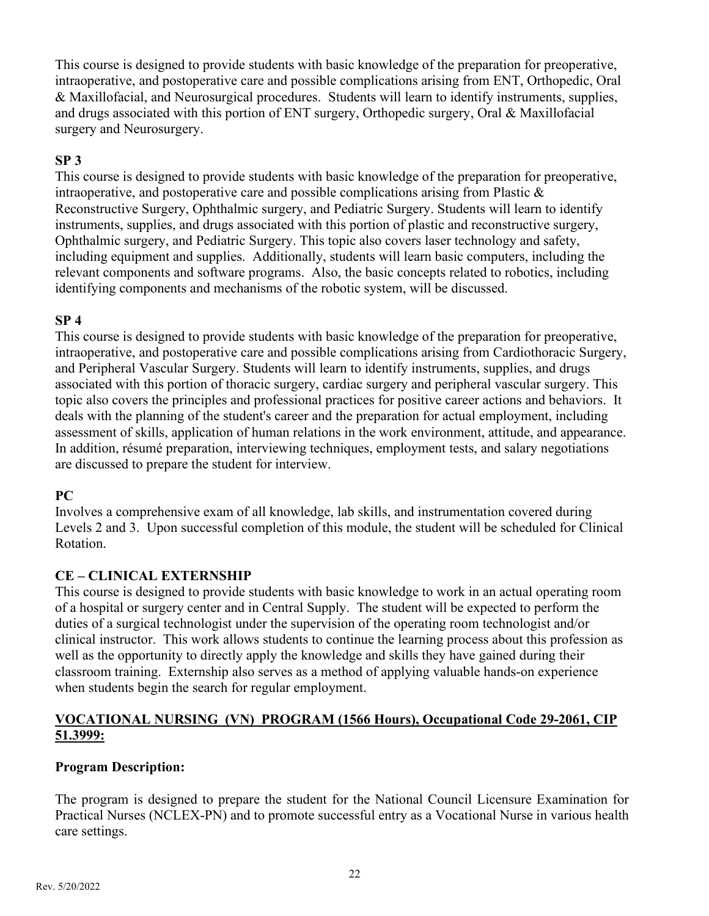This course is designed to provide students with basic knowledge of the preparation for preoperative, intraoperative, and postoperative care and possible complications arising from ENT, Orthopedic, Oral & Maxillofacial, and Neurosurgical procedures. Students will learn to identify instruments, supplies, and drugs associated with this portion of ENT surgery, Orthopedic surgery, Oral & Maxillofacial surgery and Neurosurgery.

**SP 3**

This course is designed to provide students with basic knowledge of the preparation for preoperative, intraoperative, and postoperative care and possible complications arising from Plastic & Reconstructive Surgery, Ophthalmic surgery, and Pediatric Surgery. Students will learn to identify instruments, supplies, and drugs associated with this portion of plastic and reconstructive surgery, Ophthalmic surgery, and Pediatric Surgery. This topic also covers laser technology and safety, including equipment and supplies. Additionally, students will learn basic computers, including the relevant components and software programs. Also, the basic concepts related to robotics, including identifying components and mechanisms of the robotic system, will be discussed.

**SP 4**

This course is designed to provide students with basic knowledge of the preparation for preoperative, intraoperative, and postoperative care and possible complications arising from Cardiothoracic Surgery, and Peripheral Vascular Surgery. Students will learn to identify instruments, supplies, and drugs associated with this portion of thoracic surgery, cardiac surgery and peripheral vascular surgery. This topic also covers the principles and professional practices for positive career actions and behaviors. It deals with the planning of the student's career and the preparation for actual employment, including assessment of skills, application of human relations in the work environment, attitude, and appearance. In addition, résumé preparation, interviewing techniques, employment tests, and salary negotiations are discussed to prepare the student for interview.

**PC**

Involves a comprehensive exam of all knowledge, lab skills, and instrumentation covered during Levels 2 and 3. Upon successful completion of this module, the student will be scheduled for Clinical Rotation.

**CE – CLINICAL EXTERNSHIP**

This course is designed to provide students with basic knowledge to work in an actual operating room of a hospital or surgery center and in Central Supply. The student will be expected to perform the duties of a surgical technologist under the supervision of the operating room technologist and/or clinical instructor. This work allows students to continue the learning process about this profession as well as the opportunity to directly apply the knowledge and skills they have gained during their classroom training. Externship also serves as a method of applying valuable hands-on experience when students begin the search for regular employment.

## VOCATIONAL NURSING (VN) PROGRAM (1566 Hours), Occupational Code 29-2061, CIP 51.3999:

**Program Description:**

The program is designed to prepare the student for the National Council Licensure Examination for Practical Nurses (NCLEX-PN) and to promote successful entry as a Vocational Nurse in various health care settings.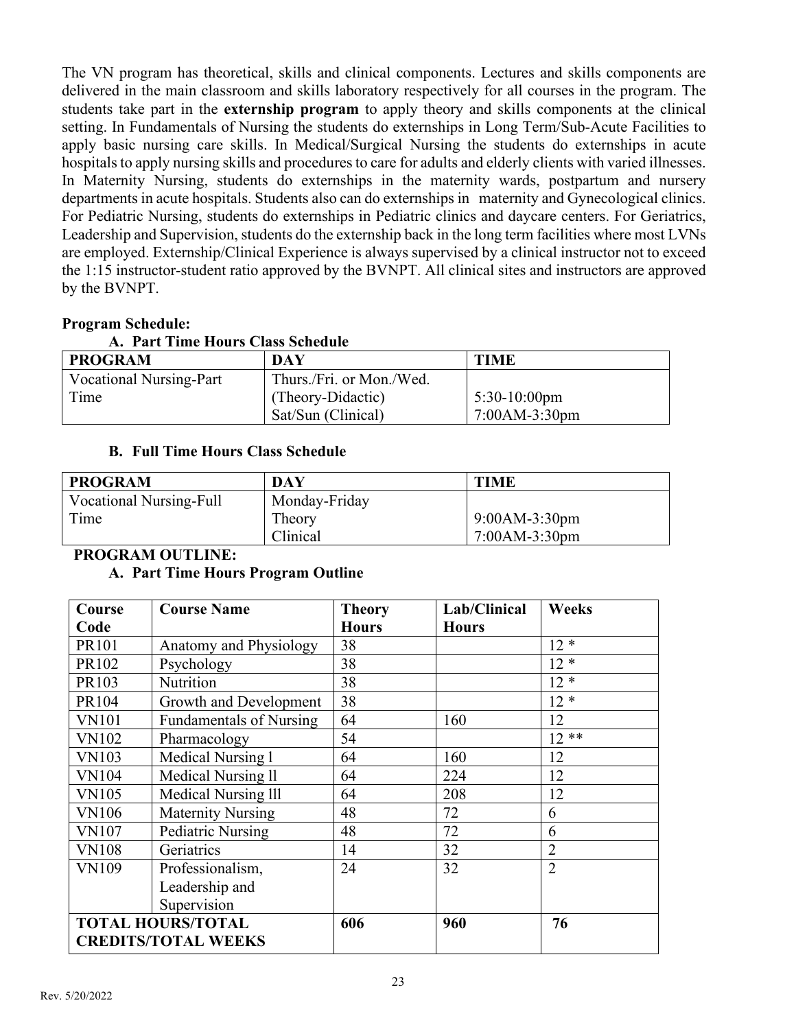The VN program has theoretical, skills and clinical components. Lectures and skills components are delivered in the main classroom and skills laboratory respectively for all courses in the program. The students take part in the **externship program** to apply theory and skills components at the clinical setting. In Fundamentals of Nursing the students do externships in Long Term/Sub-Acute Facilities to apply basic nursing care skills. In Medical/Surgical Nursing the students do externships in acute hospitals to apply nursing skills and procedures to care for adults and elderly clients with varied illnesses. In Maternity Nursing, students do externships in the maternity wards, postpartum and nursery departments in acute hospitals. Students also can do externships in maternity and Gynecological clinics. For Pediatric Nursing, students do externships in Pediatric clinics and daycare centers. For Geriatrics, Leadership and Supervision, students do the externship back in the long term facilities where most LVNs are employed. Externship/Clinical Experience is always supervised by a clinical instructor not to exceed the 1:15 instructor-student ratio approved by the BVNPT. All clinical sites and instructors are approved by the BVNPT.

**Program Schedule:**

**A. Part Time Hours Class Schedule**

| PROGRAM | DAY | TIME |
|---|---|---|
| Vocational Nursing-Part Time | Thurs./Fri. or Mon./Wed. (Theory-Didactic) Sat/Sun (Clinical) | 5:30-10:00pm 7:00AM-3:30pm |

**B. Full Time Hours Class Schedule**

| PROGRAM | DAY | TIME |
|---|---|---|
| Vocational Nursing-Full Time | Monday-Friday Theory Clinical | 9:00AM-3:30pm 7:00AM-3:30pm |

**PROGRAM OUTLINE:**

**A. Part Time Hours Program Outline**

| Course Code | Course Name | Theory Hours | Lab/Clinical Hours | Weeks |
|---|---|---|---|---|
| PR101 | Anatomy and Physiology | 38 | | 12 * |
| PR102 | Psychology | 38 | | 12 * |
| PR103 | Nutrition | 38 | | 12 * |
| PR104 | Growth and Development | 38 | | 12 * |
| VN101 | Fundamentals of Nursing | 64 | 160 | 12 |
| VN102 | Pharmacology | 54 | | 12 ** |
| VN103 | Medical Nursing l | 64 | 160 | 12 |
| VN104 | Medical Nursing ll | 64 | 224 | 12 |
| VN105 | Medical Nursing lll | 64 | 208 | 12 |
| VN106 | Maternity Nursing | 48 | 72 | 6 |
| VN107 | Pediatric Nursing | 48 | 72 | 6 |
| VN108 | Geriatrics | 14 | 32 | 2 |
| VN109 | Professionalism, Leadership and Supervision | 24 | 32 | 2 |
| **TOTAL HOURS/TOTAL CREDITS/TOTAL WEEKS** | | **606** | **960** | **76** |

Rev. 5/20/2022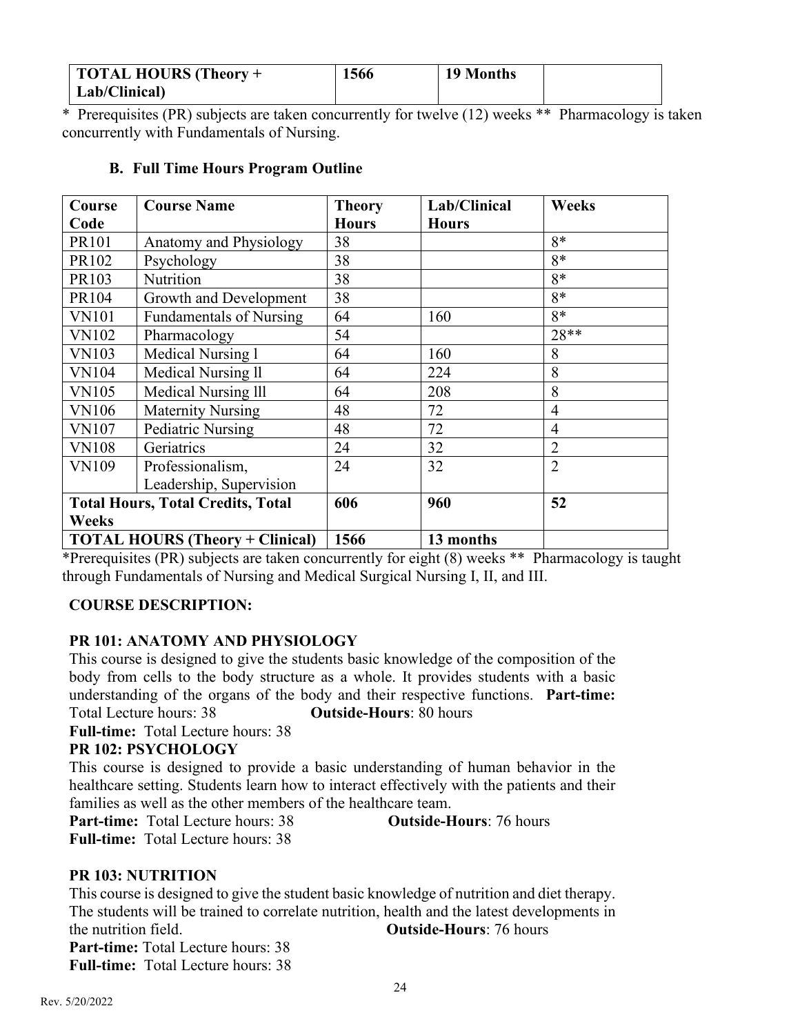| TOTAL HOURS (Theory + Lab/Clinical) | 1566 | 19 Months | |
|---|---|---|---|

\* Prerequisites (PR) subjects are taken concurrently for twelve (12) weeks ** Pharmacology is taken concurrently with Fundamentals of Nursing.

### B. Full Time Hours Program Outline

| Course Code | Course Name | Theory Hours | Lab/Clinical Hours | Weeks |
|---|---|---|---|---|
| PR101 | Anatomy and Physiology | 38 | | 8* |
| PR102 | Psychology | 38 | | 8* |
| PR103 | Nutrition | 38 | | 8* |
| PR104 | Growth and Development | 38 | | 8* |
| VN101 | Fundamentals of Nursing | 64 | 160 | 8* |
| VN102 | Pharmacology | 54 | | 28** |
| VN103 | Medical Nursing l | 64 | 160 | 8 |
| VN104 | Medical Nursing ll | 64 | 224 | 8 |
| VN105 | Medical Nursing lll | 64 | 208 | 8 |
| VN106 | Maternity Nursing | 48 | 72 | 4 |
| VN107 | Pediatric Nursing | 48 | 72 | 4 |
| VN108 | Geriatrics | 24 | 32 | 2 |
| VN109 | Professionalism, Leadership, Supervision | 24 | 32 | 2 |
| **Total Hours, Total Credits, Total Weeks** | | **606** | **960** | **52** |
| **TOTAL HOURS (Theory + Clinical)** | | **1566** | **13 months** | |

\*Prerequisites (PR) subjects are taken concurrently for eight (8) weeks ** Pharmacology is taught through Fundamentals of Nursing and Medical Surgical Nursing I, II, and III.

**COURSE DESCRIPTION:**

**PR 101: ANATOMY AND PHYSIOLOGY**

This course is designed to give the students basic knowledge of the composition of the body from cells to the body structure as a whole. It provides students with a basic understanding of the organs of the body and their respective functions. **Part-time:** Total Lecture hours: 38 **Outside-Hours**: 80 hours

**Full-time:** Total Lecture hours: 38

**PR 102: PSYCHOLOGY**

This course is designed to provide a basic understanding of human behavior in the healthcare setting. Students learn how to interact effectively with the patients and their families as well as the other members of the healthcare team.

**Part-time:** Total Lecture hours: 38 **Outside-Hours**: 76 hours

**Full-time:** Total Lecture hours: 38

**PR 103: NUTRITION**

This course is designed to give the student basic knowledge of nutrition and diet therapy. The students will be trained to correlate nutrition, health and the latest developments in the nutrition field. **Outside-Hours**: 76 hours

**Part-time:** Total Lecture hours: 38

**Full-time:** Total Lecture hours: 38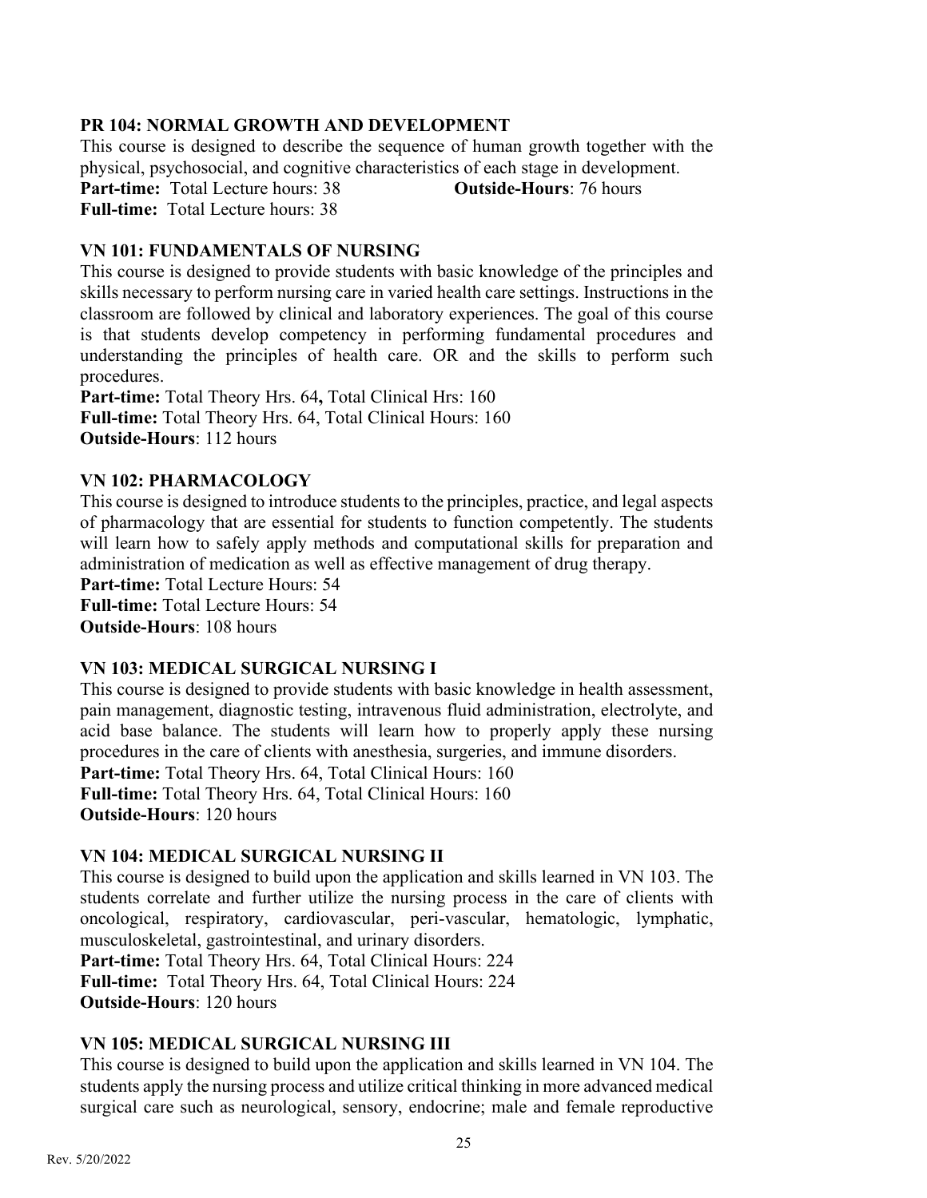### PR 104: NORMAL GROWTH AND DEVELOPMENT

This course is designed to describe the sequence of human growth together with the physical, psychosocial, and cognitive characteristics of each stage in development.

**Part-time:** Total Lecture hours: 38 **Outside-Hours**: 76 hours
**Full-time:** Total Lecture hours: 38

### VN 101: FUNDAMENTALS OF NURSING

This course is designed to provide students with basic knowledge of the principles and skills necessary to perform nursing care in varied health care settings. Instructions in the classroom are followed by clinical and laboratory experiences. The goal of this course is that students develop competency in performing fundamental procedures and understanding the principles of health care. OR and the skills to perform such procedures.

**Part-time:** Total Theory Hrs. 64**,** Total Clinical Hrs: 160
**Full-time:** Total Theory Hrs. 64, Total Clinical Hours: 160
**Outside-Hours**: 112 hours

### VN 102: PHARMACOLOGY

This course is designed to introduce students to the principles, practice, and legal aspects of pharmacology that are essential for students to function competently. The students will learn how to safely apply methods and computational skills for preparation and administration of medication as well as effective management of drug therapy.

**Part-time:** Total Lecture Hours: 54
**Full-time:** Total Lecture Hours: 54
**Outside-Hours**: 108 hours

### VN 103: MEDICAL SURGICAL NURSING I

This course is designed to provide students with basic knowledge in health assessment, pain management, diagnostic testing, intravenous fluid administration, electrolyte, and acid base balance. The students will learn how to properly apply these nursing procedures in the care of clients with anesthesia, surgeries, and immune disorders.

**Part-time:** Total Theory Hrs. 64, Total Clinical Hours: 160
**Full-time:** Total Theory Hrs. 64, Total Clinical Hours: 160
**Outside-Hours**: 120 hours

### VN 104: MEDICAL SURGICAL NURSING II

This course is designed to build upon the application and skills learned in VN 103. The students correlate and further utilize the nursing process in the care of clients with oncological, respiratory, cardiovascular, peri-vascular, hematologic, lymphatic, musculoskeletal, gastrointestinal, and urinary disorders.

**Part-time:** Total Theory Hrs. 64, Total Clinical Hours: 224
**Full-time:** Total Theory Hrs. 64, Total Clinical Hours: 224
**Outside-Hours**: 120 hours

### VN 105: MEDICAL SURGICAL NURSING III

This course is designed to build upon the application and skills learned in VN 104. The students apply the nursing process and utilize critical thinking in more advanced medical surgical care such as neurological, sensory, endocrine; male and female reproductive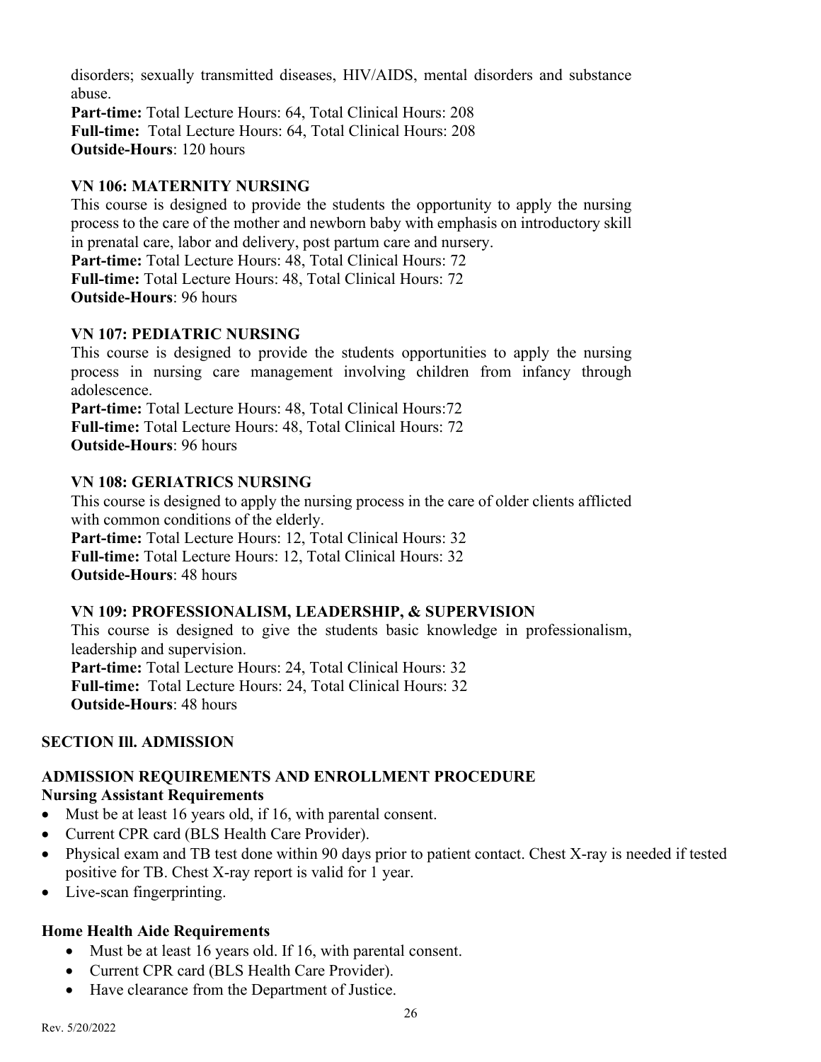disorders; sexually transmitted diseases, HIV/AIDS, mental disorders and substance abuse.

**Part-time:** Total Lecture Hours: 64, Total Clinical Hours: 208
**Full-time:** Total Lecture Hours: 64, Total Clinical Hours: 208
**Outside-Hours**: 120 hours

### VN 106: MATERNITY NURSING

This course is designed to provide the students the opportunity to apply the nursing process to the care of the mother and newborn baby with emphasis on introductory skill in prenatal care, labor and delivery, post partum care and nursery.

**Part-time:** Total Lecture Hours: 48, Total Clinical Hours: 72
**Full-time:** Total Lecture Hours: 48, Total Clinical Hours: 72
**Outside-Hours**: 96 hours

### VN 107: PEDIATRIC NURSING

This course is designed to provide the students opportunities to apply the nursing process in nursing care management involving children from infancy through adolescence.

**Part-time:** Total Lecture Hours: 48, Total Clinical Hours:72
**Full-time:** Total Lecture Hours: 48, Total Clinical Hours: 72
**Outside-Hours**: 96 hours

### VN 108: GERIATRICS NURSING

This course is designed to apply the nursing process in the care of older clients afflicted with common conditions of the elderly.

**Part-time:** Total Lecture Hours: 12, Total Clinical Hours: 32
**Full-time:** Total Lecture Hours: 12, Total Clinical Hours: 32
**Outside-Hours**: 48 hours

### VN 109: PROFESSIONALISM, LEADERSHIP, & SUPERVISION

This course is designed to give the students basic knowledge in professionalism, leadership and supervision.

**Part-time:** Total Lecture Hours: 24, Total Clinical Hours: 32
**Full-time:** Total Lecture Hours: 24, Total Clinical Hours: 32
**Outside-Hours**: 48 hours

## SECTION III. ADMISSION

### ADMISSION REQUIREMENTS AND ENROLLMENT PROCEDURE

**Nursing Assistant Requirements**

- Must be at least 16 years old, if 16, with parental consent.
- Current CPR card (BLS Health Care Provider).
- Physical exam and TB test done within 90 days prior to patient contact. Chest X-ray is needed if tested positive for TB. Chest X-ray report is valid for 1 year.
- Live-scan fingerprinting.

**Home Health Aide Requirements**

- Must be at least 16 years old. If 16, with parental consent.
- Current CPR card (BLS Health Care Provider).
- Have clearance from the Department of Justice.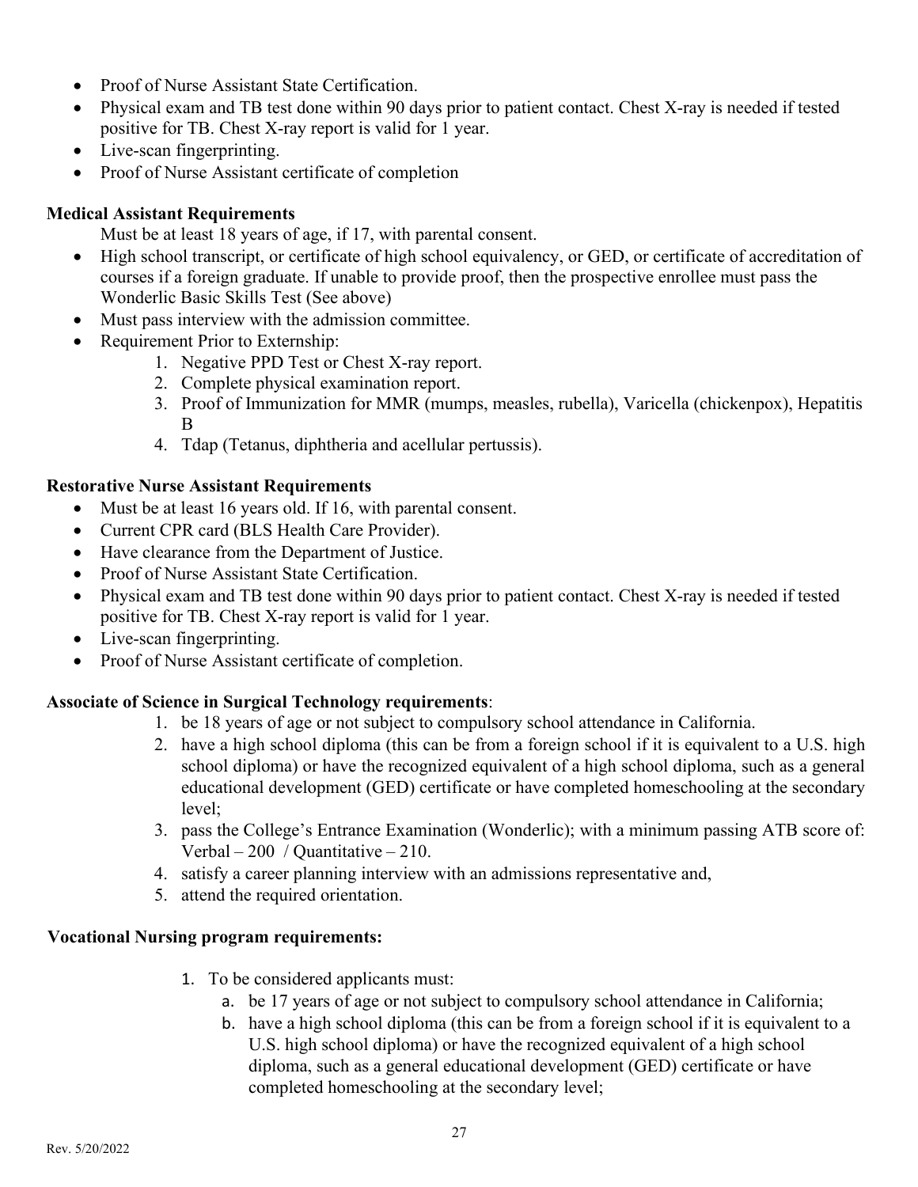- Proof of Nurse Assistant State Certification.
- Physical exam and TB test done within 90 days prior to patient contact. Chest X-ray is needed if tested positive for TB. Chest X-ray report is valid for 1 year.
- Live-scan fingerprinting.
- Proof of Nurse Assistant certificate of completion

**Medical Assistant Requirements**

Must be at least 18 years of age, if 17, with parental consent.

- High school transcript, or certificate of high school equivalency, or GED, or certificate of accreditation of courses if a foreign graduate. If unable to provide proof, then the prospective enrollee must pass the Wonderlic Basic Skills Test (See above)
- Must pass interview with the admission committee.
- Requirement Prior to Externship:
    1. Negative PPD Test or Chest X-ray report.
    2. Complete physical examination report.
    3. Proof of Immunization for MMR (mumps, measles, rubella), Varicella (chickenpox), Hepatitis B
    4. Tdap (Tetanus, diphtheria and acellular pertussis).

**Restorative Nurse Assistant Requirements**

- Must be at least 16 years old. If 16, with parental consent.
- Current CPR card (BLS Health Care Provider).
- Have clearance from the Department of Justice.
- Proof of Nurse Assistant State Certification.
- Physical exam and TB test done within 90 days prior to patient contact. Chest X-ray is needed if tested positive for TB. Chest X-ray report is valid for 1 year.
- Live-scan fingerprinting.
- Proof of Nurse Assistant certificate of completion.

**Associate of Science in Surgical Technology requirements**:

1. be 18 years of age or not subject to compulsory school attendance in California.
2. have a high school diploma (this can be from a foreign school if it is equivalent to a U.S. high school diploma) or have the recognized equivalent of a high school diploma, such as a general educational development (GED) certificate or have completed homeschooling at the secondary level;
3. pass the College's Entrance Examination (Wonderlic); with a minimum passing ATB score of: Verbal – 200 / Quantitative – 210.
4. satisfy a career planning interview with an admissions representative and,
5. attend the required orientation.

**Vocational Nursing program requirements:**

1. To be considered applicants must:
    a. be 17 years of age or not subject to compulsory school attendance in California;
    b. have a high school diploma (this can be from a foreign school if it is equivalent to a U.S. high school diploma) or have the recognized equivalent of a high school diploma, such as a general educational development (GED) certificate or have completed homeschooling at the secondary level;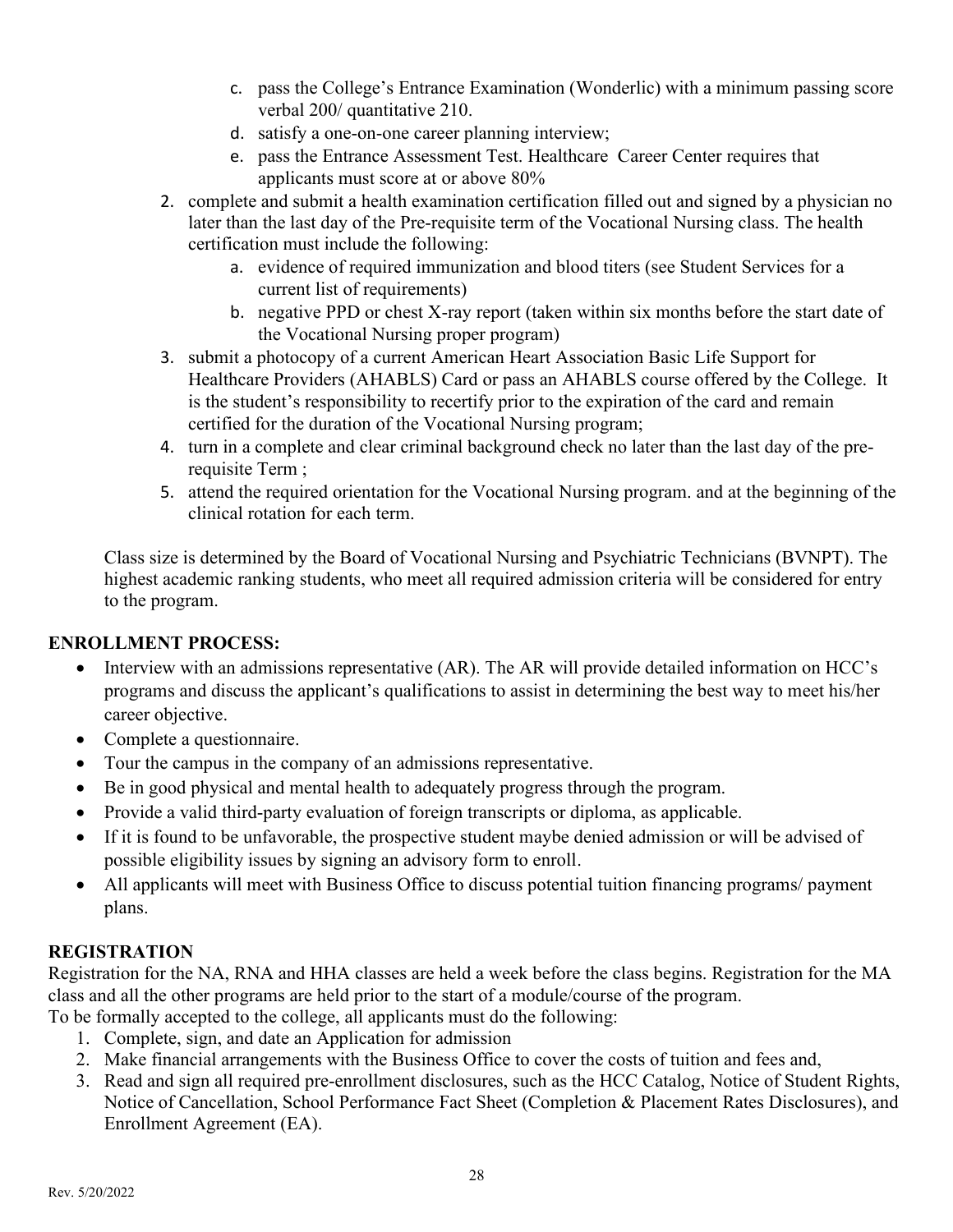c. pass the College's Entrance Examination (Wonderlic) with a minimum passing score verbal 200/ quantitative 210.
   d. satisfy a one-on-one career planning interview;
   e. pass the Entrance Assessment Test. Healthcare Career Center requires that applicants must score at or above 80%
2. complete and submit a health examination certification filled out and signed by a physician no later than the last day of the Pre-requisite term of the Vocational Nursing class. The health certification must include the following:
   a. evidence of required immunization and blood titers (see Student Services for a current list of requirements)
   b. negative PPD or chest X-ray report (taken within six months before the start date of the Vocational Nursing proper program)
3. submit a photocopy of a current American Heart Association Basic Life Support for Healthcare Providers (AHABLS) Card or pass an AHABLS course offered by the College. It is the student's responsibility to recertify prior to the expiration of the card and remain certified for the duration of the Vocational Nursing program;
4. turn in a complete and clear criminal background check no later than the last day of the pre-requisite Term ;
5. attend the required orientation for the Vocational Nursing program. and at the beginning of the clinical rotation for each term.

Class size is determined by the Board of Vocational Nursing and Psychiatric Technicians (BVNPT). The highest academic ranking students, who meet all required admission criteria will be considered for entry to the program.

## ENROLLMENT PROCESS:

- Interview with an admissions representative (AR). The AR will provide detailed information on HCC's programs and discuss the applicant's qualifications to assist in determining the best way to meet his/her career objective.
- Complete a questionnaire.
- Tour the campus in the company of an admissions representative.
- Be in good physical and mental health to adequately progress through the program.
- Provide a valid third-party evaluation of foreign transcripts or diploma, as applicable.
- If it is found to be unfavorable, the prospective student maybe denied admission or will be advised of possible eligibility issues by signing an advisory form to enroll.
- All applicants will meet with Business Office to discuss potential tuition financing programs/ payment plans.

## REGISTRATION

Registration for the NA, RNA and HHA classes are held a week before the class begins. Registration for the MA class and all the other programs are held prior to the start of a module/course of the program.
To be formally accepted to the college, all applicants must do the following:

1. Complete, sign, and date an Application for admission
2. Make financial arrangements with the Business Office to cover the costs of tuition and fees and,
3. Read and sign all required pre-enrollment disclosures, such as the HCC Catalog, Notice of Student Rights, Notice of Cancellation, School Performance Fact Sheet (Completion & Placement Rates Disclosures), and Enrollment Agreement (EA).

Rev. 5/20/2022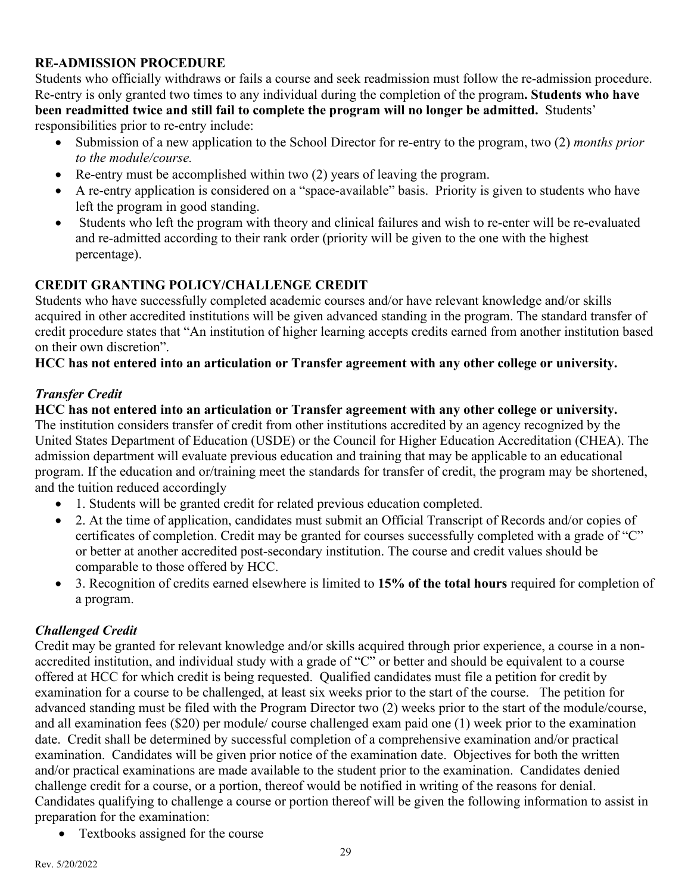## RE-ADMISSION PROCEDURE

Students who officially withdraws or fails a course and seek readmission must follow the re-admission procedure. Re-entry is only granted two times to any individual during the completion of the program**. Students who have been readmitted twice and still fail to complete the program will no longer be admitted.** Students' responsibilities prior to re-entry include:

- Submission of a new application to the School Director for re-entry to the program, two (2) *months prior to the module/course.*
- Re-entry must be accomplished within two (2) years of leaving the program.
- A re-entry application is considered on a "space-available" basis. Priority is given to students who have left the program in good standing.
- Students who left the program with theory and clinical failures and wish to re-enter will be re-evaluated and re-admitted according to their rank order (priority will be given to the one with the highest percentage).

## CREDIT GRANTING POLICY/CHALLENGE CREDIT

Students who have successfully completed academic courses and/or have relevant knowledge and/or skills acquired in other accredited institutions will be given advanced standing in the program. The standard transfer of credit procedure states that "An institution of higher learning accepts credits earned from another institution based on their own discretion".

**HCC has not entered into an articulation or Transfer agreement with any other college or university.**

### *Transfer Credit*

**HCC has not entered into an articulation or Transfer agreement with any other college or university.**
The institution considers transfer of credit from other institutions accredited by an agency recognized by the United States Department of Education (USDE) or the Council for Higher Education Accreditation (CHEA). The admission department will evaluate previous education and training that may be applicable to an educational program. If the education and or/training meet the standards for transfer of credit, the program may be shortened, and the tuition reduced accordingly

- 1. Students will be granted credit for related previous education completed.
- 2. At the time of application, candidates must submit an Official Transcript of Records and/or copies of certificates of completion. Credit may be granted for courses successfully completed with a grade of "C" or better at another accredited post-secondary institution. The course and credit values should be comparable to those offered by HCC.
- 3. Recognition of credits earned elsewhere is limited to **15% of the total hours** required for completion of a program.

### *Challenged Credit*

Credit may be granted for relevant knowledge and/or skills acquired through prior experience, a course in a non-accredited institution, and individual study with a grade of "C" or better and should be equivalent to a course offered at HCC for which credit is being requested. Qualified candidates must file a petition for credit by examination for a course to be challenged, at least six weeks prior to the start of the course. The petition for advanced standing must be filed with the Program Director two (2) weeks prior to the start of the module/course, and all examination fees ($20) per module/ course challenged exam paid one (1) week prior to the examination date. Credit shall be determined by successful completion of a comprehensive examination and/or practical examination. Candidates will be given prior notice of the examination date. Objectives for both the written and/or practical examinations are made available to the student prior to the examination. Candidates denied challenge credit for a course, or a portion, thereof would be notified in writing of the reasons for denial. Candidates qualifying to challenge a course or portion thereof will be given the following information to assist in preparation for the examination:

- Textbooks assigned for the course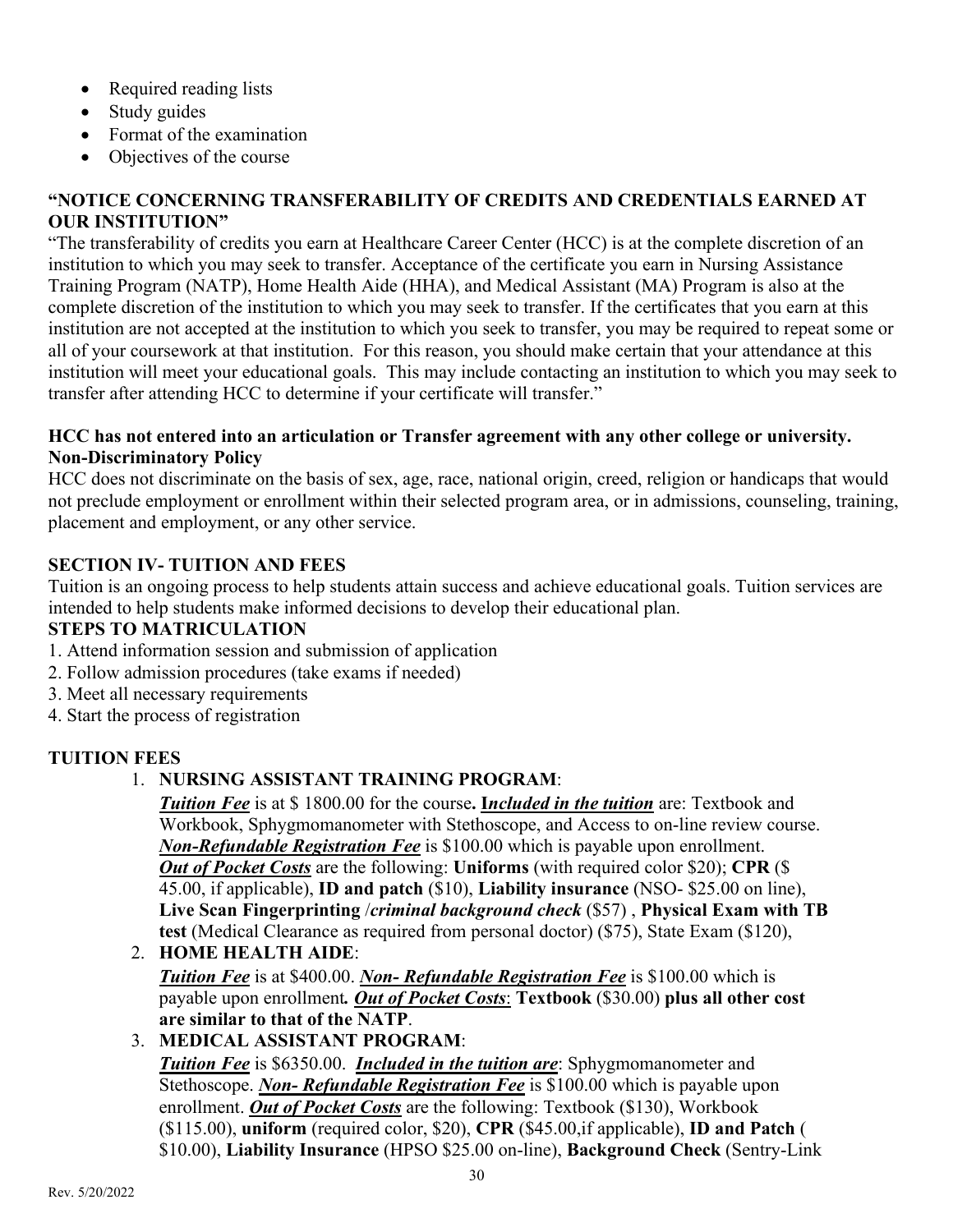- Required reading lists
- Study guides
- Format of the examination
- Objectives of the course

**"NOTICE CONCERNING TRANSFERABILITY OF CREDITS AND CREDENTIALS EARNED AT OUR INSTITUTION"**

"The transferability of credits you earn at Healthcare Career Center (HCC) is at the complete discretion of an institution to which you may seek to transfer. Acceptance of the certificate you earn in Nursing Assistance Training Program (NATP), Home Health Aide (HHA), and Medical Assistant (MA) Program is also at the complete discretion of the institution to which you may seek to transfer. If the certificates that you earn at this institution are not accepted at the institution to which you seek to transfer, you may be required to repeat some or all of your coursework at that institution. For this reason, you should make certain that your attendance at this institution will meet your educational goals. This may include contacting an institution to which you may seek to transfer after attending HCC to determine if your certificate will transfer."

**HCC has not entered into an articulation or Transfer agreement with any other college or university.**

**Non-Discriminatory Policy**

HCC does not discriminate on the basis of sex, age, race, national origin, creed, religion or handicaps that would not preclude employment or enrollment within their selected program area, or in admissions, counseling, training, placement and employment, or any other service.

## SECTION IV- TUITION AND FEES

Tuition is an ongoing process to help students attain success and achieve educational goals. Tuition services are intended to help students make informed decisions to develop their educational plan.

### STEPS TO MATRICULATION

1. Attend information session and submission of application
2. Follow admission procedures (take exams if needed)
3. Meet all necessary requirements
4. Start the process of registration

### TUITION FEES

1. **NURSING ASSISTANT TRAINING PROGRAM**:
   ***Tuition Fee*** is at $ 1800.00 for the course**. I*ncluded in the tuition*** are: Textbook and Workbook, Sphygmomanometer with Stethoscope, and Access to on-line review course. ***Non-Refundable Registration Fee*** is $100.00 which is payable upon enrollment. ***Out of Pocket Costs*** are the following: **Uniforms** (with required color $20); **CPR** ($ 45.00, if applicable), **ID and patch** ($10), **Liability insurance** (NSO- $25.00 on line), **Live Scan Fingerprinting** /***criminal background check*** ($57) , **Physical Exam with TB test** (Medical Clearance as required from personal doctor) ($75), State Exam ($120),
2. **HOME HEALTH AIDE**:
   ***Tuition Fee*** is at $400.00. ***Non- Refundable Registration Fee*** is $100.00 which is payable upon enrollment***.*** ***Out of Pocket Costs***: **Textbook** ($30.00) **plus all other cost are similar to that of the NATP**.
3. **MEDICAL ASSISTANT PROGRAM**:
   ***Tuition Fee*** is $6350.00. ***Included in the tuition are***: Sphygmomanometer and Stethoscope. ***Non- Refundable Registration Fee*** is $100.00 which is payable upon enrollment. ***Out of Pocket Costs*** are the following: Textbook ($130), Workbook ($115.00), **uniform** (required color, $20), **CPR** ($45.00,if applicable), **ID and Patch** ( $10.00), **Liability Insurance** (HPSO $25.00 on-line), **Background Check** (Sentry-Link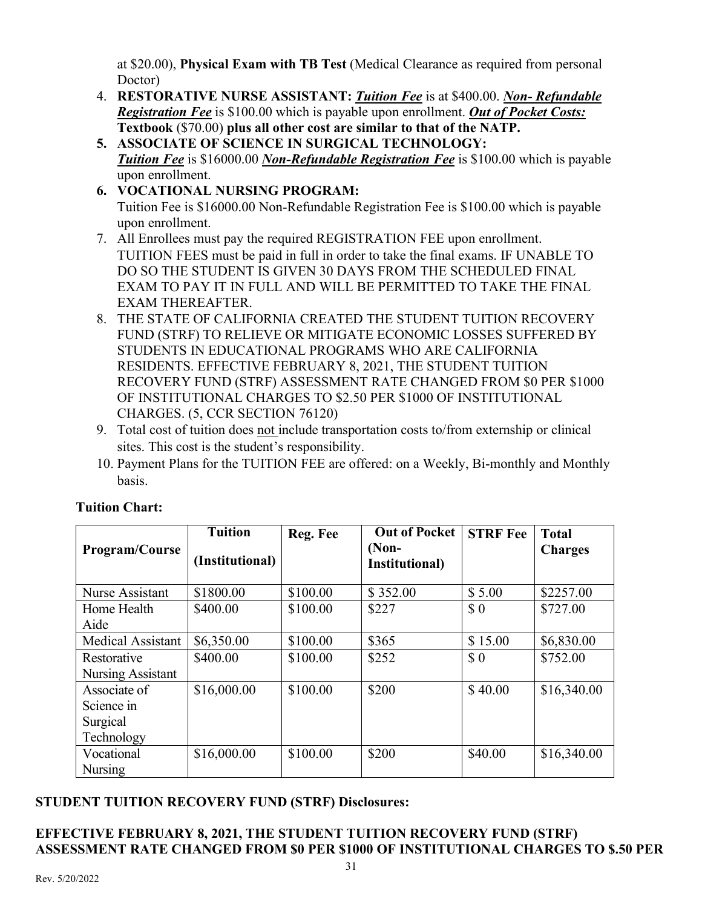at $20.00), **Physical Exam with TB Test** (Medical Clearance as required from personal Doctor)

4. **RESTORATIVE NURSE ASSISTANT:** ***Tuition Fee*** is at $400.00. ***Non- Refundable Registration Fee*** is $100.00 which is payable upon enrollment. ***Out of Pocket Costs:*** **Textbook** ($70.00) **plus all other cost are similar to that of the NATP.**
5. **ASSOCIATE OF SCIENCE IN SURGICAL TECHNOLOGY:** ***Tuition Fee*** is $16000.00 ***Non-Refundable Registration Fee*** is $100.00 which is payable upon enrollment.
6. **VOCATIONAL NURSING PROGRAM:** Tuition Fee is $16000.00 Non-Refundable Registration Fee is $100.00 which is payable upon enrollment.
7. All Enrollees must pay the required REGISTRATION FEE upon enrollment. TUITION FEES must be paid in full in order to take the final exams. IF UNABLE TO DO SO THE STUDENT IS GIVEN 30 DAYS FROM THE SCHEDULED FINAL EXAM TO PAY IT IN FULL AND WILL BE PERMITTED TO TAKE THE FINAL EXAM THEREAFTER.
8. THE STATE OF CALIFORNIA CREATED THE STUDENT TUITION RECOVERY FUND (STRF) TO RELIEVE OR MITIGATE ECONOMIC LOSSES SUFFERED BY STUDENTS IN EDUCATIONAL PROGRAMS WHO ARE CALIFORNIA RESIDENTS. EFFECTIVE FEBRUARY 8, 2021, THE STUDENT TUITION RECOVERY FUND (STRF) ASSESSMENT RATE CHANGED FROM $0 PER $1000 OF INSTITUTIONAL CHARGES TO $2.50 PER $1000 OF INSTITUTIONAL CHARGES. (5, CCR SECTION 76120)
9. Total cost of tuition does not include transportation costs to/from externship or clinical sites. This cost is the student's responsibility.
10. Payment Plans for the TUITION FEE are offered: on a Weekly, Bi-monthly and Monthly basis.

**Tuition Chart:**

| Program/Course | Tuition (Institutional) | Reg. Fee | Out of Pocket (Non-Institutional) | STRF Fee | Total Charges |
|---|---|---|---|---|---|
| Nurse Assistant | $1800.00 | $100.00 | $ 352.00 | $ 5.00 | $2257.00 |
| Home Health Aide | $400.00 | $100.00 | $227 | $ 0 | $727.00 |
| Medical Assistant | $6,350.00 | $100.00 | $365 | $ 15.00 | $6,830.00 |
| Restorative Nursing Assistant | $400.00 | $100.00 | $252 | $ 0 | $752.00 |
| Associate of Science in Surgical Technology | $16,000.00 | $100.00 | $200 | $ 40.00 | $16,340.00 |
| Vocational Nursing | $16,000.00 | $100.00 | $200 | $40.00 | $16,340.00 |

**STUDENT TUITION RECOVERY FUND (STRF) Disclosures:**

**EFFECTIVE FEBRUARY 8, 2021, THE STUDENT TUITION RECOVERY FUND (STRF) ASSESSMENT RATE CHANGED FROM $0 PER $1000 OF INSTITUTIONAL CHARGES TO $.50 PER**

Rev. 5/20/2022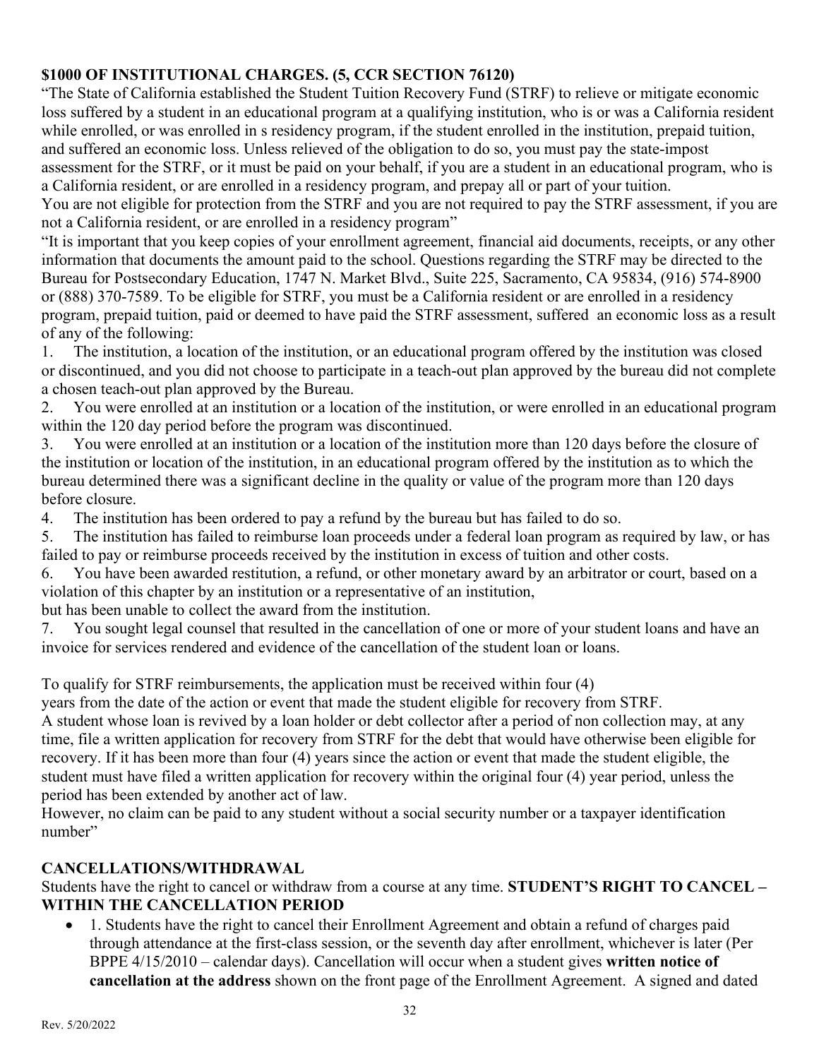**$1000 OF INSTITUTIONAL CHARGES. (5, CCR SECTION 76120)**

"The State of California established the Student Tuition Recovery Fund (STRF) to relieve or mitigate economic loss suffered by a student in an educational program at a qualifying institution, who is or was a California resident while enrolled, or was enrolled in s residency program, if the student enrolled in the institution, prepaid tuition, and suffered an economic loss. Unless relieved of the obligation to do so, you must pay the state-impost assessment for the STRF, or it must be paid on your behalf, if you are a student in an educational program, who is a California resident, or are enrolled in a residency program, and prepay all or part of your tuition.

You are not eligible for protection from the STRF and you are not required to pay the STRF assessment, if you are not a California resident, or are enrolled in a residency program"

"It is important that you keep copies of your enrollment agreement, financial aid documents, receipts, or any other information that documents the amount paid to the school. Questions regarding the STRF may be directed to the Bureau for Postsecondary Education, 1747 N. Market Blvd., Suite 225, Sacramento, CA 95834, (916) 574-8900 or (888) 370-7589. To be eligible for STRF, you must be a California resident or are enrolled in a residency program, prepaid tuition, paid or deemed to have paid the STRF assessment, suffered an economic loss as a result of any of the following:

1. The institution, a location of the institution, or an educational program offered by the institution was closed or discontinued, and you did not choose to participate in a teach-out plan approved by the bureau did not complete a chosen teach-out plan approved by the Bureau.
2. You were enrolled at an institution or a location of the institution, or were enrolled in an educational program within the 120 day period before the program was discontinued.
3. You were enrolled at an institution or a location of the institution more than 120 days before the closure of the institution or location of the institution, in an educational program offered by the institution as to which the bureau determined there was a significant decline in the quality or value of the program more than 120 days before closure.
4. The institution has been ordered to pay a refund by the bureau but has failed to do so.
5. The institution has failed to reimburse loan proceeds under a federal loan program as required by law, or has failed to pay or reimburse proceeds received by the institution in excess of tuition and other costs.
6. You have been awarded restitution, a refund, or other monetary award by an arbitrator or court, based on a violation of this chapter by an institution or a representative of an institution, but has been unable to collect the award from the institution.
7. You sought legal counsel that resulted in the cancellation of one or more of your student loans and have an invoice for services rendered and evidence of the cancellation of the student loan or loans.

To qualify for STRF reimbursements, the application must be received within four (4) years from the date of the action or event that made the student eligible for recovery from STRF.

A student whose loan is revived by a loan holder or debt collector after a period of non collection may, at any time, file a written application for recovery from STRF for the debt that would have otherwise been eligible for recovery. If it has been more than four (4) years since the action or event that made the student eligible, the student must have filed a written application for recovery within the original four (4) year period, unless the period has been extended by another act of law.

However, no claim can be paid to any student without a social security number or a taxpayer identification number"

**CANCELLATIONS/WITHDRAWAL**

Students have the right to cancel or withdraw from a course at any time. **STUDENT'S RIGHT TO CANCEL – WITHIN THE CANCELLATION PERIOD**

- 1. Students have the right to cancel their Enrollment Agreement and obtain a refund of charges paid through attendance at the first-class session, or the seventh day after enrollment, whichever is later (Per BPPE 4/15/2010 – calendar days). Cancellation will occur when a student gives **written notice of cancellation at the address** shown on the front page of the Enrollment Agreement. A signed and dated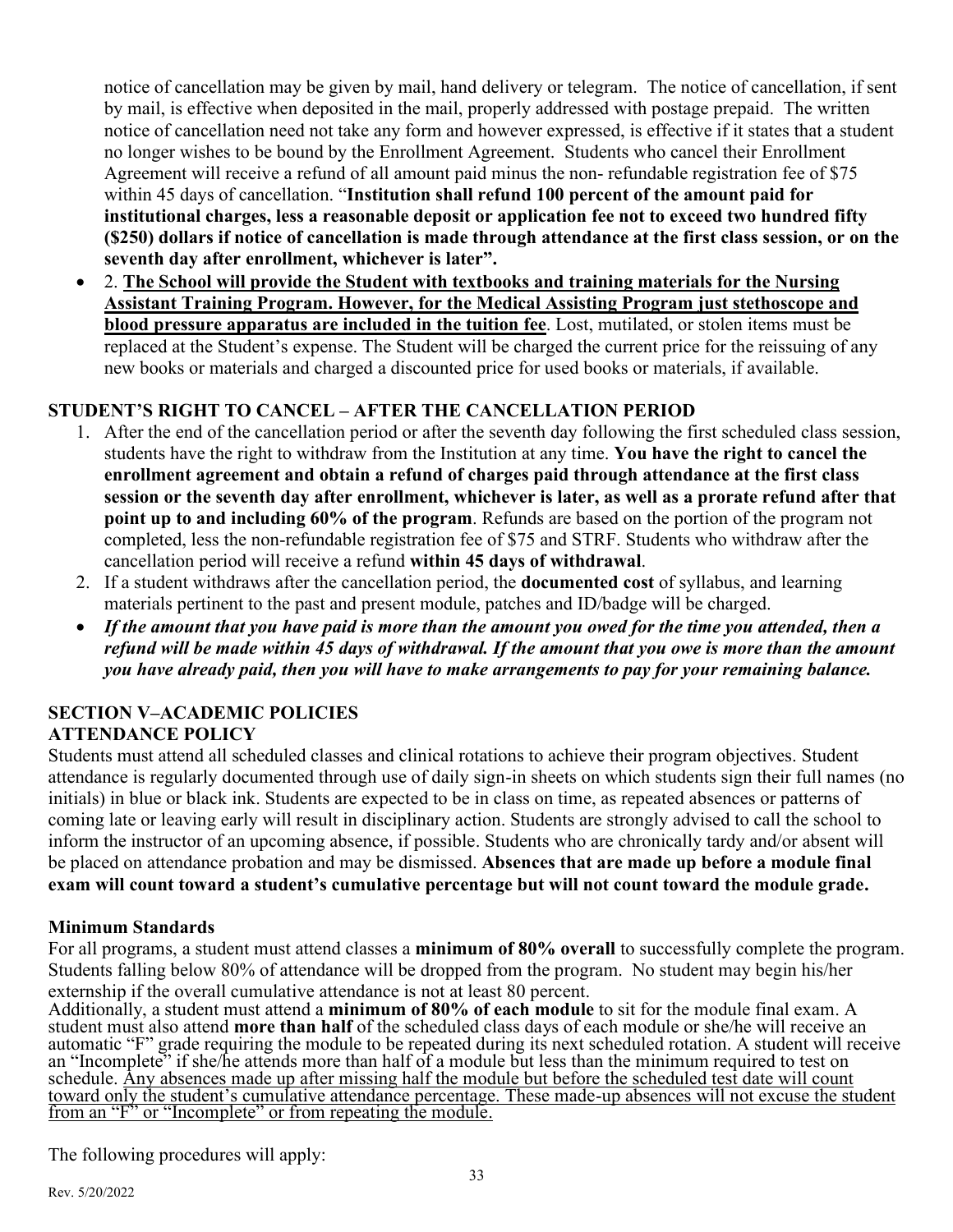notice of cancellation may be given by mail, hand delivery or telegram. The notice of cancellation, if sent by mail, is effective when deposited in the mail, properly addressed with postage prepaid. The written notice of cancellation need not take any form and however expressed, is effective if it states that a student no longer wishes to be bound by the Enrollment Agreement. Students who cancel their Enrollment Agreement will receive a refund of all amount paid minus the non- refundable registration fee of $75 within 45 days of cancellation. "**Institution shall refund 100 percent of the amount paid for institutional charges, less a reasonable deposit or application fee not to exceed two hundred fifty ($250) dollars if notice of cancellation is made through attendance at the first class session, or on the seventh day after enrollment, whichever is later".**

- 2. **<u>The School will provide the Student with textbooks and training materials for the Nursing Assistant Training Program. However, for the Medical Assisting Program just stethoscope and blood pressure apparatus are included in the tuition fee</u>**. Lost, mutilated, or stolen items must be replaced at the Student's expense. The Student will be charged the current price for the reissuing of any new books or materials and charged a discounted price for used books or materials, if available.

## STUDENT'S RIGHT TO CANCEL – AFTER THE CANCELLATION PERIOD

1. After the end of the cancellation period or after the seventh day following the first scheduled class session, students have the right to withdraw from the Institution at any time. **You have the right to cancel the enrollment agreement and obtain a refund of charges paid through attendance at the first class session or the seventh day after enrollment, whichever is later, as well as a prorate refund after that point up to and including 60% of the program**. Refunds are based on the portion of the program not completed, less the non-refundable registration fee of $75 and STRF. Students who withdraw after the cancellation period will receive a refund **within 45 days of withdrawal**.
2. If a student withdraws after the cancellation period, the **documented cost** of syllabus, and learning materials pertinent to the past and present module, patches and ID/badge will be charged.

- ***If the amount that you have paid is more than the amount you owed for the time you attended, then a refund will be made within 45 days of withdrawal. If the amount that you owe is more than the amount you have already paid, then you will have to make arrangements to pay for your remaining balance.***

## SECTION V–ACADEMIC POLICIES

## ATTENDANCE POLICY

Students must attend all scheduled classes and clinical rotations to achieve their program objectives. Student attendance is regularly documented through use of daily sign-in sheets on which students sign their full names (no initials) in blue or black ink. Students are expected to be in class on time, as repeated absences or patterns of coming late or leaving early will result in disciplinary action. Students are strongly advised to call the school to inform the instructor of an upcoming absence, if possible. Students who are chronically tardy and/or absent will be placed on attendance probation and may be dismissed. **Absences that are made up before a module final exam will count toward a student's cumulative percentage but will not count toward the module grade.**

### Minimum Standards

For all programs, a student must attend classes a **minimum of 80% overall** to successfully complete the program. Students falling below 80% of attendance will be dropped from the program. No student may begin his/her externship if the overall cumulative attendance is not at least 80 percent.
Additionally, a student must attend a **minimum of 80% of each module** to sit for the module final exam. A student must also attend **more than half** of the scheduled class days of each module or she/he will receive an automatic "F" grade requiring the module to be repeated during its next scheduled rotation. A student will receive an "Incomplete" if she/he attends more than half of a module but less than the minimum required to test on schedule. <u>Any absences made up after missing half the module but before the scheduled test date will count toward only the student's cumulative attendance percentage. These made-up absences will not excuse the student from an "F" or "Incomplete" or from repeating the module.</u>

The following procedures will apply: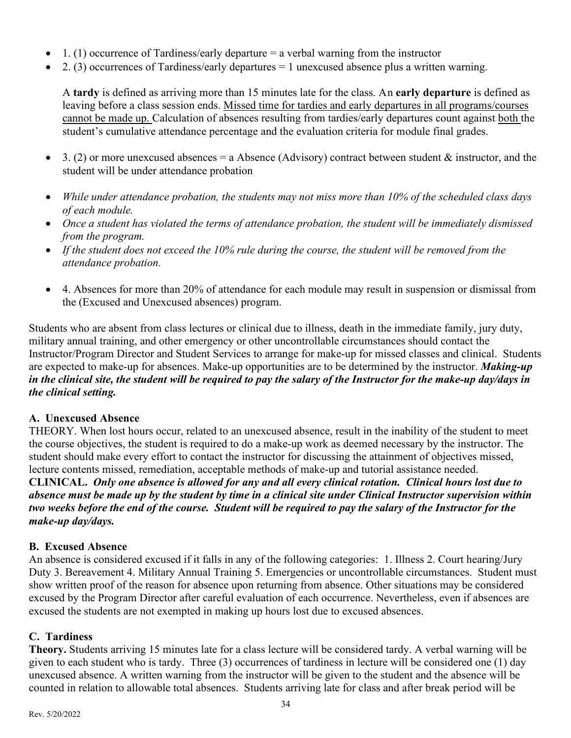- 1. (1) occurrence of Tardiness/early departure = a verbal warning from the instructor
- 2. (3) occurrences of Tardiness/early departures = 1 unexcused absence plus a written warning.

  A **tardy** is defined as arriving more than 15 minutes late for the class. An **early departure** is defined as leaving before a class session ends. Missed time for tardies and early departures in all programs/courses cannot be made up. Calculation of absences resulting from tardies/early departures count against both the student's cumulative attendance percentage and the evaluation criteria for module final grades.

- 3. (2) or more unexcused absences = a Absence (Advisory) contract between student & instructor, and the student will be under attendance probation

- *While under attendance probation, the students may not miss more than 10% of the scheduled class days of each module.*
- *Once a student has violated the terms of attendance probation, the student will be immediately dismissed from the program.*
- *If the student does not exceed the 10% rule during the course, the student will be removed from the attendance probation.*

- 4. Absences for more than 20% of attendance for each module may result in suspension or dismissal from the (Excused and Unexcused absences) program.

Students who are absent from class lectures or clinical due to illness, death in the immediate family, jury duty, military annual training, and other emergency or other uncontrollable circumstances should contact the Instructor/Program Director and Student Services to arrange for make-up for missed classes and clinical. Students are expected to make-up for absences. Make-up opportunities are to be determined by the instructor. ***Making-up in the clinical site, the student will be required to pay the salary of the Instructor for the make-up day/days in the clinical setting.***

### A. Unexcused Absence

THEORY. When lost hours occur, related to an unexcused absence, result in the inability of the student to meet the course objectives, the student is required to do a make-up work as deemed necessary by the instructor. The student should make every effort to contact the instructor for discussing the attainment of objectives missed, lecture contents missed, remediation, acceptable methods of make-up and tutorial assistance needed.
**CLINICAL.** ***Only one absence is allowed for any and all every clinical rotation. Clinical hours lost due to absence must be made up by the student by time in a clinical site under Clinical Instructor supervision within two weeks before the end of the course. Student will be required to pay the salary of the Instructor for the make-up day/days.***

### B. Excused Absence

An absence is considered excused if it falls in any of the following categories: 1. Illness 2. Court hearing/Jury Duty 3. Bereavement 4. Military Annual Training 5. Emergencies or uncontrollable circumstances. Student must show written proof of the reason for absence upon returning from absence. Other situations may be considered excused by the Program Director after careful evaluation of each occurrence. Nevertheless, even if absences are excused the students are not exempted in making up hours lost due to excused absences.

### C. Tardiness

**Theory.** Students arriving 15 minutes late for a class lecture will be considered tardy. A verbal warning will be given to each student who is tardy. Three (3) occurrences of tardiness in lecture will be considered one (1) day unexcused absence. A written warning from the instructor will be given to the student and the absence will be counted in relation to allowable total absences. Students arriving late for class and after break period will be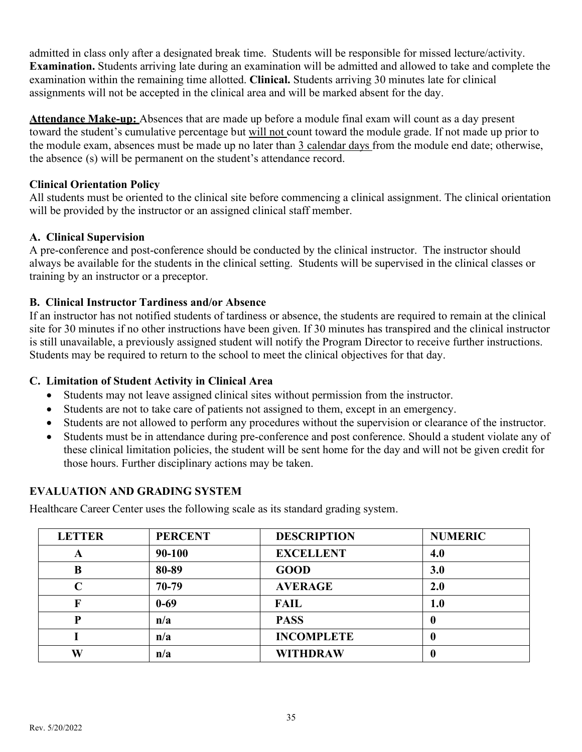admitted in class only after a designated break time. Students will be responsible for missed lecture/activity. **Examination.** Students arriving late during an examination will be admitted and allowed to take and complete the examination within the remaining time allotted. **Clinical.** Students arriving 30 minutes late for clinical assignments will not be accepted in the clinical area and will be marked absent for the day.

**Attendance Make-up:** Absences that are made up before a module final exam will count as a day present toward the student's cumulative percentage but will not count toward the module grade. If not made up prior to the module exam, absences must be made up no later than 3 calendar days from the module end date; otherwise, the absence (s) will be permanent on the student's attendance record.

**Clinical Orientation Policy**

All students must be oriented to the clinical site before commencing a clinical assignment. The clinical orientation will be provided by the instructor or an assigned clinical staff member.

**A. Clinical Supervision**

A pre-conference and post-conference should be conducted by the clinical instructor. The instructor should always be available for the students in the clinical setting. Students will be supervised in the clinical classes or training by an instructor or a preceptor.

**B. Clinical Instructor Tardiness and/or Absence**

If an instructor has not notified students of tardiness or absence, the students are required to remain at the clinical site for 30 minutes if no other instructions have been given. If 30 minutes has transpired and the clinical instructor is still unavailable, a previously assigned student will notify the Program Director to receive further instructions. Students may be required to return to the school to meet the clinical objectives for that day.

**C. Limitation of Student Activity in Clinical Area**

- Students may not leave assigned clinical sites without permission from the instructor.
- Students are not to take care of patients not assigned to them, except in an emergency.
- Students are not allowed to perform any procedures without the supervision or clearance of the instructor.
- Students must be in attendance during pre-conference and post conference. Should a student violate any of these clinical limitation policies, the student will be sent home for the day and will not be given credit for those hours. Further disciplinary actions may be taken.

## EVALUATION AND GRADING SYSTEM

Healthcare Career Center uses the following scale as its standard grading system.

| LETTER | PERCENT | DESCRIPTION | NUMERIC |
|---|---|---|---|
| A | 90-100 | EXCELLENT | 4.0 |
| B | 80-89 | GOOD | 3.0 |
| C | 70-79 | AVERAGE | 2.0 |
| F | 0-69 | FAIL | 1.0 |
| P | n/a | PASS | 0 |
| I | n/a | INCOMPLETE | 0 |
| W | n/a | WITHDRAW | 0 |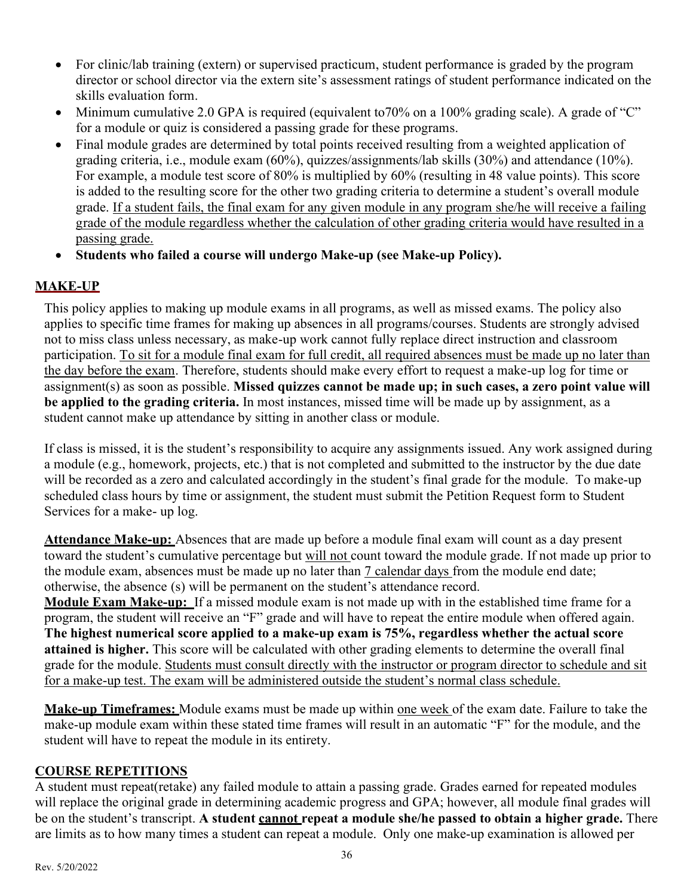- For clinic/lab training (extern) or supervised practicum, student performance is graded by the program director or school director via the extern site's assessment ratings of student performance indicated on the skills evaluation form.
- Minimum cumulative 2.0 GPA is required (equivalent to70% on a 100% grading scale). A grade of "C" for a module or quiz is considered a passing grade for these programs.
- Final module grades are determined by total points received resulting from a weighted application of grading criteria, i.e., module exam (60%), quizzes/assignments/lab skills (30%) and attendance (10%). For example, a module test score of 80% is multiplied by 60% (resulting in 48 value points). This score is added to the resulting score for the other two grading criteria to determine a student's overall module grade. <u>If a student fails, the final exam for any given module in any program she/he will receive a failing grade of the module regardless whether the calculation of other grading criteria would have resulted in a passing grade.</u>
- **Students who failed a course will undergo Make-up (see Make-up Policy).**

## MAKE-UP

This policy applies to making up module exams in all programs, as well as missed exams. The policy also applies to specific time frames for making up absences in all programs/courses. Students are strongly advised not to miss class unless necessary, as make-up work cannot fully replace direct instruction and classroom participation. <u>To sit for a module final exam for full credit, all required absences must be made up no later than the day before the exam</u>. Therefore, students should make every effort to request a make-up log for time or assignment(s) as soon as possible. **Missed quizzes cannot be made up; in such cases, a zero point value will be applied to the grading criteria.** In most instances, missed time will be made up by assignment, as a student cannot make up attendance by sitting in another class or module.

If class is missed, it is the student's responsibility to acquire any assignments issued. Any work assigned during a module (e.g., homework, projects, etc.) that is not completed and submitted to the instructor by the due date will be recorded as a zero and calculated accordingly in the student's final grade for the module. To make-up scheduled class hours by time or assignment, the student must submit the Petition Request form to Student Services for a make- up log.

**<u>Attendance Make-up:</u>** Absences that are made up before a module final exam will count as a day present toward the student's cumulative percentage but <u>will not</u> count toward the module grade. If not made up prior to the module exam, absences must be made up no later than <u>7 calendar days</u> from the module end date; otherwise, the absence (s) will be permanent on the student's attendance record.

**<u>Module Exam Make-up:</u>** If a missed module exam is not made up with in the established time frame for a program, the student will receive an "F" grade and will have to repeat the entire module when offered again. **The highest numerical score applied to a make-up exam is 75%, regardless whether the actual score attained is higher.** This score will be calculated with other grading elements to determine the overall final grade for the module. <u>Students must consult directly with the instructor or program director to schedule and sit for a make-up test. The exam will be administered outside the student's normal class schedule.</u>

**<u>Make-up Timeframes:</u>** Module exams must be made up within <u>one week</u> of the exam date. Failure to take the make-up module exam within these stated time frames will result in an automatic "F" for the module, and the student will have to repeat the module in its entirety.

## COURSE REPETITIONS

A student must repeat(retake) any failed module to attain a passing grade. Grades earned for repeated modules will replace the original grade in determining academic progress and GPA; however, all module final grades will be on the student's transcript. **A student <u>cannot</u> repeat a module she/he passed to obtain a higher grade.** There are limits as to how many times a student can repeat a module. Only one make-up examination is allowed per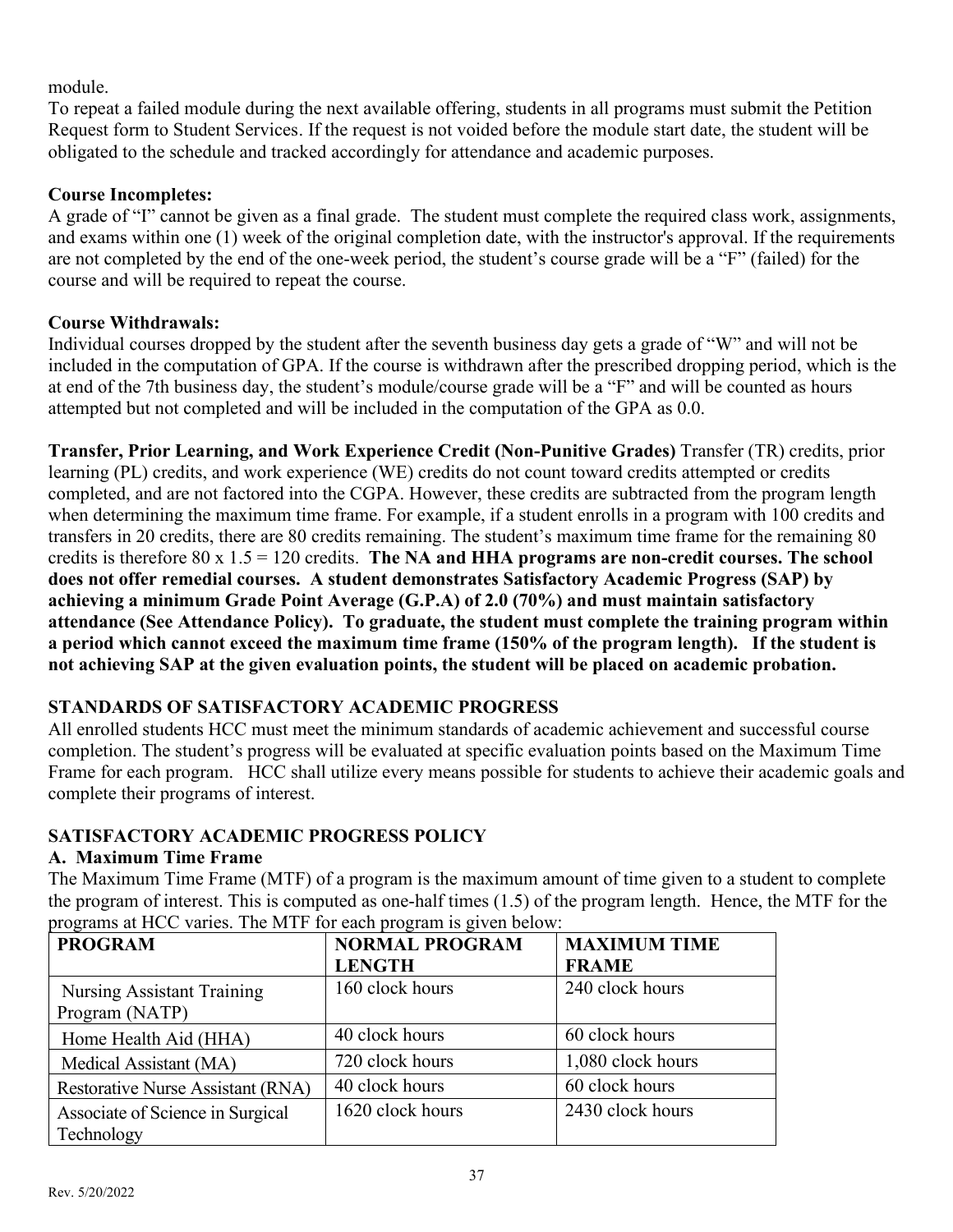module.

To repeat a failed module during the next available offering, students in all programs must submit the Petition Request form to Student Services. If the request is not voided before the module start date, the student will be obligated to the schedule and tracked accordingly for attendance and academic purposes.

**Course Incompletes:**

A grade of "I" cannot be given as a final grade. The student must complete the required class work, assignments, and exams within one (1) week of the original completion date, with the instructor's approval. If the requirements are not completed by the end of the one-week period, the student's course grade will be a "F" (failed) for the course and will be required to repeat the course.

**Course Withdrawals:**

Individual courses dropped by the student after the seventh business day gets a grade of "W" and will not be included in the computation of GPA. If the course is withdrawn after the prescribed dropping period, which is the at end of the 7th business day, the student's module/course grade will be a "F" and will be counted as hours attempted but not completed and will be included in the computation of the GPA as 0.0.

**Transfer, Prior Learning, and Work Experience Credit (Non-Punitive Grades)** Transfer (TR) credits, prior learning (PL) credits, and work experience (WE) credits do not count toward credits attempted or credits completed, and are not factored into the CGPA. However, these credits are subtracted from the program length when determining the maximum time frame. For example, if a student enrolls in a program with 100 credits and transfers in 20 credits, there are 80 credits remaining. The student's maximum time frame for the remaining 80 credits is therefore 80 x 1.5 = 120 credits. **The NA and HHA programs are non-credit courses. The school does not offer remedial courses. A student demonstrates Satisfactory Academic Progress (SAP) by achieving a minimum Grade Point Average (G.P.A) of 2.0 (70%) and must maintain satisfactory attendance (See Attendance Policy). To graduate, the student must complete the training program within a period which cannot exceed the maximum time frame (150% of the program length). If the student is not achieving SAP at the given evaluation points, the student will be placed on academic probation.**

## STANDARDS OF SATISFACTORY ACADEMIC PROGRESS

All enrolled students HCC must meet the minimum standards of academic achievement and successful course completion. The student's progress will be evaluated at specific evaluation points based on the Maximum Time Frame for each program. HCC shall utilize every means possible for students to achieve their academic goals and complete their programs of interest.

## SATISFACTORY ACADEMIC PROGRESS POLICY

### A. Maximum Time Frame

The Maximum Time Frame (MTF) of a program is the maximum amount of time given to a student to complete the program of interest. This is computed as one-half times (1.5) of the program length. Hence, the MTF for the programs at HCC varies. The MTF for each program is given below:

| PROGRAM | NORMAL PROGRAM LENGTH | MAXIMUM TIME FRAME |
|---|---|---|
| Nursing Assistant Training Program (NATP) | 160 clock hours | 240 clock hours |
| Home Health Aid (HHA) | 40 clock hours | 60 clock hours |
| Medical Assistant (MA) | 720 clock hours | 1,080 clock hours |
| Restorative Nurse Assistant (RNA) | 40 clock hours | 60 clock hours |
| Associate of Science in Surgical Technology | 1620 clock hours | 2430 clock hours |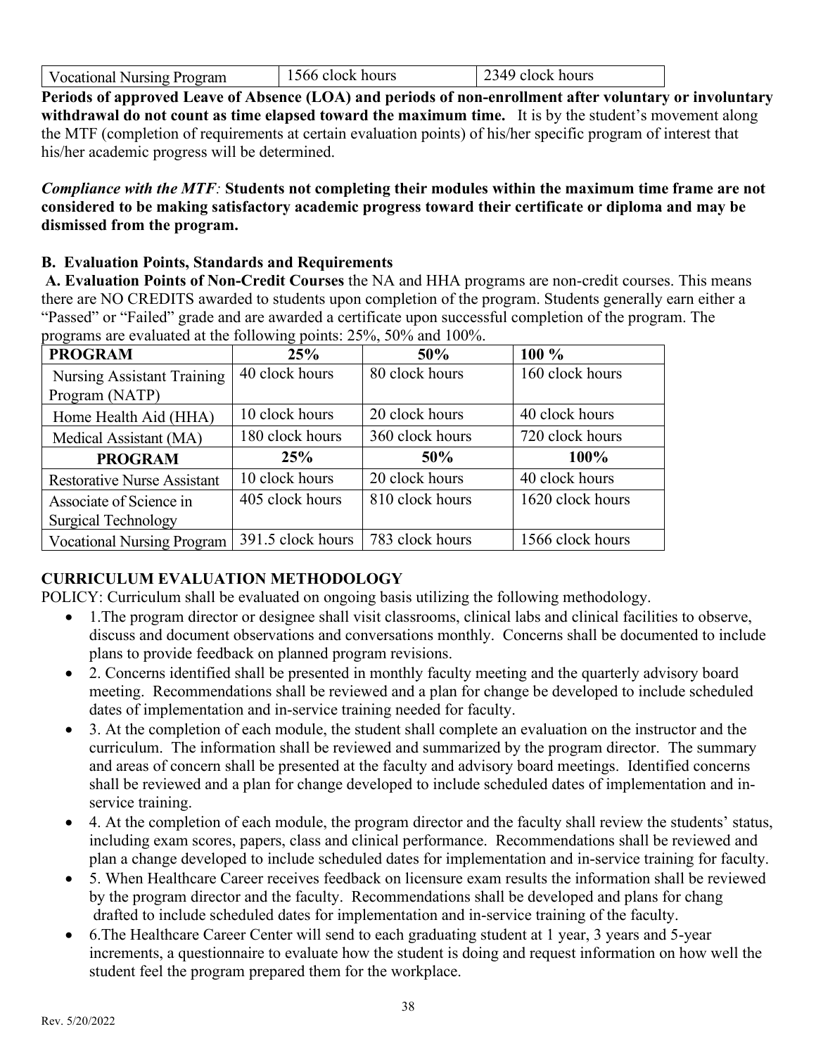| Vocational Nursing Program | 1566 clock hours | 2349 clock hours |
|---|---|---|

**Periods of approved Leave of Absence (LOA) and periods of non-enrollment after voluntary or involuntary withdrawal do not count as time elapsed toward the maximum time.** It is by the student's movement along the MTF (completion of requirements at certain evaluation points) of his/her specific program of interest that his/her academic progress will be determined.

***Compliance with the MTF:*** **Students not completing their modules within the maximum time frame are not considered to be making satisfactory academic progress toward their certificate or diploma and may be dismissed from the program.**

**B. Evaluation Points, Standards and Requirements**

**A. Evaluation Points of Non-Credit Courses** the NA and HHA programs are non-credit courses. This means there are NO CREDITS awarded to students upon completion of the program. Students generally earn either a "Passed" or "Failed" grade and are awarded a certificate upon successful completion of the program. The programs are evaluated at the following points: 25%, 50% and 100%.

| PROGRAM | 25% | 50% | 100 % |
|---|---|---|---|
| Nursing Assistant Training Program (NATP) | 40 clock hours | 80 clock hours | 160 clock hours |
| Home Health Aid (HHA) | 10 clock hours | 20 clock hours | 40 clock hours |
| Medical Assistant (MA) | 180 clock hours | 360 clock hours | 720 clock hours |
| **PROGRAM** | **25%** | **50%** | **100%** |
| Restorative Nurse Assistant | 10 clock hours | 20 clock hours | 40 clock hours |
| Associate of Science in Surgical Technology | 405 clock hours | 810 clock hours | 1620 clock hours |
| Vocational Nursing Program | 391.5 clock hours | 783 clock hours | 1566 clock hours |

## CURRICULUM EVALUATION METHODOLOGY

POLICY: Curriculum shall be evaluated on ongoing basis utilizing the following methodology.

- 1.The program director or designee shall visit classrooms, clinical labs and clinical facilities to observe, discuss and document observations and conversations monthly. Concerns shall be documented to include plans to provide feedback on planned program revisions.
- 2. Concerns identified shall be presented in monthly faculty meeting and the quarterly advisory board meeting. Recommendations shall be reviewed and a plan for change be developed to include scheduled dates of implementation and in-service training needed for faculty.
- 3. At the completion of each module, the student shall complete an evaluation on the instructor and the curriculum. The information shall be reviewed and summarized by the program director. The summary and areas of concern shall be presented at the faculty and advisory board meetings. Identified concerns shall be reviewed and a plan for change developed to include scheduled dates of implementation and in-service training.
- 4. At the completion of each module, the program director and the faculty shall review the students' status, including exam scores, papers, class and clinical performance. Recommendations shall be reviewed and plan a change developed to include scheduled dates for implementation and in-service training for faculty.
- 5. When Healthcare Career receives feedback on licensure exam results the information shall be reviewed by the program director and the faculty. Recommendations shall be developed and plans for chang drafted to include scheduled dates for implementation and in-service training of the faculty.
- 6.The Healthcare Career Center will send to each graduating student at 1 year, 3 years and 5-year increments, a questionnaire to evaluate how the student is doing and request information on how well the student feel the program prepared them for the workplace.

Rev. 5/20/2022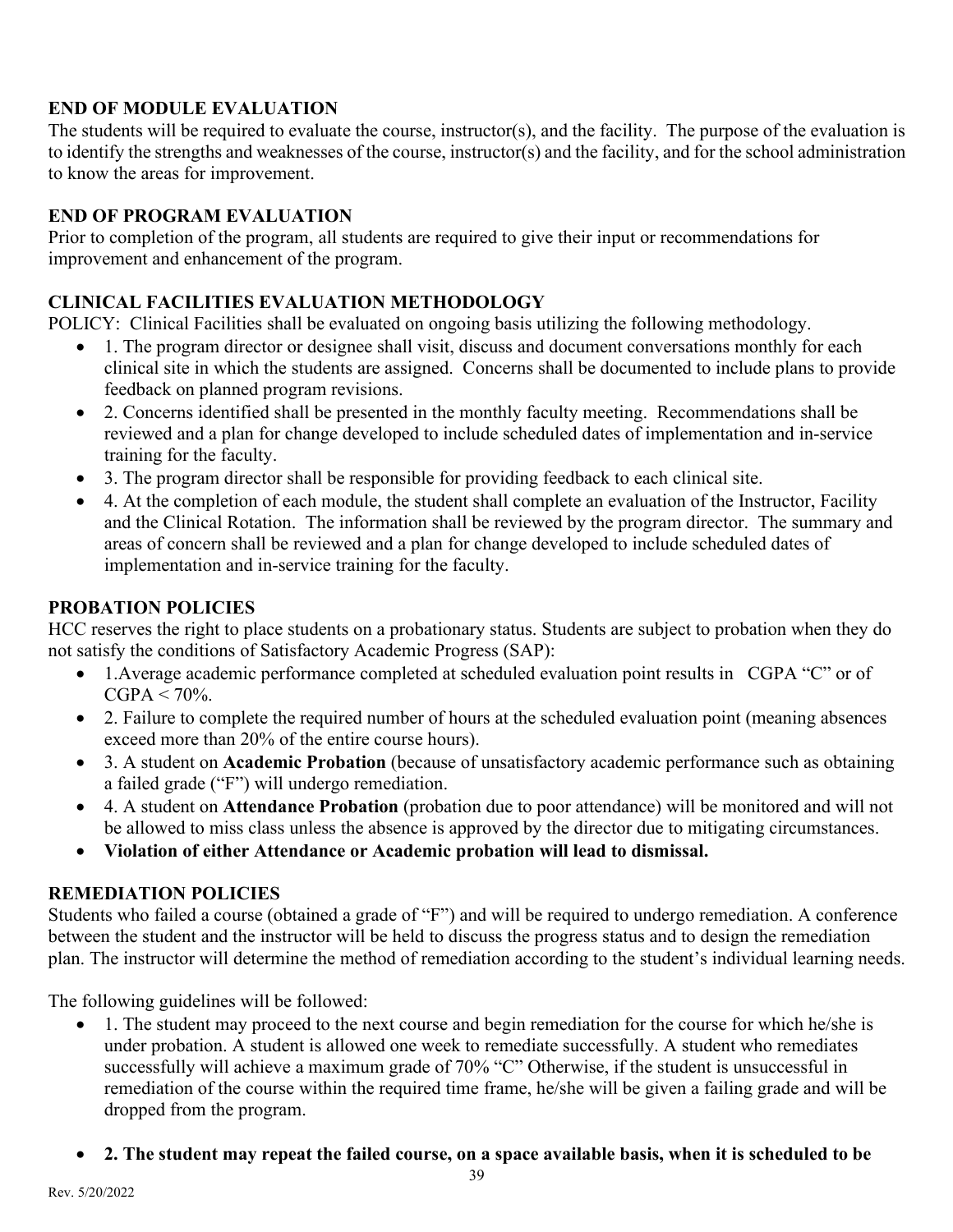## END OF MODULE EVALUATION

The students will be required to evaluate the course, instructor(s), and the facility. The purpose of the evaluation is to identify the strengths and weaknesses of the course, instructor(s) and the facility, and for the school administration to know the areas for improvement.

## END OF PROGRAM EVALUATION

Prior to completion of the program, all students are required to give their input or recommendations for improvement and enhancement of the program.

## CLINICAL FACILITIES EVALUATION METHODOLOGY

POLICY: Clinical Facilities shall be evaluated on ongoing basis utilizing the following methodology.

- 1. The program director or designee shall visit, discuss and document conversations monthly for each clinical site in which the students are assigned. Concerns shall be documented to include plans to provide feedback on planned program revisions.
- 2. Concerns identified shall be presented in the monthly faculty meeting. Recommendations shall be reviewed and a plan for change developed to include scheduled dates of implementation and in-service training for the faculty.
- 3. The program director shall be responsible for providing feedback to each clinical site.
- 4. At the completion of each module, the student shall complete an evaluation of the Instructor, Facility and the Clinical Rotation. The information shall be reviewed by the program director. The summary and areas of concern shall be reviewed and a plan for change developed to include scheduled dates of implementation and in-service training for the faculty.

## PROBATION POLICIES

HCC reserves the right to place students on a probationary status. Students are subject to probation when they do not satisfy the conditions of Satisfactory Academic Progress (SAP):

- 1.Average academic performance completed at scheduled evaluation point results in CGPA "C" or of CGPA < 70%.
- 2. Failure to complete the required number of hours at the scheduled evaluation point (meaning absences exceed more than 20% of the entire course hours).
- 3. A student on **Academic Probation** (because of unsatisfactory academic performance such as obtaining a failed grade ("F") will undergo remediation.
- 4. A student on **Attendance Probation** (probation due to poor attendance) will be monitored and will not be allowed to miss class unless the absence is approved by the director due to mitigating circumstances.
- **Violation of either Attendance or Academic probation will lead to dismissal.**

## REMEDIATION POLICIES

Students who failed a course (obtained a grade of "F") and will be required to undergo remediation. A conference between the student and the instructor will be held to discuss the progress status and to design the remediation plan. The instructor will determine the method of remediation according to the student's individual learning needs.

The following guidelines will be followed:

- 1. The student may proceed to the next course and begin remediation for the course for which he/she is under probation. A student is allowed one week to remediate successfully. A student who remediates successfully will achieve a maximum grade of 70% "C" Otherwise, if the student is unsuccessful in remediation of the course within the required time frame, he/she will be given a failing grade and will be dropped from the program.
- **2. The student may repeat the failed course, on a space available basis, when it is scheduled to be**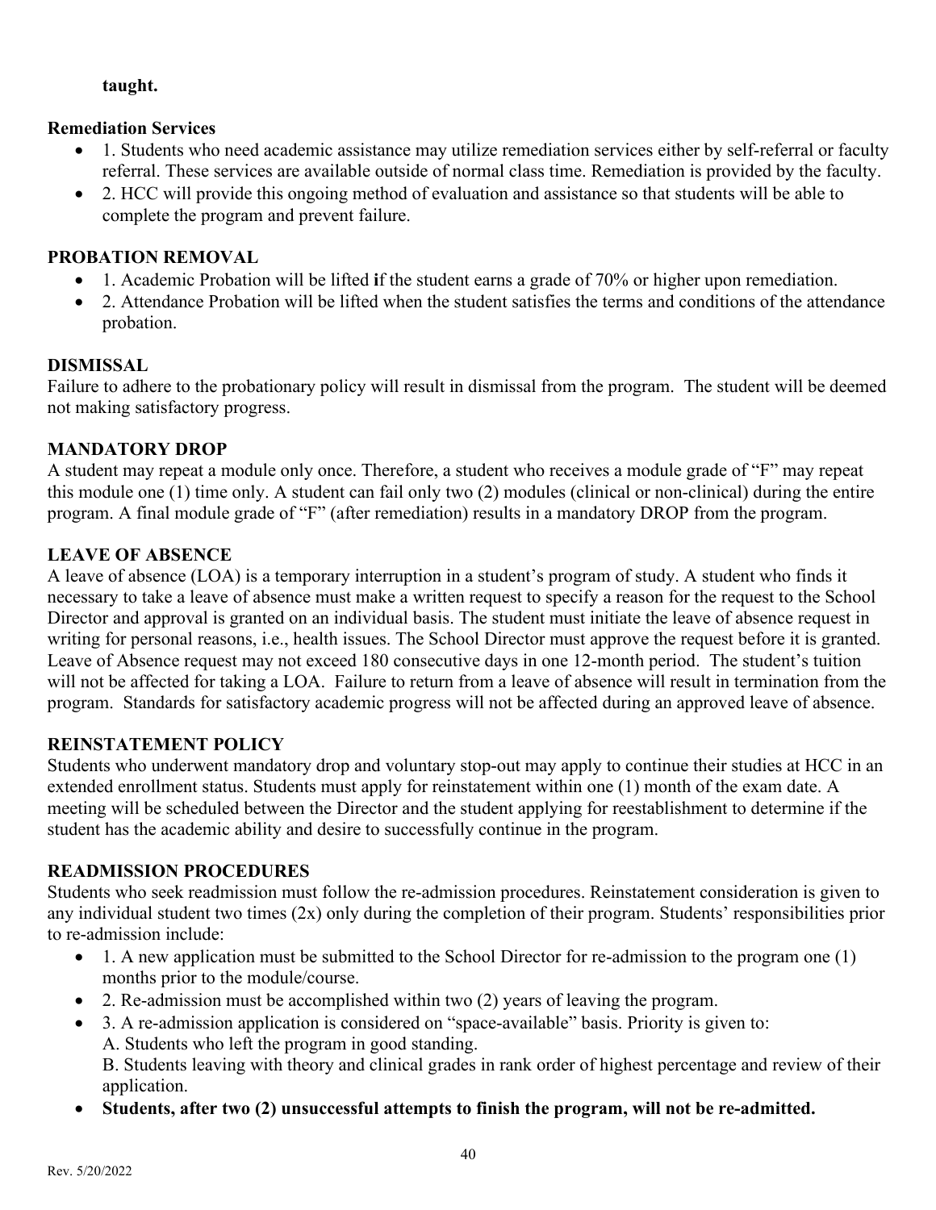**taught.**

**Remediation Services**

- 1. Students who need academic assistance may utilize remediation services either by self-referral or faculty referral. These services are available outside of normal class time. Remediation is provided by the faculty.
- 2. HCC will provide this ongoing method of evaluation and assistance so that students will be able to complete the program and prevent failure.

**PROBATION REMOVAL**

- 1. Academic Probation will be lifted **i**f the student earns a grade of 70% or higher upon remediation.
- 2. Attendance Probation will be lifted when the student satisfies the terms and conditions of the attendance probation.

**DISMISSAL**

Failure to adhere to the probationary policy will result in dismissal from the program. The student will be deemed not making satisfactory progress.

**MANDATORY DROP**

A student may repeat a module only once. Therefore, a student who receives a module grade of "F" may repeat this module one (1) time only. A student can fail only two (2) modules (clinical or non-clinical) during the entire program. A final module grade of "F" (after remediation) results in a mandatory DROP from the program.

**LEAVE OF ABSENCE**

A leave of absence (LOA) is a temporary interruption in a student's program of study. A student who finds it necessary to take a leave of absence must make a written request to specify a reason for the request to the School Director and approval is granted on an individual basis. The student must initiate the leave of absence request in writing for personal reasons, i.e., health issues. The School Director must approve the request before it is granted. Leave of Absence request may not exceed 180 consecutive days in one 12-month period. The student's tuition will not be affected for taking a LOA. Failure to return from a leave of absence will result in termination from the program. Standards for satisfactory academic progress will not be affected during an approved leave of absence.

**REINSTATEMENT POLICY**

Students who underwent mandatory drop and voluntary stop-out may apply to continue their studies at HCC in an extended enrollment status. Students must apply for reinstatement within one (1) month of the exam date. A meeting will be scheduled between the Director and the student applying for reestablishment to determine if the student has the academic ability and desire to successfully continue in the program.

**READMISSION PROCEDURES**

Students who seek readmission must follow the re-admission procedures. Reinstatement consideration is given to any individual student two times (2x) only during the completion of their program. Students' responsibilities prior to re-admission include:

- 1. A new application must be submitted to the School Director for re-admission to the program one (1) months prior to the module/course.
- 2. Re-admission must be accomplished within two (2) years of leaving the program.
- 3. A re-admission application is considered on "space-available" basis. Priority is given to:
  A. Students who left the program in good standing.
  B. Students leaving with theory and clinical grades in rank order of highest percentage and review of their application.
- **Students, after two (2) unsuccessful attempts to finish the program, will not be re-admitted.**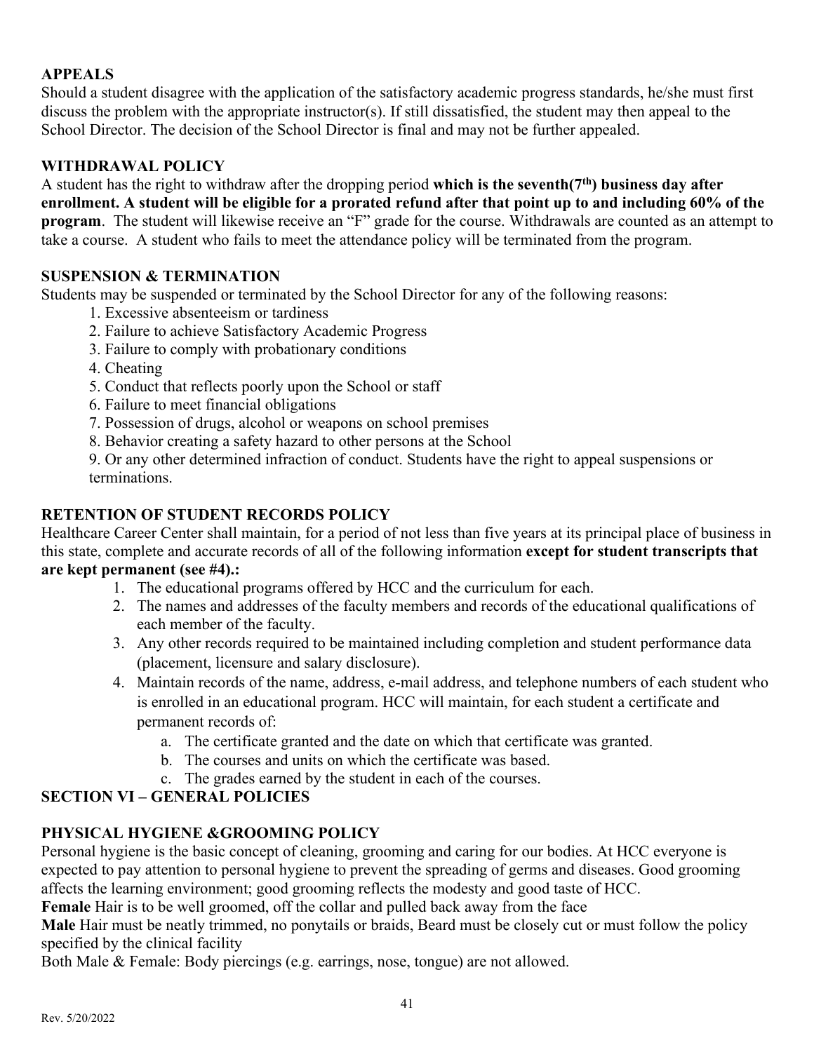### APPEALS

Should a student disagree with the application of the satisfactory academic progress standards, he/she must first discuss the problem with the appropriate instructor(s). If still dissatisfied, the student may then appeal to the School Director. The decision of the School Director is final and may not be further appealed.

### WITHDRAWAL POLICY

A student has the right to withdraw after the dropping period **which is the seventh(7th) business day after enrollment. A student will be eligible for a prorated refund after that point up to and including 60% of the program**. The student will likewise receive an "F" grade for the course. Withdrawals are counted as an attempt to take a course. A student who fails to meet the attendance policy will be terminated from the program.

### SUSPENSION & TERMINATION

Students may be suspended or terminated by the School Director for any of the following reasons:

1. Excessive absenteeism or tardiness
2. Failure to achieve Satisfactory Academic Progress
3. Failure to comply with probationary conditions
4. Cheating
5. Conduct that reflects poorly upon the School or staff
6. Failure to meet financial obligations
7. Possession of drugs, alcohol or weapons on school premises
8. Behavior creating a safety hazard to other persons at the School
9. Or any other determined infraction of conduct. Students have the right to appeal suspensions or terminations.

### RETENTION OF STUDENT RECORDS POLICY

Healthcare Career Center shall maintain, for a period of not less than five years at its principal place of business in this state, complete and accurate records of all of the following information **except for student transcripts that are kept permanent (see #4).:**

1. The educational programs offered by HCC and the curriculum for each.
2. The names and addresses of the faculty members and records of the educational qualifications of each member of the faculty.
3. Any other records required to be maintained including completion and student performance data (placement, licensure and salary disclosure).
4. Maintain records of the name, address, e-mail address, and telephone numbers of each student who is enrolled in an educational program. HCC will maintain, for each student a certificate and permanent records of:
   a. The certificate granted and the date on which that certificate was granted.
   b. The courses and units on which the certificate was based.
   c. The grades earned by the student in each of the courses.

## SECTION VI – GENERAL POLICIES

### PHYSICAL HYGIENE &GROOMING POLICY

Personal hygiene is the basic concept of cleaning, grooming and caring for our bodies. At HCC everyone is expected to pay attention to personal hygiene to prevent the spreading of germs and diseases. Good grooming affects the learning environment; good grooming reflects the modesty and good taste of HCC.

**Female** Hair is to be well groomed, off the collar and pulled back away from the face

**Male** Hair must be neatly trimmed, no ponytails or braids, Beard must be closely cut or must follow the policy specified by the clinical facility

Both Male & Female: Body piercings (e.g. earrings, nose, tongue) are not allowed.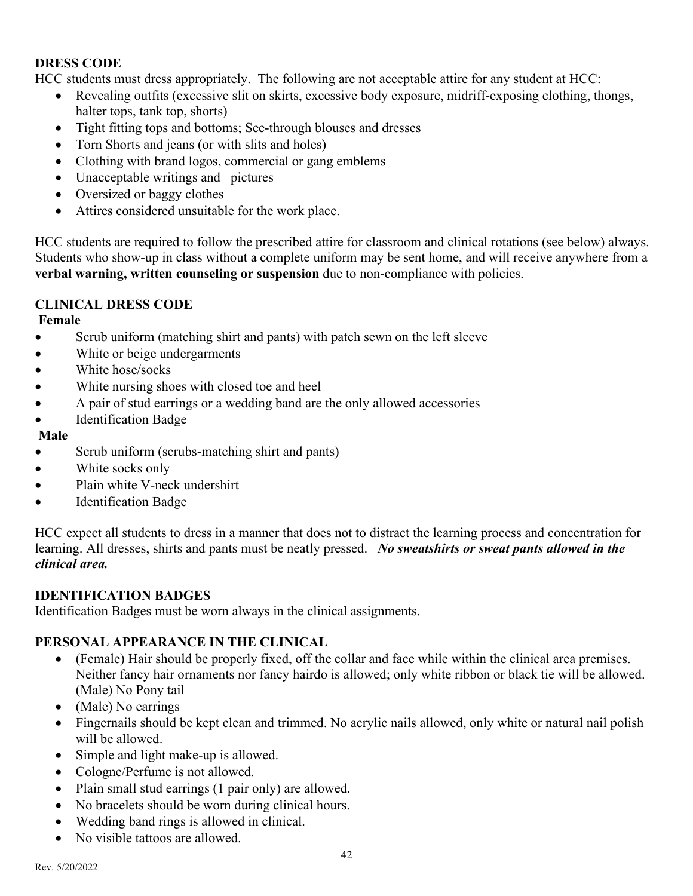## DRESS CODE

HCC students must dress appropriately. The following are not acceptable attire for any student at HCC:

- Revealing outfits (excessive slit on skirts, excessive body exposure, midriff-exposing clothing, thongs, halter tops, tank top, shorts)
- Tight fitting tops and bottoms; See-through blouses and dresses
- Torn Shorts and jeans (or with slits and holes)
- Clothing with brand logos, commercial or gang emblems
- Unacceptable writings and pictures
- Oversized or baggy clothes
- Attires considered unsuitable for the work place.

HCC students are required to follow the prescribed attire for classroom and clinical rotations (see below) always. Students who show-up in class without a complete uniform may be sent home, and will receive anywhere from a **verbal warning, written counseling or suspension** due to non-compliance with policies.

## CLINICAL DRESS CODE

**Female**

- Scrub uniform (matching shirt and pants) with patch sewn on the left sleeve
- White or beige undergarments
- White hose/socks
- White nursing shoes with closed toe and heel
- A pair of stud earrings or a wedding band are the only allowed accessories
- Identification Badge

**Male**

- Scrub uniform (scrubs-matching shirt and pants)
- White socks only
- Plain white V-neck undershirt
- Identification Badge

HCC expect all students to dress in a manner that does not to distract the learning process and concentration for learning. All dresses, shirts and pants must be neatly pressed. ***No sweatshirts or sweat pants allowed in the clinical area.***

## IDENTIFICATION BADGES

Identification Badges must be worn always in the clinical assignments.

## PERSONAL APPEARANCE IN THE CLINICAL

- (Female) Hair should be properly fixed, off the collar and face while within the clinical area premises. Neither fancy hair ornaments nor fancy hairdo is allowed; only white ribbon or black tie will be allowed. (Male) No Pony tail
- (Male) No earrings
- Fingernails should be kept clean and trimmed. No acrylic nails allowed, only white or natural nail polish will be allowed.
- Simple and light make-up is allowed.
- Cologne/Perfume is not allowed.
- Plain small stud earrings (1 pair only) are allowed.
- No bracelets should be worn during clinical hours.
- Wedding band rings is allowed in clinical.
- No visible tattoos are allowed.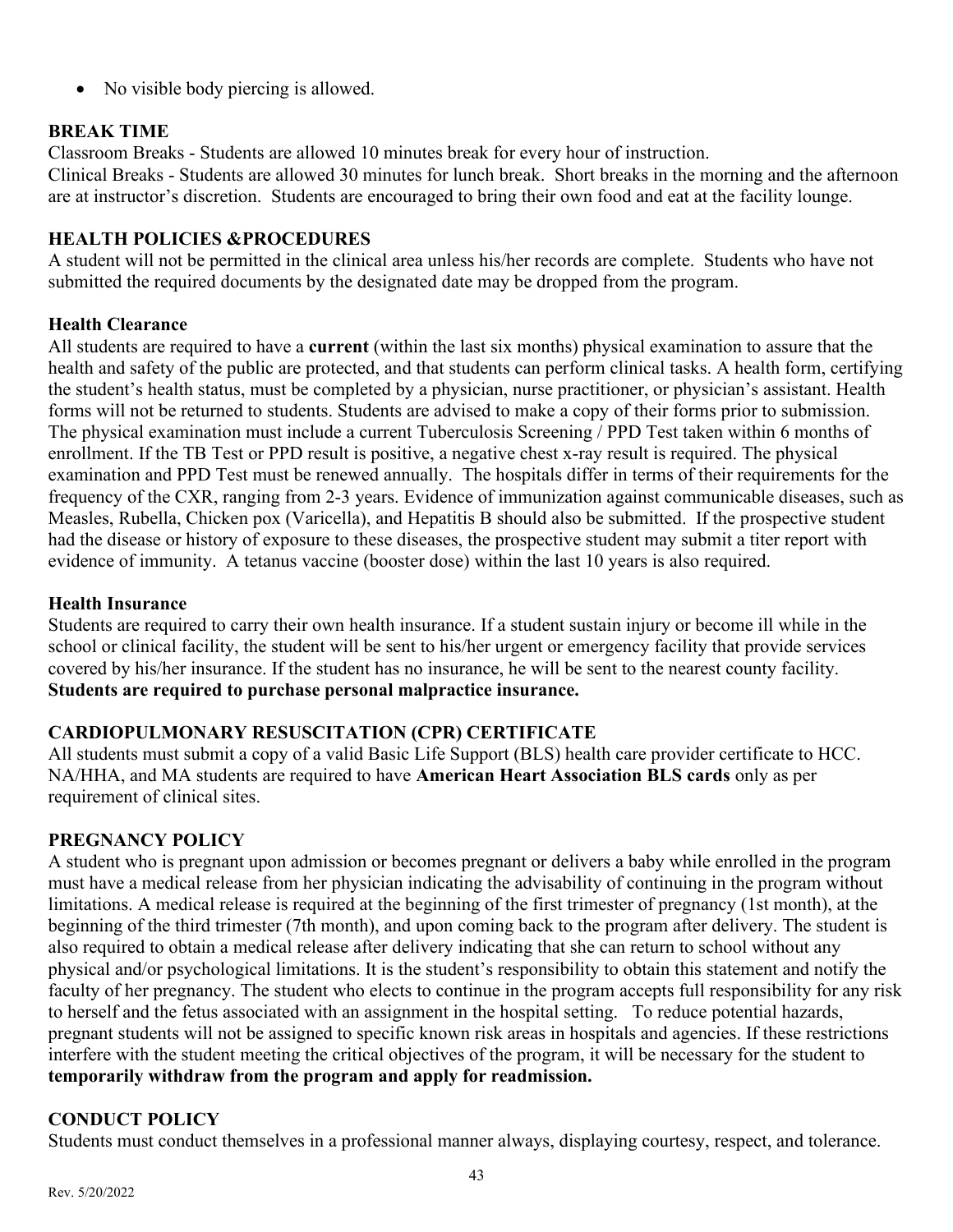- No visible body piercing is allowed.

## BREAK TIME

Classroom Breaks - Students are allowed 10 minutes break for every hour of instruction.
Clinical Breaks - Students are allowed 30 minutes for lunch break. Short breaks in the morning and the afternoon are at instructor's discretion. Students are encouraged to bring their own food and eat at the facility lounge.

## HEALTH POLICIES &PROCEDURES

A student will not be permitted in the clinical area unless his/her records are complete. Students who have not submitted the required documents by the designated date may be dropped from the program.

### Health Clearance

All students are required to have a **current** (within the last six months) physical examination to assure that the health and safety of the public are protected, and that students can perform clinical tasks. A health form, certifying the student's health status, must be completed by a physician, nurse practitioner, or physician's assistant. Health forms will not be returned to students. Students are advised to make a copy of their forms prior to submission. The physical examination must include a current Tuberculosis Screening / PPD Test taken within 6 months of enrollment. If the TB Test or PPD result is positive, a negative chest x-ray result is required. The physical examination and PPD Test must be renewed annually. The hospitals differ in terms of their requirements for the frequency of the CXR, ranging from 2-3 years. Evidence of immunization against communicable diseases, such as Measles, Rubella, Chicken pox (Varicella), and Hepatitis B should also be submitted. If the prospective student had the disease or history of exposure to these diseases, the prospective student may submit a titer report with evidence of immunity. A tetanus vaccine (booster dose) within the last 10 years is also required.

### Health Insurance

Students are required to carry their own health insurance. If a student sustain injury or become ill while in the school or clinical facility, the student will be sent to his/her urgent or emergency facility that provide services covered by his/her insurance. If the student has no insurance, he will be sent to the nearest county facility.
**Students are required to purchase personal malpractice insurance.**

## CARDIOPULMONARY RESUSCITATION (CPR) CERTIFICATE

All students must submit a copy of a valid Basic Life Support (BLS) health care provider certificate to HCC. NA/HHA, and MA students are required to have **American Heart Association BLS cards** only as per requirement of clinical sites.

## PREGNANCY POLICY

A student who is pregnant upon admission or becomes pregnant or delivers a baby while enrolled in the program must have a medical release from her physician indicating the advisability of continuing in the program without limitations. A medical release is required at the beginning of the first trimester of pregnancy (1st month), at the beginning of the third trimester (7th month), and upon coming back to the program after delivery. The student is also required to obtain a medical release after delivery indicating that she can return to school without any physical and/or psychological limitations. It is the student's responsibility to obtain this statement and notify the faculty of her pregnancy. The student who elects to continue in the program accepts full responsibility for any risk to herself and the fetus associated with an assignment in the hospital setting. To reduce potential hazards, pregnant students will not be assigned to specific known risk areas in hospitals and agencies. If these restrictions interfere with the student meeting the critical objectives of the program, it will be necessary for the student to **temporarily withdraw from the program and apply for readmission.**

## CONDUCT POLICY

Students must conduct themselves in a professional manner always, displaying courtesy, respect, and tolerance.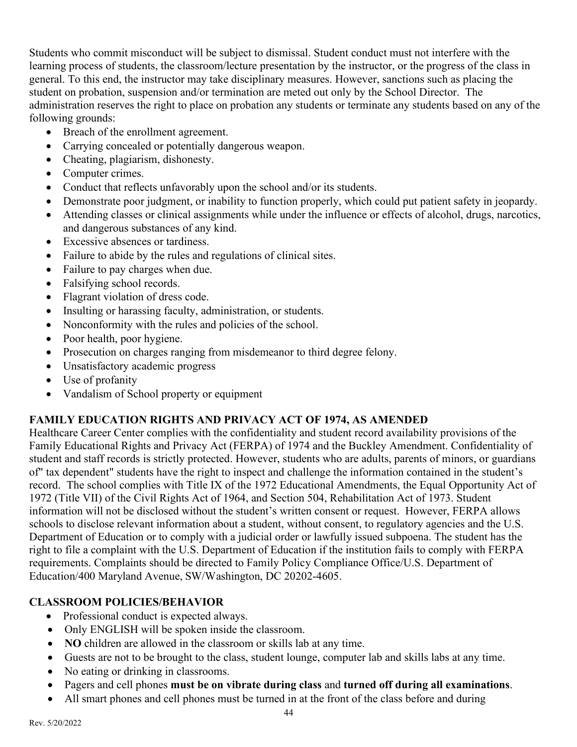Students who commit misconduct will be subject to dismissal. Student conduct must not interfere with the learning process of students, the classroom/lecture presentation by the instructor, or the progress of the class in general. To this end, the instructor may take disciplinary measures. However, sanctions such as placing the student on probation, suspension and/or termination are meted out only by the School Director. The administration reserves the right to place on probation any students or terminate any students based on any of the following grounds:

- Breach of the enrollment agreement.
- Carrying concealed or potentially dangerous weapon.
- Cheating, plagiarism, dishonesty.
- Computer crimes.
- Conduct that reflects unfavorably upon the school and/or its students.
- Demonstrate poor judgment, or inability to function properly, which could put patient safety in jeopardy.
- Attending classes or clinical assignments while under the influence or effects of alcohol, drugs, narcotics, and dangerous substances of any kind.
- Excessive absences or tardiness.
- Failure to abide by the rules and regulations of clinical sites.
- Failure to pay charges when due.
- Falsifying school records.
- Flagrant violation of dress code.
- Insulting or harassing faculty, administration, or students.
- Nonconformity with the rules and policies of the school.
- Poor health, poor hygiene.
- Prosecution on charges ranging from misdemeanor to third degree felony.
- Unsatisfactory academic progress
- Use of profanity
- Vandalism of School property or equipment

## FAMILY EDUCATION RIGHTS AND PRIVACY ACT OF 1974, AS AMENDED

Healthcare Career Center complies with the confidentiality and student record availability provisions of the Family Educational Rights and Privacy Act (FERPA) of 1974 and the Buckley Amendment. Confidentiality of student and staff records is strictly protected. However, students who are adults, parents of minors, or guardians of" tax dependent" students have the right to inspect and challenge the information contained in the student's record. The school complies with Title IX of the 1972 Educational Amendments, the Equal Opportunity Act of 1972 (Title VII) of the Civil Rights Act of 1964, and Section 504, Rehabilitation Act of 1973. Student information will not be disclosed without the student's written consent or request. However, FERPA allows schools to disclose relevant information about a student, without consent, to regulatory agencies and the U.S. Department of Education or to comply with a judicial order or lawfully issued subpoena. The student has the right to file a complaint with the U.S. Department of Education if the institution fails to comply with FERPA requirements. Complaints should be directed to Family Policy Compliance Office/U.S. Department of Education/400 Maryland Avenue, SW/Washington, DC 20202-4605.

## CLASSROOM POLICIES/BEHAVIOR

- Professional conduct is expected always.
- Only ENGLISH will be spoken inside the classroom.
- **NO** children are allowed in the classroom or skills lab at any time.
- Guests are not to be brought to the class, student lounge, computer lab and skills labs at any time.
- No eating or drinking in classrooms.
- Pagers and cell phones **must be on vibrate during class** and **turned off during all examinations**.
- All smart phones and cell phones must be turned in at the front of the class before and during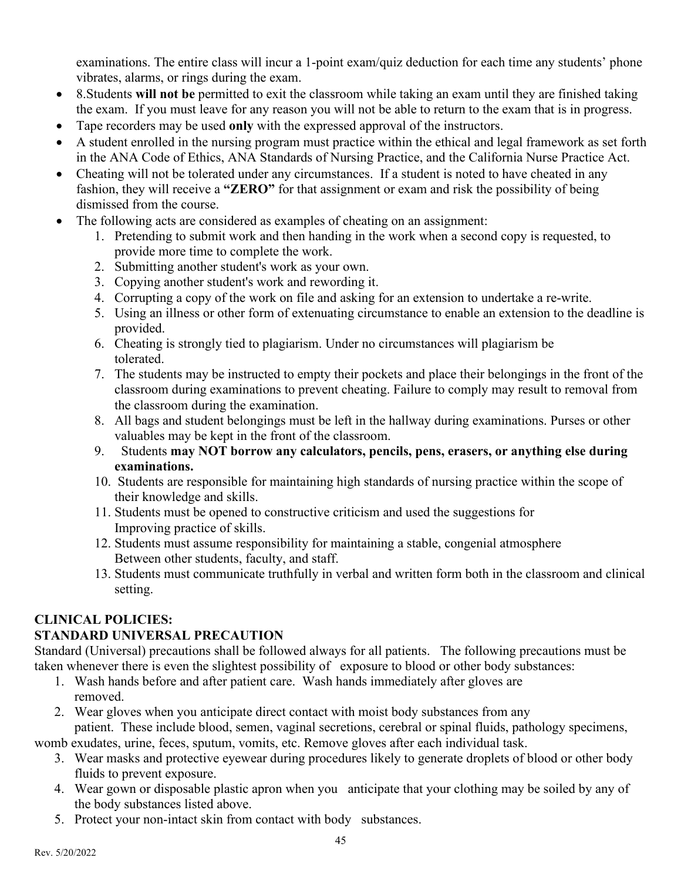examinations. The entire class will incur a 1-point exam/quiz deduction for each time any students' phone vibrates, alarms, or rings during the exam.

- 8.Students **will not be** permitted to exit the classroom while taking an exam until they are finished taking the exam. If you must leave for any reason you will not be able to return to the exam that is in progress.
- Tape recorders may be used **only** with the expressed approval of the instructors.
- A student enrolled in the nursing program must practice within the ethical and legal framework as set forth in the ANA Code of Ethics, ANA Standards of Nursing Practice, and the California Nurse Practice Act.
- Cheating will not be tolerated under any circumstances. If a student is noted to have cheated in any fashion, they will receive a **"ZERO"** for that assignment or exam and risk the possibility of being dismissed from the course.
- The following acts are considered as examples of cheating on an assignment:
    1. Pretending to submit work and then handing in the work when a second copy is requested, to provide more time to complete the work.
    2. Submitting another student's work as your own.
    3. Copying another student's work and rewording it.
    4. Corrupting a copy of the work on file and asking for an extension to undertake a re-write.
    5. Using an illness or other form of extenuating circumstance to enable an extension to the deadline is provided.
    6. Cheating is strongly tied to plagiarism. Under no circumstances will plagiarism be tolerated.
    7. The students may be instructed to empty their pockets and place their belongings in the front of the classroom during examinations to prevent cheating. Failure to comply may result to removal from the classroom during the examination.
    8. All bags and student belongings must be left in the hallway during examinations. Purses or other valuables may be kept in the front of the classroom.
    9. Students **may NOT borrow any calculators, pencils, pens, erasers, or anything else during examinations.**
    10. Students are responsible for maintaining high standards of nursing practice within the scope of their knowledge and skills.
    11. Students must be opened to constructive criticism and used the suggestions for Improving practice of skills.
    12. Students must assume responsibility for maintaining a stable, congenial atmosphere Between other students, faculty, and staff.
    13. Students must communicate truthfully in verbal and written form both in the classroom and clinical setting.

## CLINICAL POLICIES:

### STANDARD UNIVERSAL PRECAUTION

Standard (Universal) precautions shall be followed always for all patients. The following precautions must be taken whenever there is even the slightest possibility of exposure to blood or other body substances:

1. Wash hands before and after patient care. Wash hands immediately after gloves are removed.
2. Wear gloves when you anticipate direct contact with moist body substances from any patient. These include blood, semen, vaginal secretions, cerebral or spinal fluids, pathology specimens, womb exudates, urine, feces, sputum, vomits, etc. Remove gloves after each individual task.
3. Wear masks and protective eyewear during procedures likely to generate droplets of blood or other body fluids to prevent exposure.
4. Wear gown or disposable plastic apron when you anticipate that your clothing may be soiled by any of the body substances listed above.
5. Protect your non-intact skin from contact with body substances.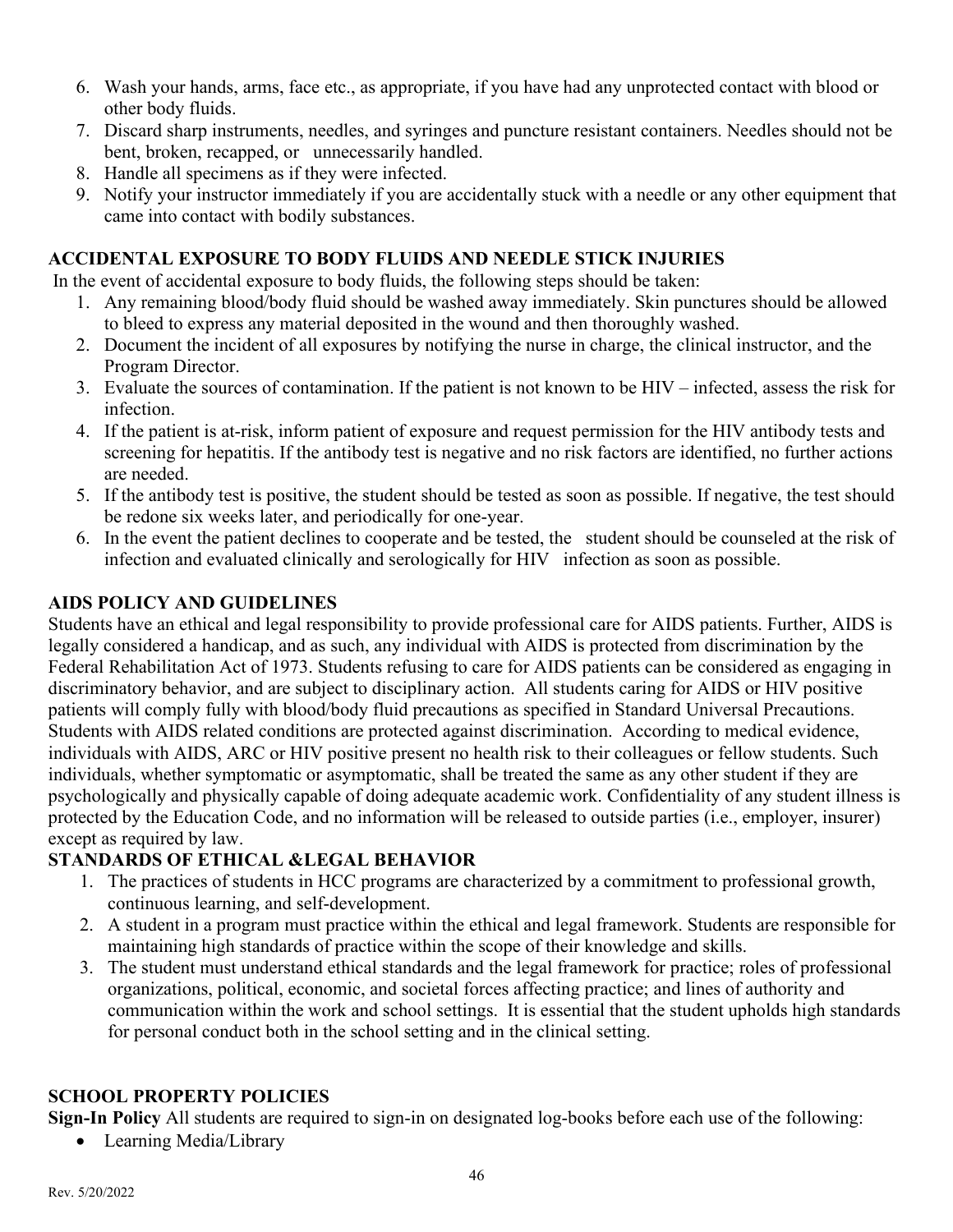6. Wash your hands, arms, face etc., as appropriate, if you have had any unprotected contact with blood or other body fluids.
7. Discard sharp instruments, needles, and syringes and puncture resistant containers. Needles should not be bent, broken, recapped, or unnecessarily handled.
8. Handle all specimens as if they were infected.
9. Notify your instructor immediately if you are accidentally stuck with a needle or any other equipment that came into contact with bodily substances.

## ACCIDENTAL EXPOSURE TO BODY FLUIDS AND NEEDLE STICK INJURIES

In the event of accidental exposure to body fluids, the following steps should be taken:

1. Any remaining blood/body fluid should be washed away immediately. Skin punctures should be allowed to bleed to express any material deposited in the wound and then thoroughly washed.
2. Document the incident of all exposures by notifying the nurse in charge, the clinical instructor, and the Program Director.
3. Evaluate the sources of contamination. If the patient is not known to be HIV – infected, assess the risk for infection.
4. If the patient is at-risk, inform patient of exposure and request permission for the HIV antibody tests and screening for hepatitis. If the antibody test is negative and no risk factors are identified, no further actions are needed.
5. If the antibody test is positive, the student should be tested as soon as possible. If negative, the test should be redone six weeks later, and periodically for one-year.
6. In the event the patient declines to cooperate and be tested, the student should be counseled at the risk of infection and evaluated clinically and serologically for HIV infection as soon as possible.

## AIDS POLICY AND GUIDELINES

Students have an ethical and legal responsibility to provide professional care for AIDS patients. Further, AIDS is legally considered a handicap, and as such, any individual with AIDS is protected from discrimination by the Federal Rehabilitation Act of 1973. Students refusing to care for AIDS patients can be considered as engaging in discriminatory behavior, and are subject to disciplinary action. All students caring for AIDS or HIV positive patients will comply fully with blood/body fluid precautions as specified in Standard Universal Precautions. Students with AIDS related conditions are protected against discrimination. According to medical evidence, individuals with AIDS, ARC or HIV positive present no health risk to their colleagues or fellow students. Such individuals, whether symptomatic or asymptomatic, shall be treated the same as any other student if they are psychologically and physically capable of doing adequate academic work. Confidentiality of any student illness is protected by the Education Code, and no information will be released to outside parties (i.e., employer, insurer) except as required by law.

## STANDARDS OF ETHICAL &LEGAL BEHAVIOR

1. The practices of students in HCC programs are characterized by a commitment to professional growth, continuous learning, and self-development.
2. A student in a program must practice within the ethical and legal framework. Students are responsible for maintaining high standards of practice within the scope of their knowledge and skills.
3. The student must understand ethical standards and the legal framework for practice; roles of professional organizations, political, economic, and societal forces affecting practice; and lines of authority and communication within the work and school settings. It is essential that the student upholds high standards for personal conduct both in the school setting and in the clinical setting.

## SCHOOL PROPERTY POLICIES

**Sign-In Policy** All students are required to sign-in on designated log-books before each use of the following:

- Learning Media/Library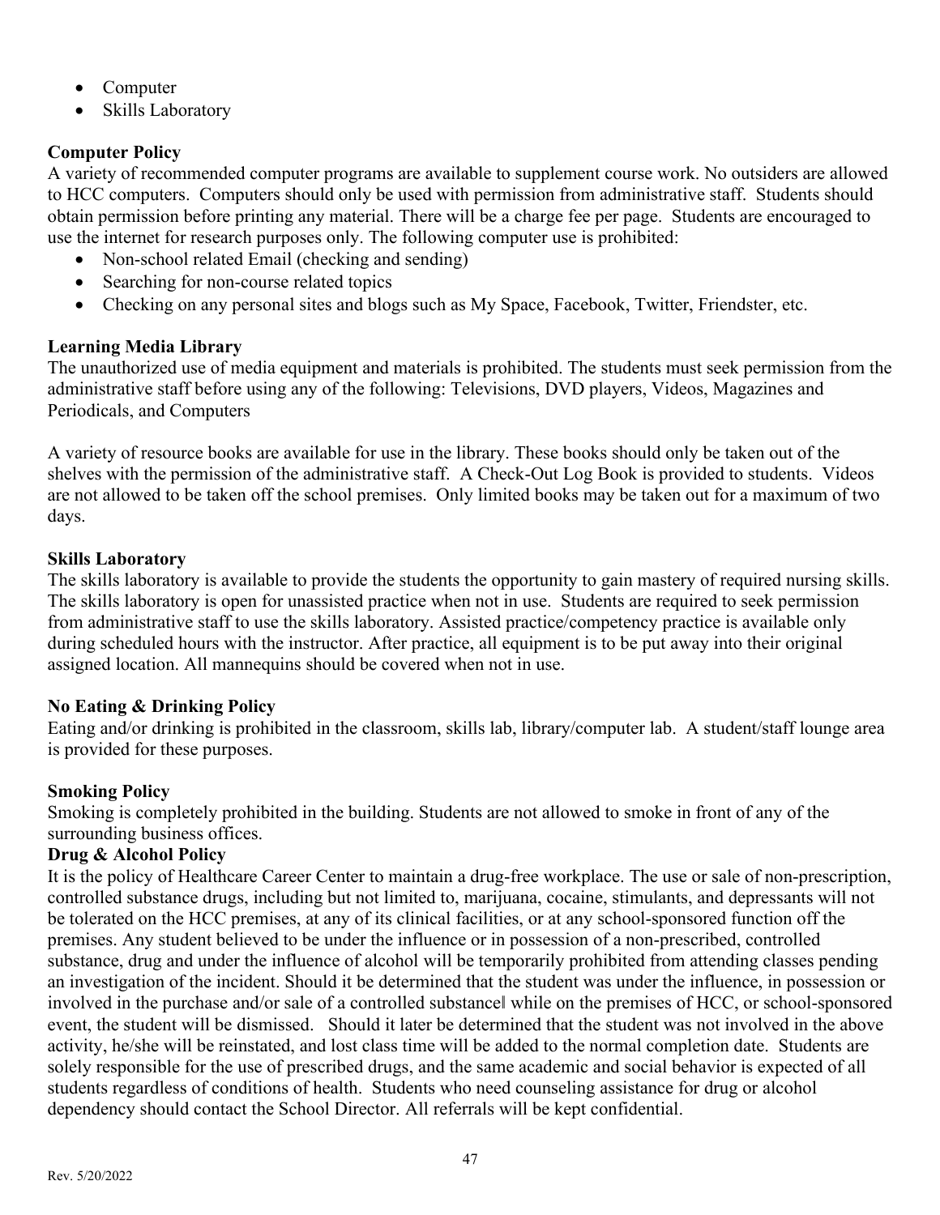- Computer
- Skills Laboratory

**Computer Policy**

A variety of recommended computer programs are available to supplement course work. No outsiders are allowed to HCC computers. Computers should only be used with permission from administrative staff. Students should obtain permission before printing any material. There will be a charge fee per page. Students are encouraged to use the internet for research purposes only. The following computer use is prohibited:

- Non-school related Email (checking and sending)
- Searching for non-course related topics
- Checking on any personal sites and blogs such as My Space, Facebook, Twitter, Friendster, etc.

**Learning Media Library**

The unauthorized use of media equipment and materials is prohibited. The students must seek permission from the administrative staff before using any of the following: Televisions, DVD players, Videos, Magazines and Periodicals, and Computers

A variety of resource books are available for use in the library. These books should only be taken out of the shelves with the permission of the administrative staff. A Check-Out Log Book is provided to students. Videos are not allowed to be taken off the school premises. Only limited books may be taken out for a maximum of two days.

**Skills Laboratory**

The skills laboratory is available to provide the students the opportunity to gain mastery of required nursing skills. The skills laboratory is open for unassisted practice when not in use. Students are required to seek permission from administrative staff to use the skills laboratory. Assisted practice/competency practice is available only during scheduled hours with the instructor. After practice, all equipment is to be put away into their original assigned location. All mannequins should be covered when not in use.

**No Eating & Drinking Policy**

Eating and/or drinking is prohibited in the classroom, skills lab, library/computer lab. A student/staff lounge area is provided for these purposes.

**Smoking Policy**

Smoking is completely prohibited in the building. Students are not allowed to smoke in front of any of the surrounding business offices.

**Drug & Alcohol Policy**

It is the policy of Healthcare Career Center to maintain a drug-free workplace. The use or sale of non-prescription, controlled substance drugs, including but not limited to, marijuana, cocaine, stimulants, and depressants will not be tolerated on the HCC premises, at any of its clinical facilities, or at any school-sponsored function off the premises. Any student believed to be under the influence or in possession of a non-prescribed, controlled substance, drug and under the influence of alcohol will be temporarily prohibited from attending classes pending an investigation of the incident. Should it be determined that the student was under the influence, in possession or involved in the purchase and/or sale of a controlled substance‖ while on the premises of HCC, or school-sponsored event, the student will be dismissed. Should it later be determined that the student was not involved in the above activity, he/she will be reinstated, and lost class time will be added to the normal completion date. Students are solely responsible for the use of prescribed drugs, and the same academic and social behavior is expected of all students regardless of conditions of health. Students who need counseling assistance for drug or alcohol dependency should contact the School Director. All referrals will be kept confidential.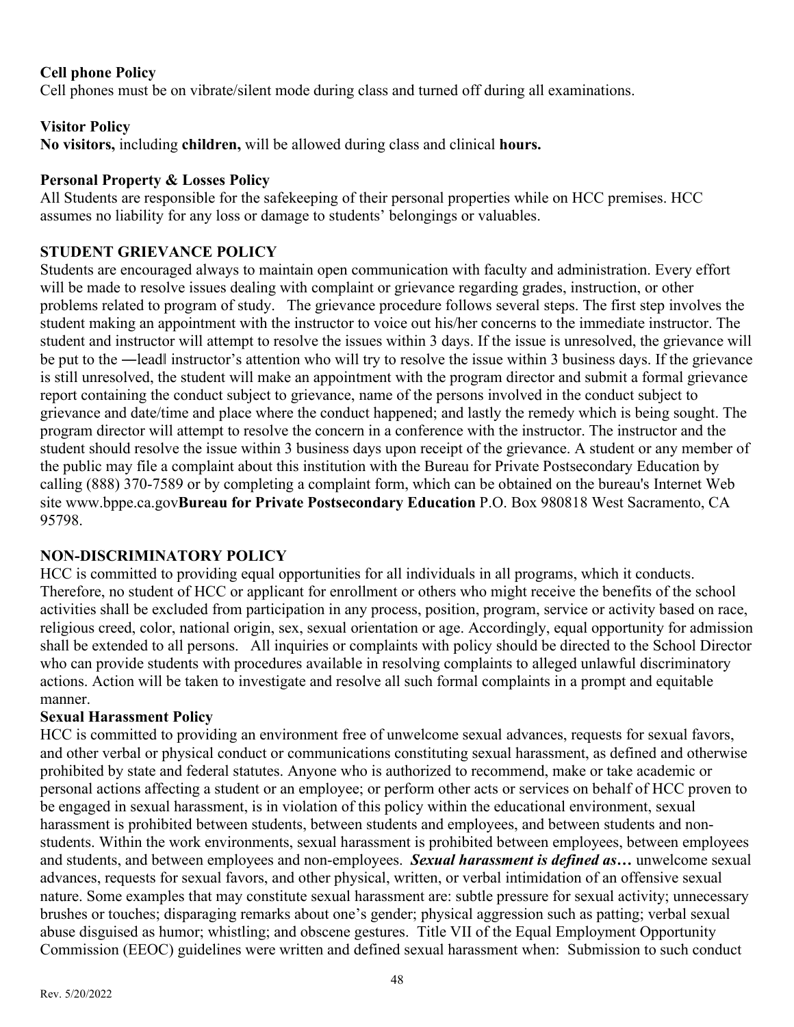**Cell phone Policy**

Cell phones must be on vibrate/silent mode during class and turned off during all examinations.

**Visitor Policy**

**No visitors,** including **children,** will be allowed during class and clinical **hours.**

**Personal Property & Losses Policy**

All Students are responsible for the safekeeping of their personal properties while on HCC premises. HCC assumes no liability for any loss or damage to students' belongings or valuables.

**STUDENT GRIEVANCE POLICY**

Students are encouraged always to maintain open communication with faculty and administration. Every effort will be made to resolve issues dealing with complaint or grievance regarding grades, instruction, or other problems related to program of study. The grievance procedure follows several steps. The first step involves the student making an appointment with the instructor to voice out his/her concerns to the immediate instructor. The student and instructor will attempt to resolve the issues within 3 days. If the issue is unresolved, the grievance will be put to the ―lead‖ instructor's attention who will try to resolve the issue within 3 business days. If the grievance is still unresolved, the student will make an appointment with the program director and submit a formal grievance report containing the conduct subject to grievance, name of the persons involved in the conduct subject to grievance and date/time and place where the conduct happened; and lastly the remedy which is being sought. The program director will attempt to resolve the concern in a conference with the instructor. The instructor and the student should resolve the issue within 3 business days upon receipt of the grievance. A student or any member of the public may file a complaint about this institution with the Bureau for Private Postsecondary Education by calling (888) 370-7589 or by completing a complaint form, which can be obtained on the bureau's Internet Web site www.bppe.ca.gov**Bureau for Private Postsecondary Education** P.O. Box 980818 West Sacramento, CA 95798.

**NON-DISCRIMINATORY POLICY**

HCC is committed to providing equal opportunities for all individuals in all programs, which it conducts. Therefore, no student of HCC or applicant for enrollment or others who might receive the benefits of the school activities shall be excluded from participation in any process, position, program, service or activity based on race, religious creed, color, national origin, sex, sexual orientation or age. Accordingly, equal opportunity for admission shall be extended to all persons. All inquiries or complaints with policy should be directed to the School Director who can provide students with procedures available in resolving complaints to alleged unlawful discriminatory actions. Action will be taken to investigate and resolve all such formal complaints in a prompt and equitable manner.

**Sexual Harassment Policy**

HCC is committed to providing an environment free of unwelcome sexual advances, requests for sexual favors, and other verbal or physical conduct or communications constituting sexual harassment, as defined and otherwise prohibited by state and federal statutes. Anyone who is authorized to recommend, make or take academic or personal actions affecting a student or an employee; or perform other acts or services on behalf of HCC proven to be engaged in sexual harassment, is in violation of this policy within the educational environment, sexual harassment is prohibited between students, between students and employees, and between students and non-students. Within the work environments, sexual harassment is prohibited between employees, between employees and students, and between employees and non-employees. ***Sexual harassment is defined as…*** unwelcome sexual advances, requests for sexual favors, and other physical, written, or verbal intimidation of an offensive sexual nature. Some examples that may constitute sexual harassment are: subtle pressure for sexual activity; unnecessary brushes or touches; disparaging remarks about one's gender; physical aggression such as patting; verbal sexual abuse disguised as humor; whistling; and obscene gestures. Title VII of the Equal Employment Opportunity Commission (EEOC) guidelines were written and defined sexual harassment when: Submission to such conduct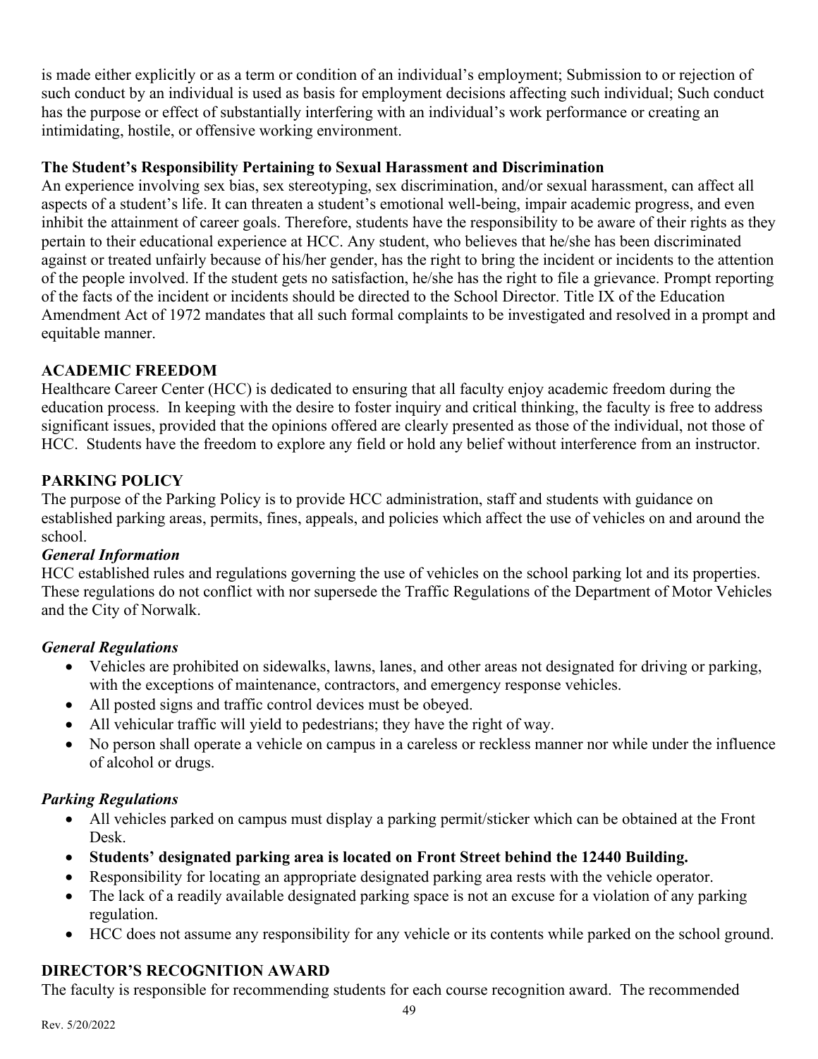is made either explicitly or as a term or condition of an individual's employment; Submission to or rejection of such conduct by an individual is used as basis for employment decisions affecting such individual; Such conduct has the purpose or effect of substantially interfering with an individual's work performance or creating an intimidating, hostile, or offensive working environment.

**The Student's Responsibility Pertaining to Sexual Harassment and Discrimination**

An experience involving sex bias, sex stereotyping, sex discrimination, and/or sexual harassment, can affect all aspects of a student's life. It can threaten a student's emotional well-being, impair academic progress, and even inhibit the attainment of career goals. Therefore, students have the responsibility to be aware of their rights as they pertain to their educational experience at HCC. Any student, who believes that he/she has been discriminated against or treated unfairly because of his/her gender, has the right to bring the incident or incidents to the attention of the people involved. If the student gets no satisfaction, he/she has the right to file a grievance. Prompt reporting of the facts of the incident or incidents should be directed to the School Director. Title IX of the Education Amendment Act of 1972 mandates that all such formal complaints to be investigated and resolved in a prompt and equitable manner.

## ACADEMIC FREEDOM

Healthcare Career Center (HCC) is dedicated to ensuring that all faculty enjoy academic freedom during the education process. In keeping with the desire to foster inquiry and critical thinking, the faculty is free to address significant issues, provided that the opinions offered are clearly presented as those of the individual, not those of HCC. Students have the freedom to explore any field or hold any belief without interference from an instructor.

## PARKING POLICY

The purpose of the Parking Policy is to provide HCC administration, staff and students with guidance on established parking areas, permits, fines, appeals, and policies which affect the use of vehicles on and around the school.

***General Information***

HCC established rules and regulations governing the use of vehicles on the school parking lot and its properties. These regulations do not conflict with nor supersede the Traffic Regulations of the Department of Motor Vehicles and the City of Norwalk.

***General Regulations***

- Vehicles are prohibited on sidewalks, lawns, lanes, and other areas not designated for driving or parking, with the exceptions of maintenance, contractors, and emergency response vehicles.
- All posted signs and traffic control devices must be obeyed.
- All vehicular traffic will yield to pedestrians; they have the right of way.
- No person shall operate a vehicle on campus in a careless or reckless manner nor while under the influence of alcohol or drugs.

***Parking Regulations***

- All vehicles parked on campus must display a parking permit/sticker which can be obtained at the Front Desk.
- **Students' designated parking area is located on Front Street behind the 12440 Building.**
- Responsibility for locating an appropriate designated parking area rests with the vehicle operator.
- The lack of a readily available designated parking space is not an excuse for a violation of any parking regulation.
- HCC does not assume any responsibility for any vehicle or its contents while parked on the school ground.

## DIRECTOR'S RECOGNITION AWARD

The faculty is responsible for recommending students for each course recognition award. The recommended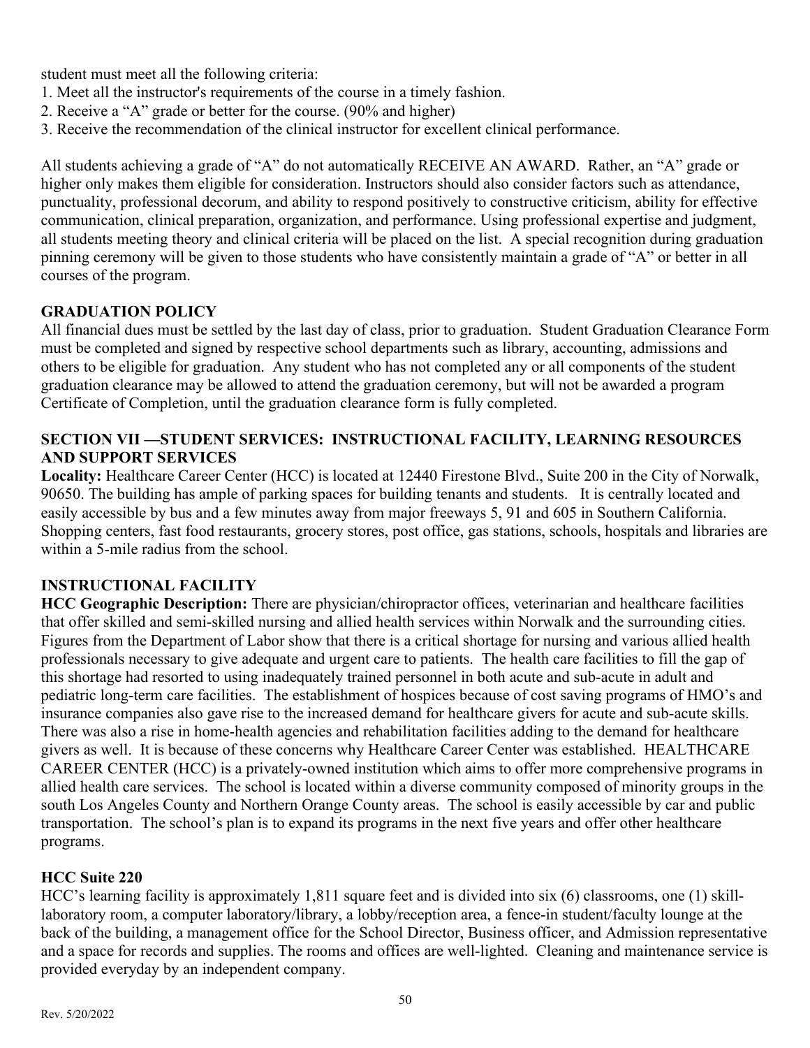student must meet all the following criteria:

1. Meet all the instructor's requirements of the course in a timely fashion.
2. Receive a "A" grade or better for the course. (90% and higher)
3. Receive the recommendation of the clinical instructor for excellent clinical performance.

All students achieving a grade of "A" do not automatically RECEIVE AN AWARD. Rather, an "A" grade or higher only makes them eligible for consideration. Instructors should also consider factors such as attendance, punctuality, professional decorum, and ability to respond positively to constructive criticism, ability for effective communication, clinical preparation, organization, and performance. Using professional expertise and judgment, all students meeting theory and clinical criteria will be placed on the list. A special recognition during graduation pinning ceremony will be given to those students who have consistently maintain a grade of "A" or better in all courses of the program.

## GRADUATION POLICY

All financial dues must be settled by the last day of class, prior to graduation. Student Graduation Clearance Form must be completed and signed by respective school departments such as library, accounting, admissions and others to be eligible for graduation. Any student who has not completed any or all components of the student graduation clearance may be allowed to attend the graduation ceremony, but will not be awarded a program Certificate of Completion, until the graduation clearance form is fully completed.

## SECTION VII —STUDENT SERVICES: INSTRUCTIONAL FACILITY, LEARNING RESOURCES AND SUPPORT SERVICES

**Locality:** Healthcare Career Center (HCC) is located at 12440 Firestone Blvd., Suite 200 in the City of Norwalk, 90650. The building has ample of parking spaces for building tenants and students. It is centrally located and easily accessible by bus and a few minutes away from major freeways 5, 91 and 605 in Southern California. Shopping centers, fast food restaurants, grocery stores, post office, gas stations, schools, hospitals and libraries are within a 5-mile radius from the school.

## INSTRUCTIONAL FACILITY

**HCC Geographic Description:** There are physician/chiropractor offices, veterinarian and healthcare facilities that offer skilled and semi-skilled nursing and allied health services within Norwalk and the surrounding cities. Figures from the Department of Labor show that there is a critical shortage for nursing and various allied health professionals necessary to give adequate and urgent care to patients. The health care facilities to fill the gap of this shortage had resorted to using inadequately trained personnel in both acute and sub-acute in adult and pediatric long-term care facilities. The establishment of hospices because of cost saving programs of HMO's and insurance companies also gave rise to the increased demand for healthcare givers for acute and sub-acute skills. There was also a rise in home-health agencies and rehabilitation facilities adding to the demand for healthcare givers as well. It is because of these concerns why Healthcare Career Center was established. HEALTHCARE CAREER CENTER (HCC) is a privately-owned institution which aims to offer more comprehensive programs in allied health care services. The school is located within a diverse community composed of minority groups in the south Los Angeles County and Northern Orange County areas. The school is easily accessible by car and public transportation. The school's plan is to expand its programs in the next five years and offer other healthcare programs.

### HCC Suite 220

HCC's learning facility is approximately 1,811 square feet and is divided into six (6) classrooms, one (1) skill-laboratory room, a computer laboratory/library, a lobby/reception area, a fence-in student/faculty lounge at the back of the building, a management office for the School Director, Business officer, and Admission representative and a space for records and supplies. The rooms and offices are well-lighted. Cleaning and maintenance service is provided everyday by an independent company.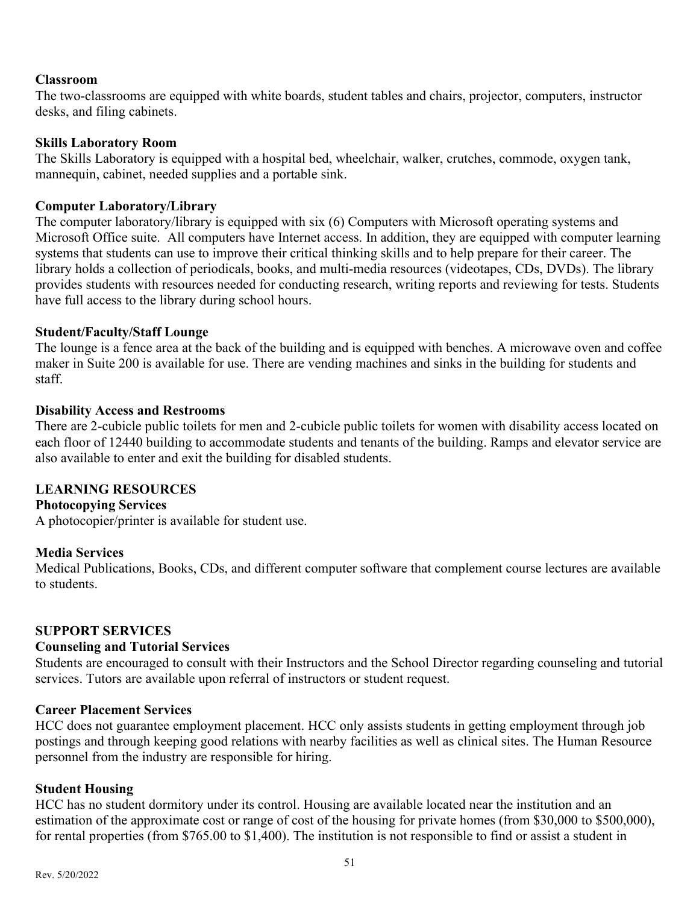**Classroom**

The two-classrooms are equipped with white boards, student tables and chairs, projector, computers, instructor desks, and filing cabinets.

**Skills Laboratory Room**

The Skills Laboratory is equipped with a hospital bed, wheelchair, walker, crutches, commode, oxygen tank, mannequin, cabinet, needed supplies and a portable sink.

**Computer Laboratory/Library**

The computer laboratory/library is equipped with six (6) Computers with Microsoft operating systems and Microsoft Office suite. All computers have Internet access. In addition, they are equipped with computer learning systems that students can use to improve their critical thinking skills and to help prepare for their career. The library holds a collection of periodicals, books, and multi-media resources (videotapes, CDs, DVDs). The library provides students with resources needed for conducting research, writing reports and reviewing for tests. Students have full access to the library during school hours.

**Student/Faculty/Staff Lounge**

The lounge is a fence area at the back of the building and is equipped with benches. A microwave oven and coffee maker in Suite 200 is available for use. There are vending machines and sinks in the building for students and staff.

**Disability Access and Restrooms**

There are 2-cubicle public toilets for men and 2-cubicle public toilets for women with disability access located on each floor of 12440 building to accommodate students and tenants of the building. Ramps and elevator service are also available to enter and exit the building for disabled students.

## LEARNING RESOURCES

**Photocopying Services**

A photocopier/printer is available for student use.

**Media Services**

Medical Publications, Books, CDs, and different computer software that complement course lectures are available to students.

## SUPPORT SERVICES

**Counseling and Tutorial Services**

Students are encouraged to consult with their Instructors and the School Director regarding counseling and tutorial services. Tutors are available upon referral of instructors or student request.

**Career Placement Services**

HCC does not guarantee employment placement. HCC only assists students in getting employment through job postings and through keeping good relations with nearby facilities as well as clinical sites. The Human Resource personnel from the industry are responsible for hiring.

**Student Housing**

HCC has no student dormitory under its control. Housing are available located near the institution and an estimation of the approximate cost or range of cost of the housing for private homes (from $30,000 to $500,000), for rental properties (from $765.00 to $1,400). The institution is not responsible to find or assist a student in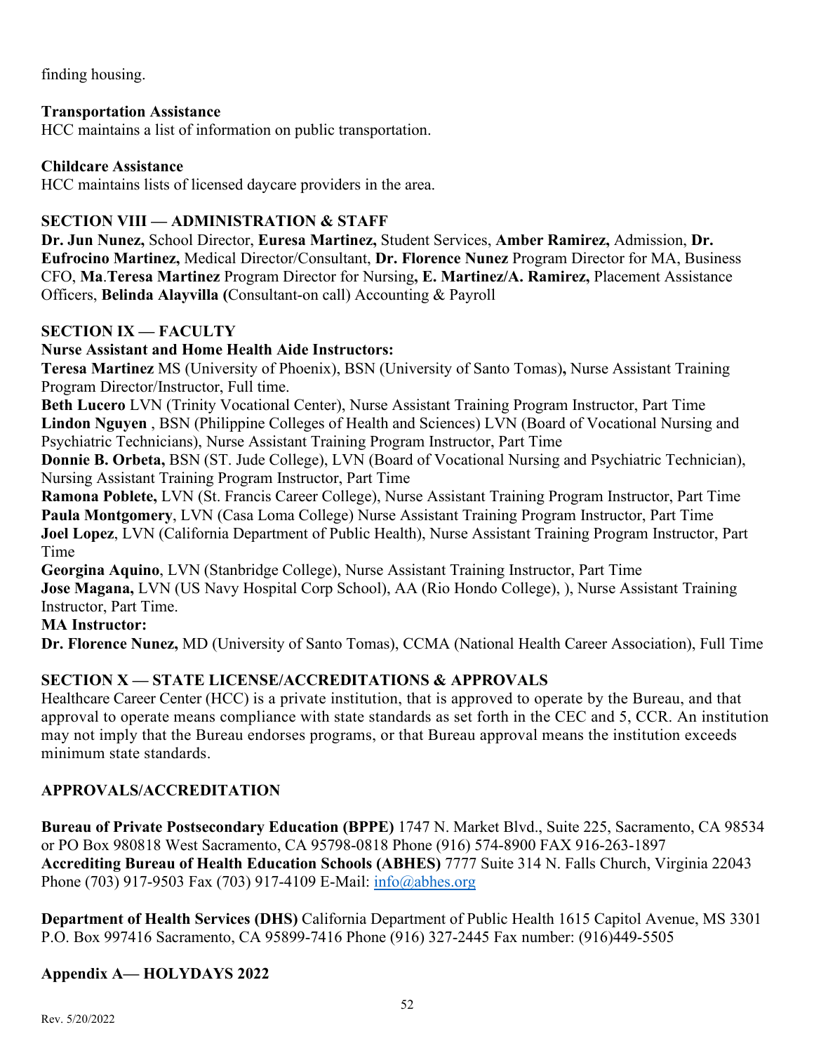finding housing.

**Transportation Assistance**
HCC maintains a list of information on public transportation.

**Childcare Assistance**
HCC maintains lists of licensed daycare providers in the area.

## SECTION VIII — ADMINISTRATION & STAFF

**Dr. Jun Nunez,** School Director, **Euresa Martinez,** Student Services, **Amber Ramirez,** Admission, **Dr. Eufrocino Martinez,** Medical Director/Consultant, **Dr. Florence Nunez** Program Director for MA, Business CFO, **Ma**.**Teresa Martinez** Program Director for Nursing**, E. Martinez/A. Ramirez,** Placement Assistance Officers, **Belinda Alayvilla (**Consultant-on call) Accounting & Payroll

## SECTION IX — FACULTY

**Nurse Assistant and Home Health Aide Instructors:**

**Teresa Martinez** MS (University of Phoenix), BSN (University of Santo Tomas)**,** Nurse Assistant Training Program Director/Instructor, Full time.
**Beth Lucero** LVN (Trinity Vocational Center), Nurse Assistant Training Program Instructor, Part Time
**Lindon Nguyen** , BSN (Philippine Colleges of Health and Sciences) LVN (Board of Vocational Nursing and Psychiatric Technicians), Nurse Assistant Training Program Instructor, Part Time
**Donnie B. Orbeta,** BSN (ST. Jude College), LVN (Board of Vocational Nursing and Psychiatric Technician), Nursing Assistant Training Program Instructor, Part Time
**Ramona Poblete,** LVN (St. Francis Career College), Nurse Assistant Training Program Instructor, Part Time
**Paula Montgomery**, LVN (Casa Loma College) Nurse Assistant Training Program Instructor, Part Time
**Joel Lopez**, LVN (California Department of Public Health), Nurse Assistant Training Program Instructor, Part Time
**Georgina Aquino**, LVN (Stanbridge College), Nurse Assistant Training Instructor, Part Time
**Jose Magana,** LVN (US Navy Hospital Corp School), AA (Rio Hondo College), ), Nurse Assistant Training Instructor, Part Time.

**MA Instructor:**

**Dr. Florence Nunez,** MD (University of Santo Tomas), CCMA (National Health Career Association), Full Time

## SECTION X — STATE LICENSE/ACCREDITATIONS & APPROVALS

Healthcare Career Center (HCC) is a private institution, that is approved to operate by the Bureau, and that approval to operate means compliance with state standards as set forth in the CEC and 5, CCR. An institution may not imply that the Bureau endorses programs, or that Bureau approval means the institution exceeds minimum state standards.

## APPROVALS/ACCREDITATION

**Bureau of Private Postsecondary Education (BPPE)** 1747 N. Market Blvd., Suite 225, Sacramento, CA 98534 or PO Box 980818 West Sacramento, CA 95798-0818 Phone (916) 574-8900 FAX 916-263-1897
**Accrediting Bureau of Health Education Schools (ABHES)** 7777 Suite 314 N. Falls Church, Virginia 22043 Phone (703) 917-9503 Fax (703) 917-4109 E-Mail: info@abhes.org

**Department of Health Services (DHS)** California Department of Public Health 1615 Capitol Avenue, MS 3301 P.O. Box 997416 Sacramento, CA 95899-7416 Phone (916) 327-2445 Fax number: (916)449-5505

## Appendix A— HOLYDAYS 2022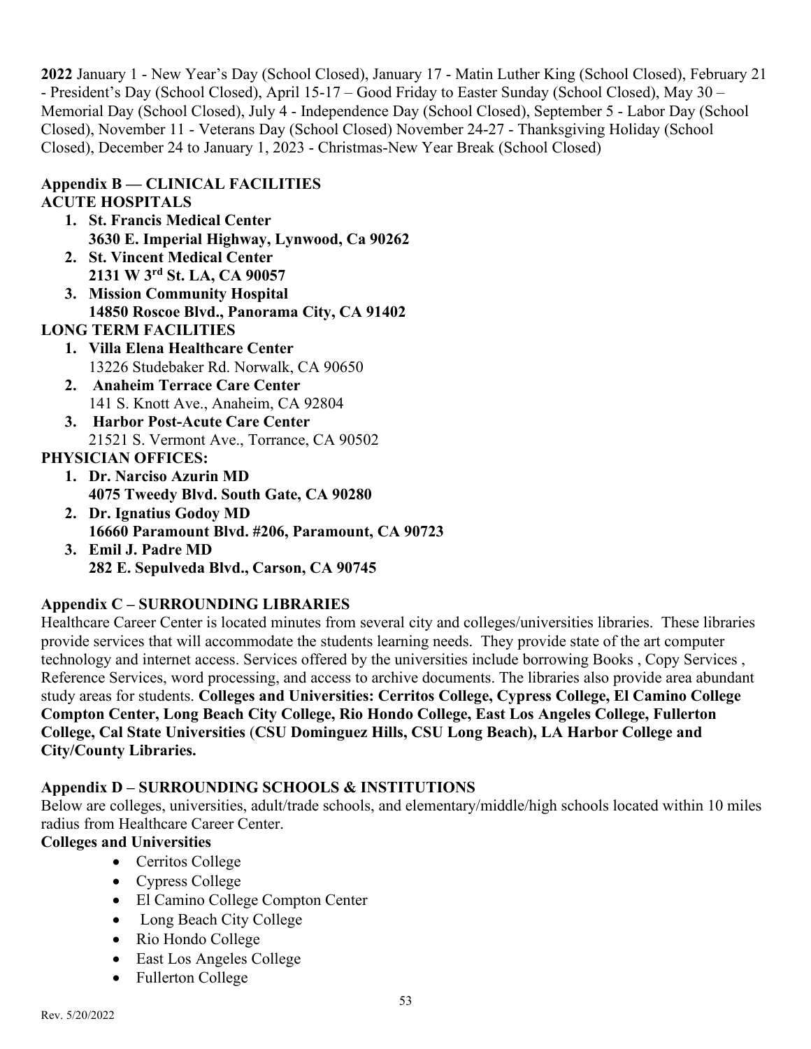**2022** January 1 - New Year's Day (School Closed), January 17 - Matin Luther King (School Closed), February 21 - President's Day (School Closed), April 15-17 – Good Friday to Easter Sunday (School Closed), May 30 – Memorial Day (School Closed), July 4 - Independence Day (School Closed), September 5 - Labor Day (School Closed), November 11 - Veterans Day (School Closed) November 24-27 - Thanksgiving Holiday (School Closed), December 24 to January 1, 2023 - Christmas-New Year Break (School Closed)

## Appendix B — CLINICAL FACILITIES

**ACUTE HOSPITALS**

1. **St. Francis Medical Center**
   **3630 E. Imperial Highway, Lynwood, Ca 90262**
2. **St. Vincent Medical Center**
   **2131 W 3rd St. LA, CA 90057**
3. **Mission Community Hospital**
   **14850 Roscoe Blvd., Panorama City, CA 91402**

**LONG TERM FACILITIES**

1. **Villa Elena Healthcare Center**
   13226 Studebaker Rd. Norwalk, CA 90650
2. **Anaheim Terrace Care Center**
   141 S. Knott Ave., Anaheim, CA 92804
3. **Harbor Post-Acute Care Center**
   21521 S. Vermont Ave., Torrance, CA 90502

**PHYSICIAN OFFICES:**

1. **Dr. Narciso Azurin MD**
   **4075 Tweedy Blvd. South Gate, CA 90280**
2. **Dr. Ignatius Godoy MD**
   **16660 Paramount Blvd. #206, Paramount, CA 90723**
3. **Emil J. Padre MD**
   **282 E. Sepulveda Blvd., Carson, CA 90745**

## Appendix C – SURROUNDING LIBRARIES

Healthcare Career Center is located minutes from several city and colleges/universities libraries. These libraries provide services that will accommodate the students learning needs. They provide state of the art computer technology and internet access. Services offered by the universities include borrowing Books , Copy Services , Reference Services, word processing, and access to archive documents. The libraries also provide area abundant study areas for students. **Colleges and Universities: Cerritos College, Cypress College, El Camino College Compton Center, Long Beach City College, Rio Hondo College, East Los Angeles College, Fullerton College, Cal State Universities** (**CSU Dominguez Hills, CSU Long Beach), LA Harbor College and City/County Libraries.**

## Appendix D – SURROUNDING SCHOOLS & INSTITUTIONS

Below are colleges, universities, adult/trade schools, and elementary/middle/high schools located within 10 miles radius from Healthcare Career Center.

**Colleges and Universities**

- Cerritos College
- Cypress College
- El Camino College Compton Center
- Long Beach City College
- Rio Hondo College
- East Los Angeles College
- Fullerton College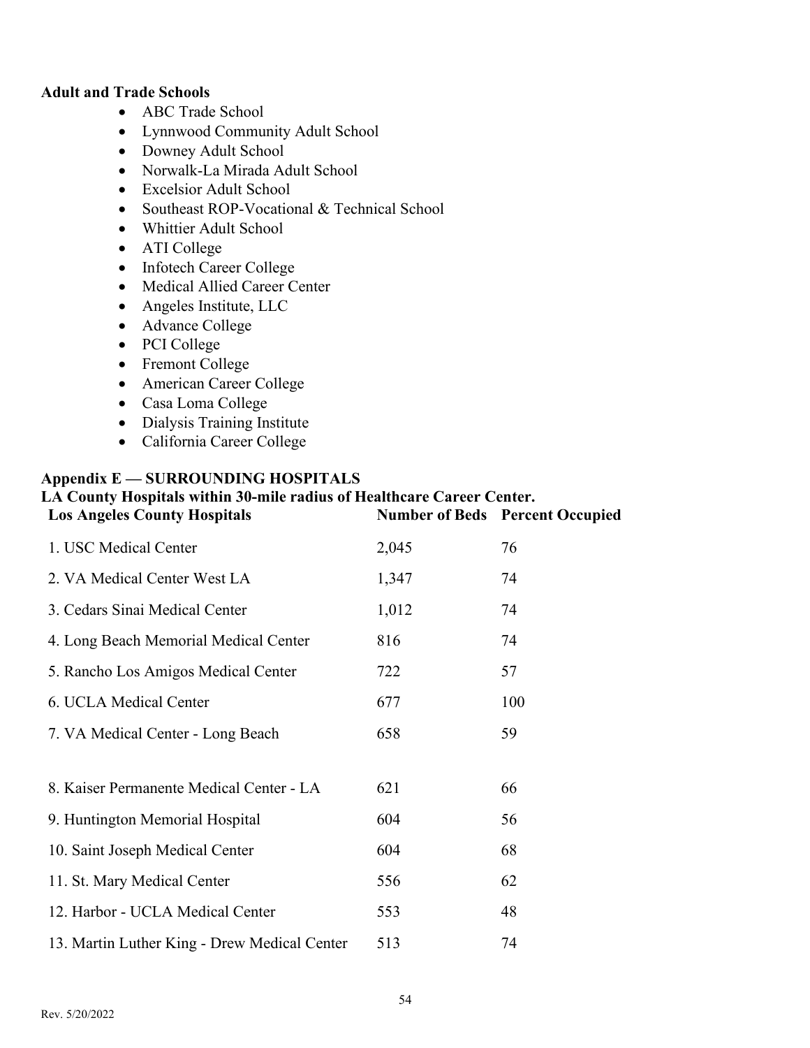**Adult and Trade Schools**

- ABC Trade School
- Lynnwood Community Adult School
- Downey Adult School
- Norwalk-La Mirada Adult School
- Excelsior Adult School
- Southeast ROP-Vocational & Technical School
- Whittier Adult School
- ATI College
- Infotech Career College
- Medical Allied Career Center
- Angeles Institute, LLC
- Advance College
- PCI College
- Fremont College
- American Career College
- Casa Loma College
- Dialysis Training Institute
- California Career College

## Appendix E — SURROUNDING HOSPITALS

**LA County Hospitals within 30-mile radius of Healthcare Career Center.**

| Los Angeles County Hospitals | Number of Beds | Percent Occupied |
|---|---|---|
| 1. USC Medical Center | 2,045 | 76 |
| 2. VA Medical Center West LA | 1,347 | 74 |
| 3. Cedars Sinai Medical Center | 1,012 | 74 |
| 4. Long Beach Memorial Medical Center | 816 | 74 |
| 5. Rancho Los Amigos Medical Center | 722 | 57 |
| 6. UCLA Medical Center | 677 | 100 |
| 7. VA Medical Center - Long Beach | 658 | 59 |
| 8. Kaiser Permanente Medical Center - LA | 621 | 66 |
| 9. Huntington Memorial Hospital | 604 | 56 |
| 10. Saint Joseph Medical Center | 604 | 68 |
| 11. St. Mary Medical Center | 556 | 62 |
| 12. Harbor - UCLA Medical Center | 553 | 48 |
| 13. Martin Luther King - Drew Medical Center | 513 | 74 |

Rev. 5/20/2022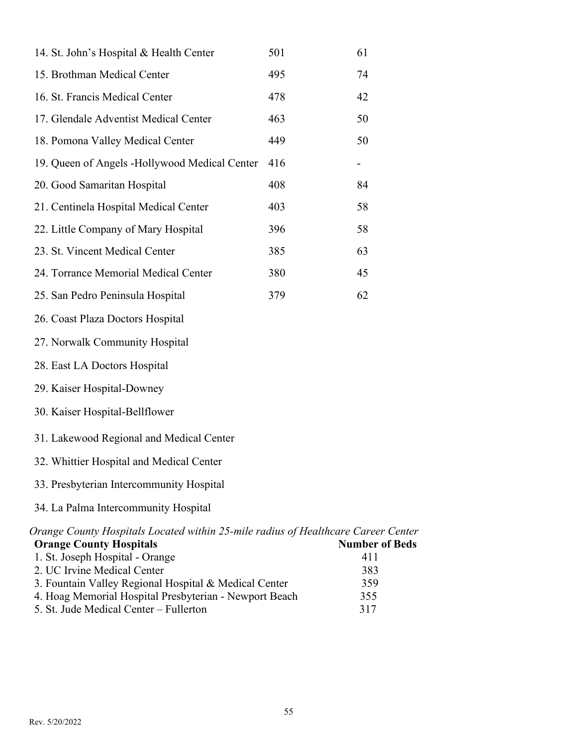| | | |
|---|---|---|
| 14. St. John's Hospital & Health Center | 501 | 61 |
| 15. Brothman Medical Center | 495 | 74 |
| 16. St. Francis Medical Center | 478 | 42 |
| 17. Glendale Adventist Medical Center | 463 | 50 |
| 18. Pomona Valley Medical Center | 449 | 50 |
| 19. Queen of Angels -Hollywood Medical Center | 416 | - |
| 20. Good Samaritan Hospital | 408 | 84 |
| 21. Centinela Hospital Medical Center | 403 | 58 |
| 22. Little Company of Mary Hospital | 396 | 58 |
| 23. St. Vincent Medical Center | 385 | 63 |
| 24. Torrance Memorial Medical Center | 380 | 45 |
| 25. San Pedro Peninsula Hospital | 379 | 62 |
| 26. Coast Plaza Doctors Hospital | | |
| 27. Norwalk Community Hospital | | |
| 28. East LA Doctors Hospital | | |
| 29. Kaiser Hospital-Downey | | |
| 30. Kaiser Hospital-Bellflower | | |
| 31. Lakewood Regional and Medical Center | | |
| 32. Whittier Hospital and Medical Center | | |
| 33. Presbyterian Intercommunity Hospital | | |
| 34. La Palma Intercommunity Hospital | | |

*Orange County Hospitals Located within 25-mile radius of Healthcare Career Center*

| **Orange County Hospitals** | **Number of Beds** |
|---|---|
| 1. St. Joseph Hospital - Orange | 411 |
| 2. UC Irvine Medical Center | 383 |
| 3. Fountain Valley Regional Hospital & Medical Center | 359 |
| 4. Hoag Memorial Hospital Presbyterian - Newport Beach | 355 |
| 5. St. Jude Medical Center – Fullerton | 317 |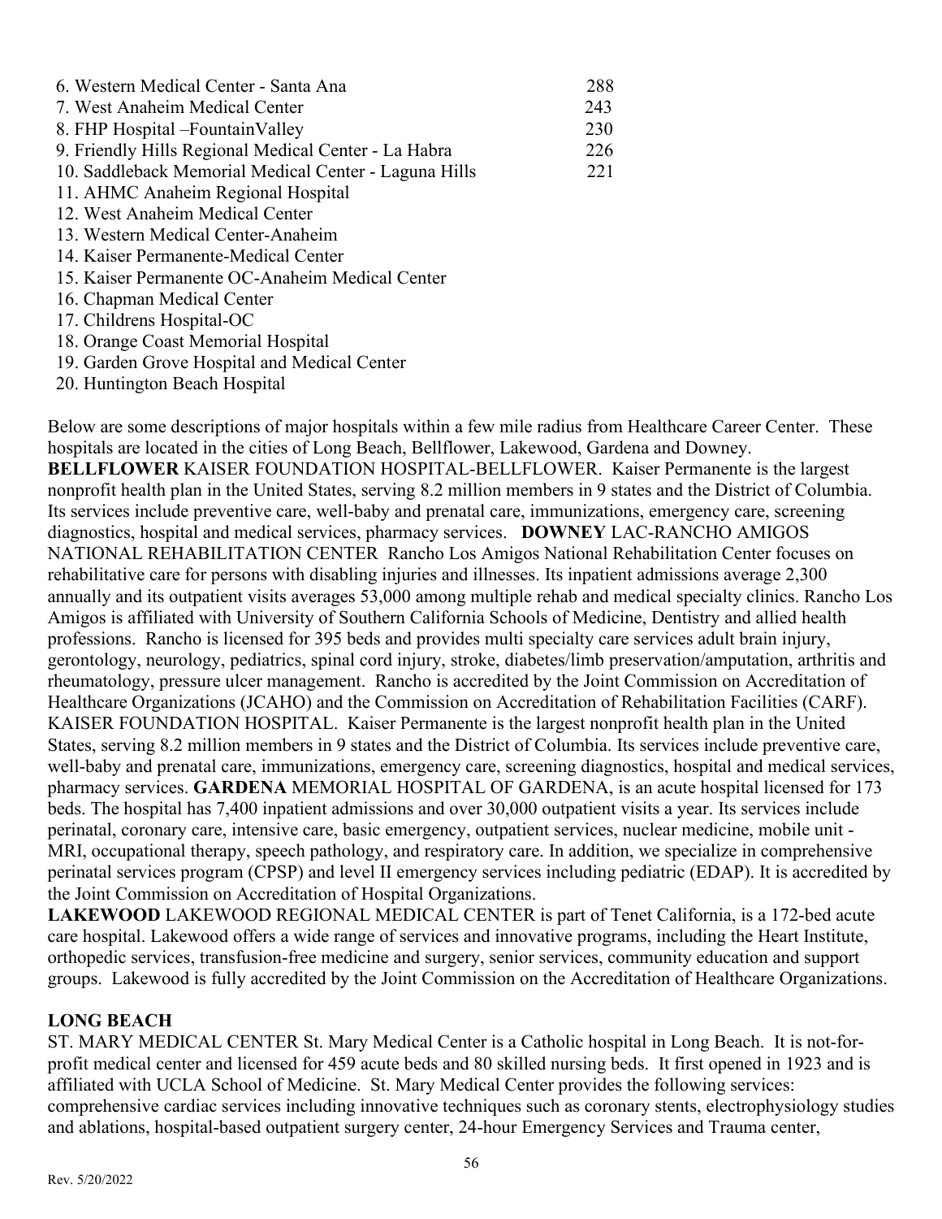6. Western Medical Center - Santa Ana 288
7. West Anaheim Medical Center 243
8. FHP Hospital –FountainValley 230
9. Friendly Hills Regional Medical Center - La Habra 226
10. Saddleback Memorial Medical Center - Laguna Hills 221
11. AHMC Anaheim Regional Hospital
12. West Anaheim Medical Center
13. Western Medical Center-Anaheim
14. Kaiser Permanente-Medical Center
15. Kaiser Permanente OC-Anaheim Medical Center
16. Chapman Medical Center
17. Childrens Hospital-OC
18. Orange Coast Memorial Hospital
19. Garden Grove Hospital and Medical Center
20. Huntington Beach Hospital

Below are some descriptions of major hospitals within a few mile radius from Healthcare Career Center. These hospitals are located in the cities of Long Beach, Bellflower, Lakewood, Gardena and Downey.

**BELLFLOWER** KAISER FOUNDATION HOSPITAL-BELLFLOWER. Kaiser Permanente is the largest nonprofit health plan in the United States, serving 8.2 million members in 9 states and the District of Columbia. Its services include preventive care, well-baby and prenatal care, immunizations, emergency care, screening diagnostics, hospital and medical services, pharmacy services. **DOWNEY** LAC-RANCHO AMIGOS NATIONAL REHABILITATION CENTER Rancho Los Amigos National Rehabilitation Center focuses on rehabilitative care for persons with disabling injuries and illnesses. Its inpatient admissions average 2,300 annually and its outpatient visits averages 53,000 among multiple rehab and medical specialty clinics. Rancho Los Amigos is affiliated with University of Southern California Schools of Medicine, Dentistry and allied health professions. Rancho is licensed for 395 beds and provides multi specialty care services adult brain injury, gerontology, neurology, pediatrics, spinal cord injury, stroke, diabetes/limb preservation/amputation, arthritis and rheumatology, pressure ulcer management. Rancho is accredited by the Joint Commission on Accreditation of Healthcare Organizations (JCAHO) and the Commission on Accreditation of Rehabilitation Facilities (CARF). KAISER FOUNDATION HOSPITAL. Kaiser Permanente is the largest nonprofit health plan in the United States, serving 8.2 million members in 9 states and the District of Columbia. Its services include preventive care, well-baby and prenatal care, immunizations, emergency care, screening diagnostics, hospital and medical services, pharmacy services. **GARDENA** MEMORIAL HOSPITAL OF GARDENA, is an acute hospital licensed for 173 beds. The hospital has 7,400 inpatient admissions and over 30,000 outpatient visits a year. Its services include perinatal, coronary care, intensive care, basic emergency, outpatient services, nuclear medicine, mobile unit - MRI, occupational therapy, speech pathology, and respiratory care. In addition, we specialize in comprehensive perinatal services program (CPSP) and level II emergency services including pediatric (EDAP). It is accredited by the Joint Commission on Accreditation of Hospital Organizations.

**LAKEWOOD** LAKEWOOD REGIONAL MEDICAL CENTER is part of Tenet California, is a 172-bed acute care hospital. Lakewood offers a wide range of services and innovative programs, including the Heart Institute, orthopedic services, transfusion-free medicine and surgery, senior services, community education and support groups. Lakewood is fully accredited by the Joint Commission on the Accreditation of Healthcare Organizations.

**LONG BEACH**

ST. MARY MEDICAL CENTER St. Mary Medical Center is a Catholic hospital in Long Beach. It is not-for-profit medical center and licensed for 459 acute beds and 80 skilled nursing beds. It first opened in 1923 and is affiliated with UCLA School of Medicine. St. Mary Medical Center provides the following services: comprehensive cardiac services including innovative techniques such as coronary stents, electrophysiology studies and ablations, hospital-based outpatient surgery center, 24-hour Emergency Services and Trauma center,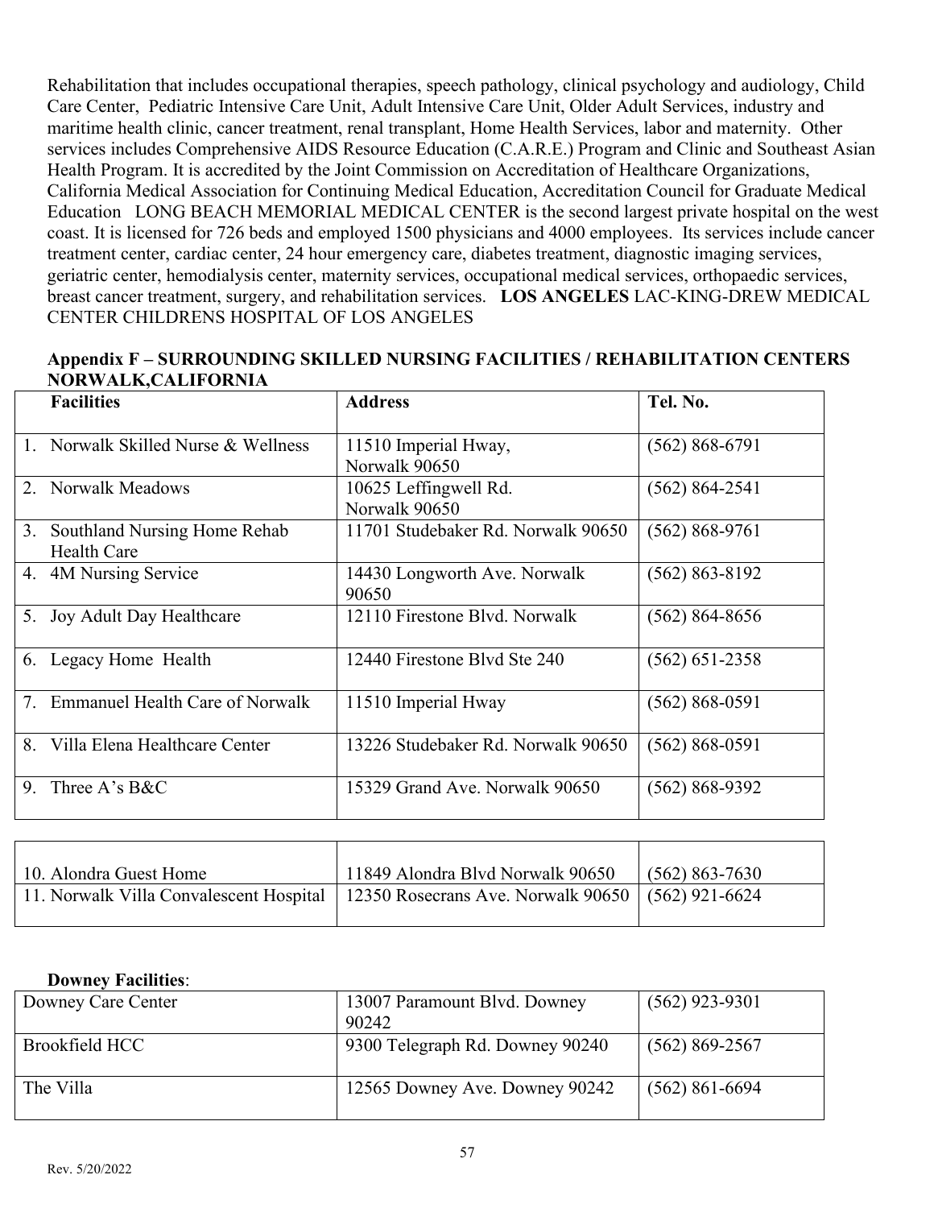Rehabilitation that includes occupational therapies, speech pathology, clinical psychology and audiology, Child Care Center, Pediatric Intensive Care Unit, Adult Intensive Care Unit, Older Adult Services, industry and maritime health clinic, cancer treatment, renal transplant, Home Health Services, labor and maternity. Other services includes Comprehensive AIDS Resource Education (C.A.R.E.) Program and Clinic and Southeast Asian Health Program. It is accredited by the Joint Commission on Accreditation of Healthcare Organizations, California Medical Association for Continuing Medical Education, Accreditation Council for Graduate Medical Education LONG BEACH MEMORIAL MEDICAL CENTER is the second largest private hospital on the west coast. It is licensed for 726 beds and employed 1500 physicians and 4000 employees. Its services include cancer treatment center, cardiac center, 24 hour emergency care, diabetes treatment, diagnostic imaging services, geriatric center, hemodialysis center, maternity services, occupational medical services, orthopaedic services, breast cancer treatment, surgery, and rehabilitation services. **LOS ANGELES** LAC-KING-DREW MEDICAL CENTER CHILDRENS HOSPITAL OF LOS ANGELES

**Appendix F – SURROUNDING SKILLED NURSING FACILITIES / REHABILITATION CENTERS NORWALK,CALIFORNIA**

| Facilities | Address | Tel. No. |
|---|---|---|
| 1. Norwalk Skilled Nurse & Wellness | 11510 Imperial Hway, Norwalk 90650 | (562) 868-6791 |
| 2. Norwalk Meadows | 10625 Leffingwell Rd. Norwalk 90650 | (562) 864-2541 |
| 3. Southland Nursing Home Rehab Health Care | 11701 Studebaker Rd. Norwalk 90650 | (562) 868-9761 |
| 4. 4M Nursing Service | 14430 Longworth Ave. Norwalk 90650 | (562) 863-8192 |
| 5. Joy Adult Day Healthcare | 12110 Firestone Blvd. Norwalk | (562) 864-8656 |
| 6. Legacy Home Health | 12440 Firestone Blvd Ste 240 | (562) 651-2358 |
| 7. Emmanuel Health Care of Norwalk | 11510 Imperial Hway | (562) 868-0591 |
| 8. Villa Elena Healthcare Center | 13226 Studebaker Rd. Norwalk 90650 | (562) 868-0591 |
| 9. Three A's B&C | 15329 Grand Ave. Norwalk 90650 | (562) 868-9392 |
| 10. Alondra Guest Home | 11849 Alondra Blvd Norwalk 90650 | (562) 863-7630 |
| 11. Norwalk Villa Convalescent Hospital | 12350 Rosecrans Ave. Norwalk 90650 | (562) 921-6624 |

**Downey Facilities**:

| | | |
|---|---|---|
| Downey Care Center | 13007 Paramount Blvd. Downey 90242 | (562) 923-9301 |
| Brookfield HCC | 9300 Telegraph Rd. Downey 90240 | (562) 869-2567 |
| The Villa | 12565 Downey Ave. Downey 90242 | (562) 861-6694 |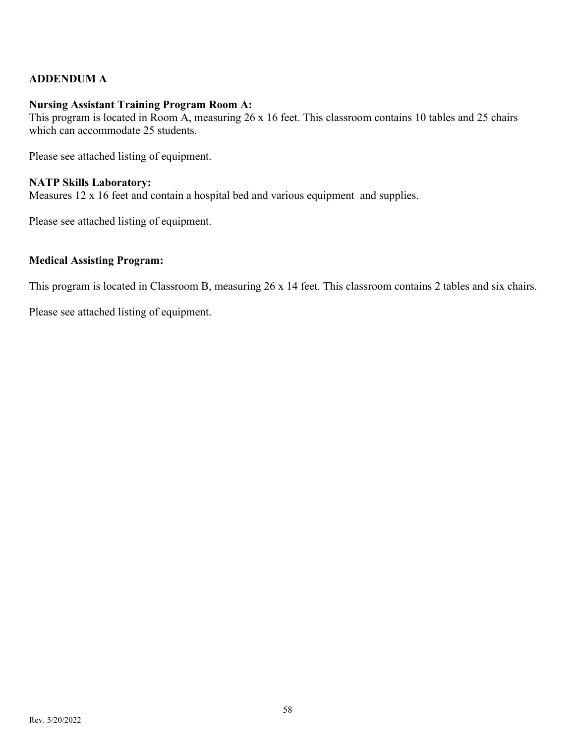## ADDENDUM A

**Nursing Assistant Training Program Room A:**
This program is located in Room A, measuring 26 x 16 feet. This classroom contains 10 tables and 25 chairs which can accommodate 25 students.

Please see attached listing of equipment.

**NATP Skills Laboratory:**
Measures 12 x 16 feet and contain a hospital bed and various equipment and supplies.

Please see attached listing of equipment.

**Medical Assisting Program:**

This program is located in Classroom B, measuring 26 x 14 feet. This classroom contains 2 tables and six chairs.

Please see attached listing of equipment.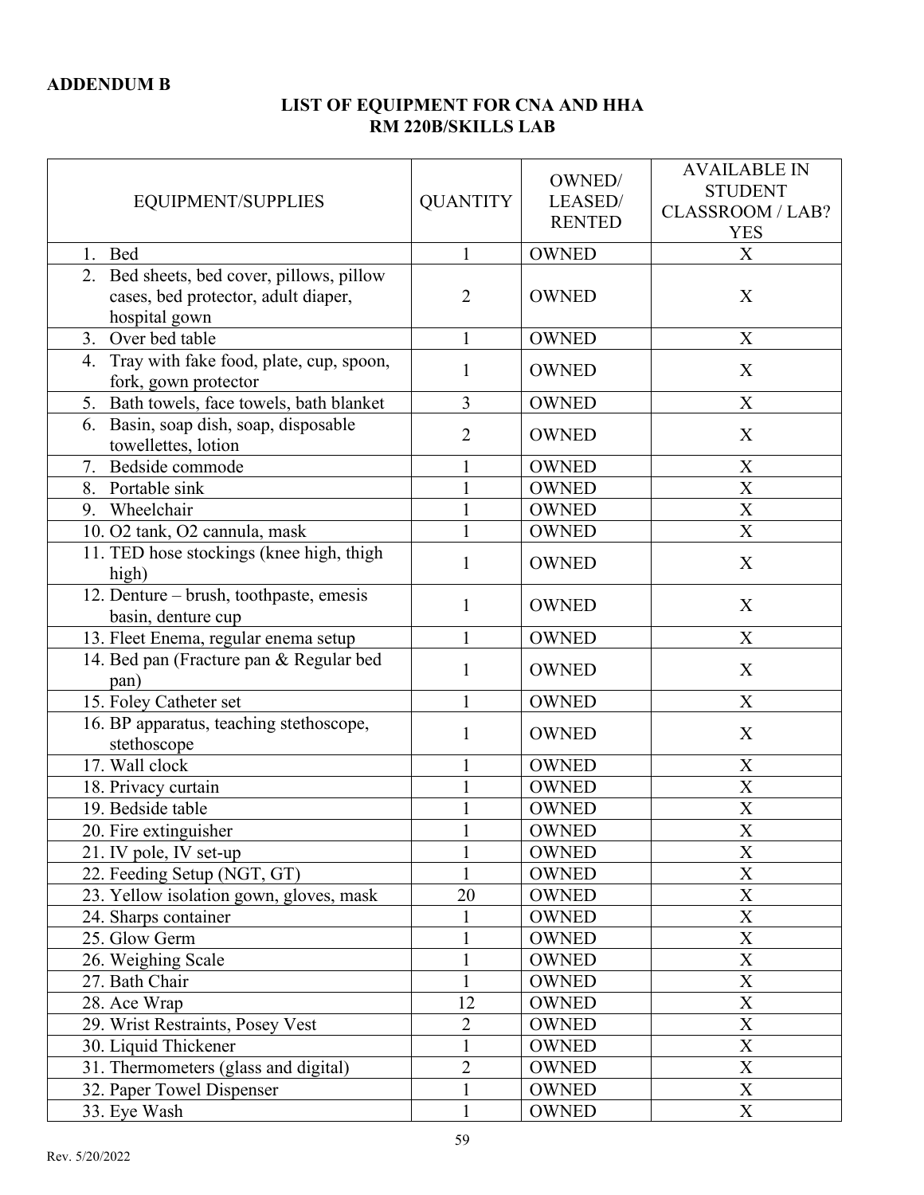**ADDENDUM B**

## LIST OF EQUIPMENT FOR CNA AND HHA
## RM 220B/SKILLS LAB

| EQUIPMENT/SUPPLIES | QUANTITY | OWNED/ LEASED/ RENTED | AVAILABLE IN STUDENT CLASSROOM / LAB? YES |
|---|---|---|---|
| 1. Bed | 1 | OWNED | X |
| 2. Bed sheets, bed cover, pillows, pillow cases, bed protector, adult diaper, hospital gown | 2 | OWNED | X |
| 3. Over bed table | 1 | OWNED | X |
| 4. Tray with fake food, plate, cup, spoon, fork, gown protector | 1 | OWNED | X |
| 5. Bath towels, face towels, bath blanket | 3 | OWNED | X |
| 6. Basin, soap dish, soap, disposable towellettes, lotion | 2 | OWNED | X |
| 7. Bedside commode | 1 | OWNED | X |
| 8. Portable sink | 1 | OWNED | X |
| 9. Wheelchair | 1 | OWNED | X |
| 10. O2 tank, O2 cannula, mask | 1 | OWNED | X |
| 11. TED hose stockings (knee high, thigh high) | 1 | OWNED | X |
| 12. Denture – brush, toothpaste, emesis basin, denture cup | 1 | OWNED | X |
| 13. Fleet Enema, regular enema setup | 1 | OWNED | X |
| 14. Bed pan (Fracture pan & Regular bed pan) | 1 | OWNED | X |
| 15. Foley Catheter set | 1 | OWNED | X |
| 16. BP apparatus, teaching stethoscope, stethoscope | 1 | OWNED | X |
| 17. Wall clock | 1 | OWNED | X |
| 18. Privacy curtain | 1 | OWNED | X |
| 19. Bedside table | 1 | OWNED | X |
| 20. Fire extinguisher | 1 | OWNED | X |
| 21. IV pole, IV set-up | 1 | OWNED | X |
| 22. Feeding Setup (NGT, GT) | 1 | OWNED | X |
| 23. Yellow isolation gown, gloves, mask | 20 | OWNED | X |
| 24. Sharps container | 1 | OWNED | X |
| 25. Glow Germ | 1 | OWNED | X |
| 26. Weighing Scale | 1 | OWNED | X |
| 27. Bath Chair | 1 | OWNED | X |
| 28. Ace Wrap | 12 | OWNED | X |
| 29. Wrist Restraints, Posey Vest | 2 | OWNED | X |
| 30. Liquid Thickener | 1 | OWNED | X |
| 31. Thermometers (glass and digital) | 2 | OWNED | X |
| 32. Paper Towel Dispenser | 1 | OWNED | X |
| 33. Eye Wash | 1 | OWNED | X |

Rev. 5/20/2022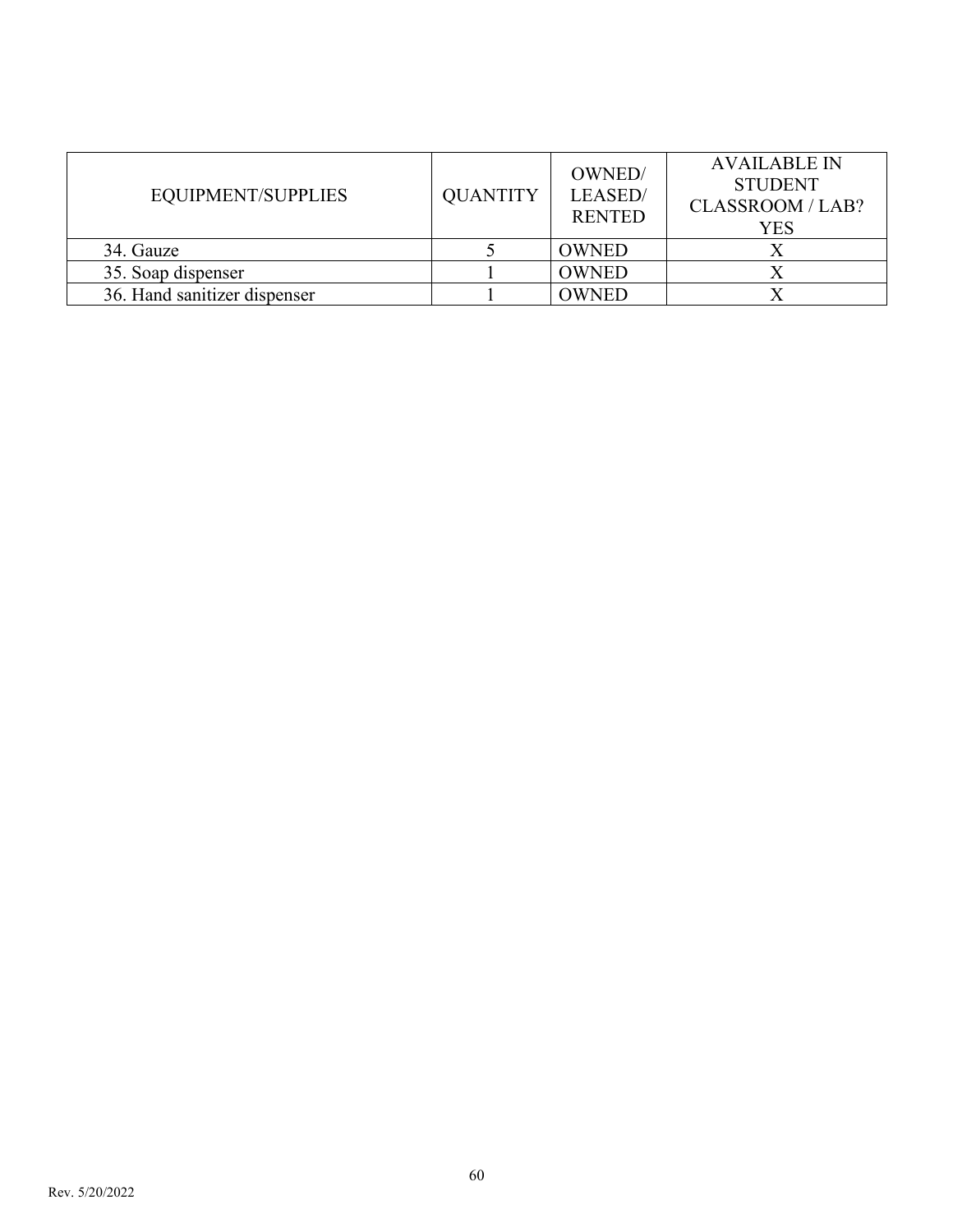| EQUIPMENT/SUPPLIES | QUANTITY | OWNED/ LEASED/ RENTED | AVAILABLE IN STUDENT CLASSROOM / LAB? YES |
|---|---|---|---|
| 34. Gauze | 5 | OWNED | X |
| 35. Soap dispenser | 1 | OWNED | X |
| 36. Hand sanitizer dispenser | 1 | OWNED | X |

Rev. 5/20/2022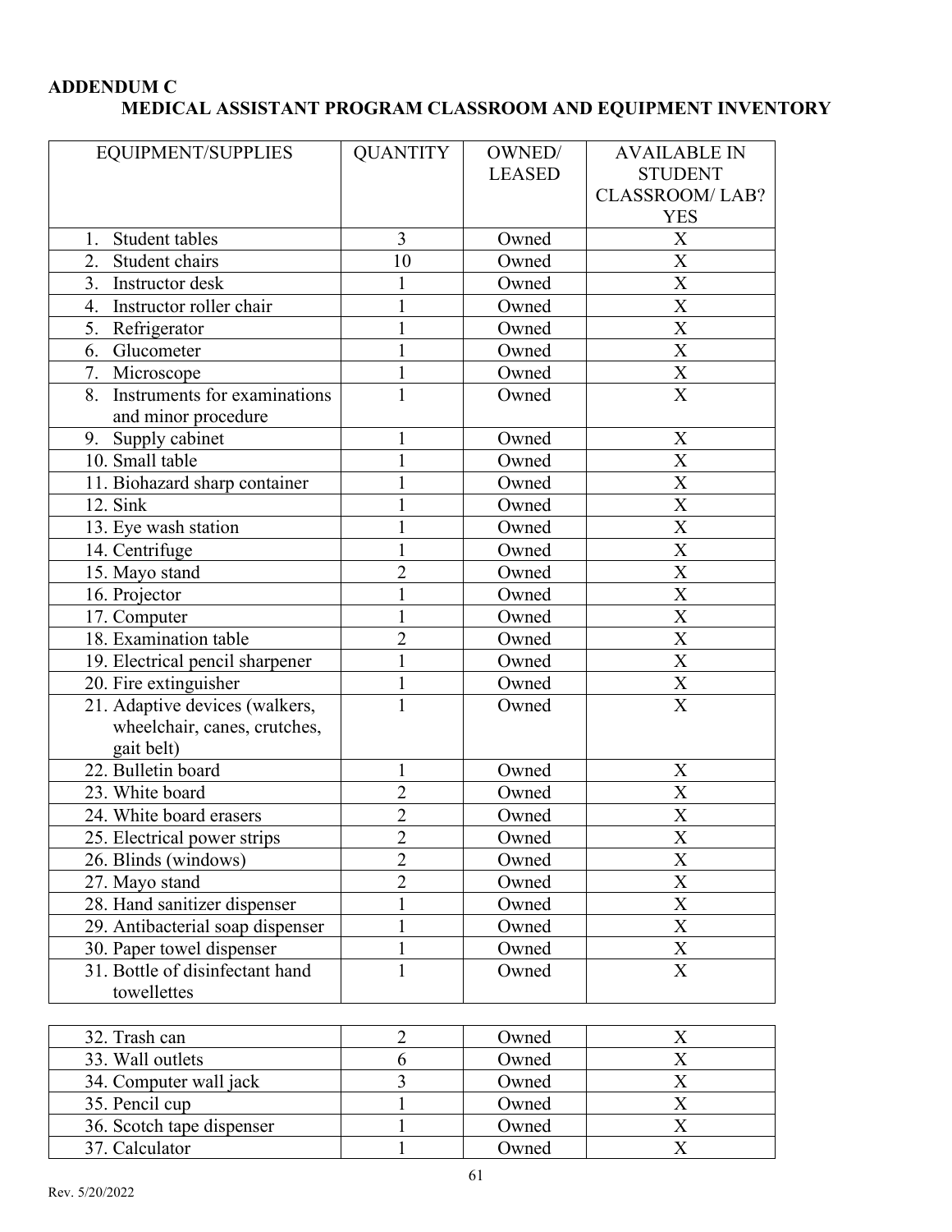**ADDENDUM C**

**MEDICAL ASSISTANT PROGRAM CLASSROOM AND EQUIPMENT INVENTORY**

| EQUIPMENT/SUPPLIES | QUANTITY | OWNED/ LEASED | AVAILABLE IN STUDENT CLASSROOM/ LAB? YES |
|---|---|---|---|
| 1. Student tables | 3 | Owned | X |
| 2. Student chairs | 10 | Owned | X |
| 3. Instructor desk | 1 | Owned | X |
| 4. Instructor roller chair | 1 | Owned | X |
| 5. Refrigerator | 1 | Owned | X |
| 6. Glucometer | 1 | Owned | X |
| 7. Microscope | 1 | Owned | X |
| 8. Instruments for examinations and minor procedure | 1 | Owned | X |
| 9. Supply cabinet | 1 | Owned | X |
| 10. Small table | 1 | Owned | X |
| 11. Biohazard sharp container | 1 | Owned | X |
| 12. Sink | 1 | Owned | X |
| 13. Eye wash station | 1 | Owned | X |
| 14. Centrifuge | 1 | Owned | X |
| 15. Mayo stand | 2 | Owned | X |
| 16. Projector | 1 | Owned | X |
| 17. Computer | 1 | Owned | X |
| 18. Examination table | 2 | Owned | X |
| 19. Electrical pencil sharpener | 1 | Owned | X |
| 20. Fire extinguisher | 1 | Owned | X |
| 21. Adaptive devices (walkers, wheelchair, canes, crutches, gait belt) | 1 | Owned | X |
| 22. Bulletin board | 1 | Owned | X |
| 23. White board | 2 | Owned | X |
| 24. White board erasers | 2 | Owned | X |
| 25. Electrical power strips | 2 | Owned | X |
| 26. Blinds (windows) | 2 | Owned | X |
| 27. Mayo stand | 2 | Owned | X |
| 28. Hand sanitizer dispenser | 1 | Owned | X |
| 29. Antibacterial soap dispenser | 1 | Owned | X |
| 30. Paper towel dispenser | 1 | Owned | X |
| 31. Bottle of disinfectant hand towellettes | 1 | Owned | X |
| 32. Trash can | 2 | Owned | X |
| 33. Wall outlets | 6 | Owned | X |
| 34. Computer wall jack | 3 | Owned | X |
| 35. Pencil cup | 1 | Owned | X |
| 36. Scotch tape dispenser | 1 | Owned | X |
| 37. Calculator | 1 | Owned | X |

Rev. 5/20/2022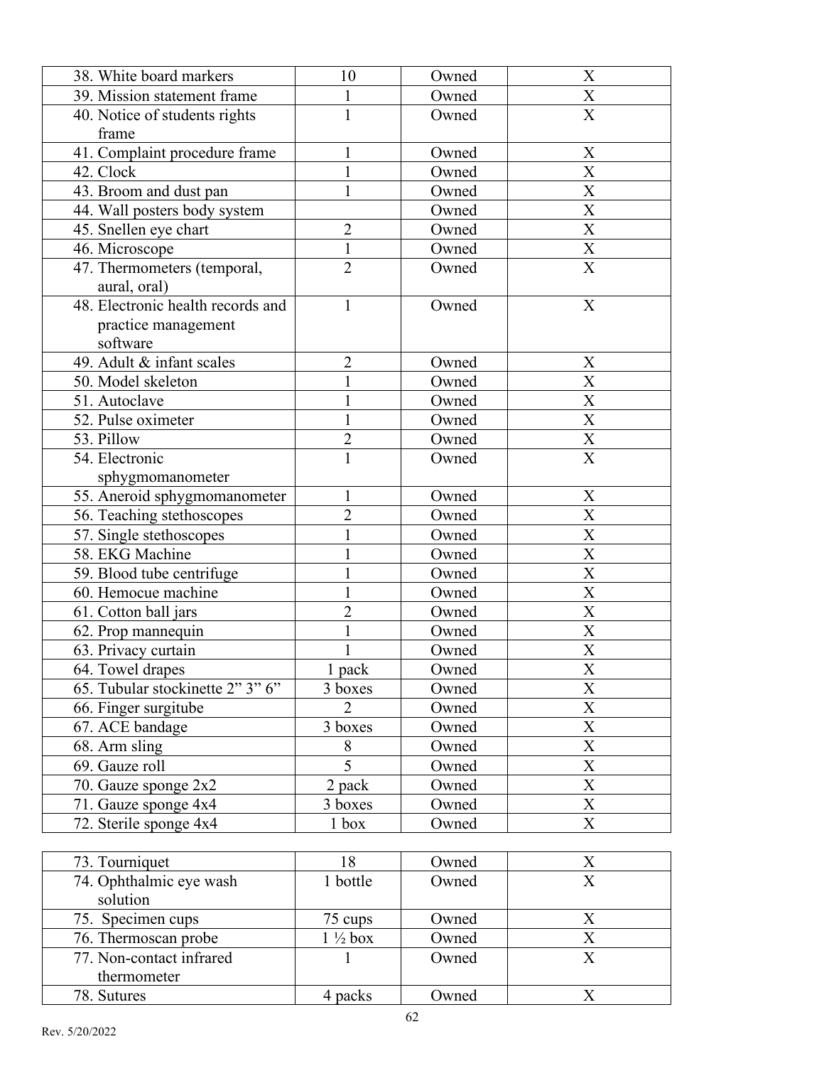| | | | |
|---|---|---|---|
| 38. White board markers | 10 | Owned | X |
| 39. Mission statement frame | 1 | Owned | X |
| 40. Notice of students rights frame | 1 | Owned | X |
| 41. Complaint procedure frame | 1 | Owned | X |
| 42. Clock | 1 | Owned | X |
| 43. Broom and dust pan | 1 | Owned | X |
| 44. Wall posters body system | | Owned | X |
| 45. Snellen eye chart | 2 | Owned | X |
| 46. Microscope | 1 | Owned | X |
| 47. Thermometers (temporal, aural, oral) | 2 | Owned | X |
| 48. Electronic health records and practice management software | 1 | Owned | X |
| 49. Adult & infant scales | 2 | Owned | X |
| 50. Model skeleton | 1 | Owned | X |
| 51. Autoclave | 1 | Owned | X |
| 52. Pulse oximeter | 1 | Owned | X |
| 53. Pillow | 2 | Owned | X |
| 54. Electronic sphygmomanometer | 1 | Owned | X |
| 55. Aneroid sphygmomanometer | 1 | Owned | X |
| 56. Teaching stethoscopes | 2 | Owned | X |
| 57. Single stethoscopes | 1 | Owned | X |
| 58. EKG Machine | 1 | Owned | X |
| 59. Blood tube centrifuge | 1 | Owned | X |
| 60. Hemocue machine | 1 | Owned | X |
| 61. Cotton ball jars | 2 | Owned | X |
| 62. Prop mannequin | 1 | Owned | X |
| 63. Privacy curtain | 1 | Owned | X |
| 64. Towel drapes | 1 pack | Owned | X |
| 65. Tubular stockinette 2" 3" 6" | 3 boxes | Owned | X |
| 66. Finger surgitube | 2 | Owned | X |
| 67. ACE bandage | 3 boxes | Owned | X |
| 68. Arm sling | 8 | Owned | X |
| 69. Gauze roll | 5 | Owned | X |
| 70. Gauze sponge 2x2 | 2 pack | Owned | X |
| 71. Gauze sponge 4x4 | 3 boxes | Owned | X |
| 72. Sterile sponge 4x4 | 1 box | Owned | X |
| 73. Tourniquet | 18 | Owned | X |
| 74. Ophthalmic eye wash solution | 1 bottle | Owned | X |
| 75. Specimen cups | 75 cups | Owned | X |
| 76. Thermoscan probe | 1 ½ box | Owned | X |
| 77. Non-contact infrared thermometer | 1 | Owned | X |
| 78. Sutures | 4 packs | Owned | X |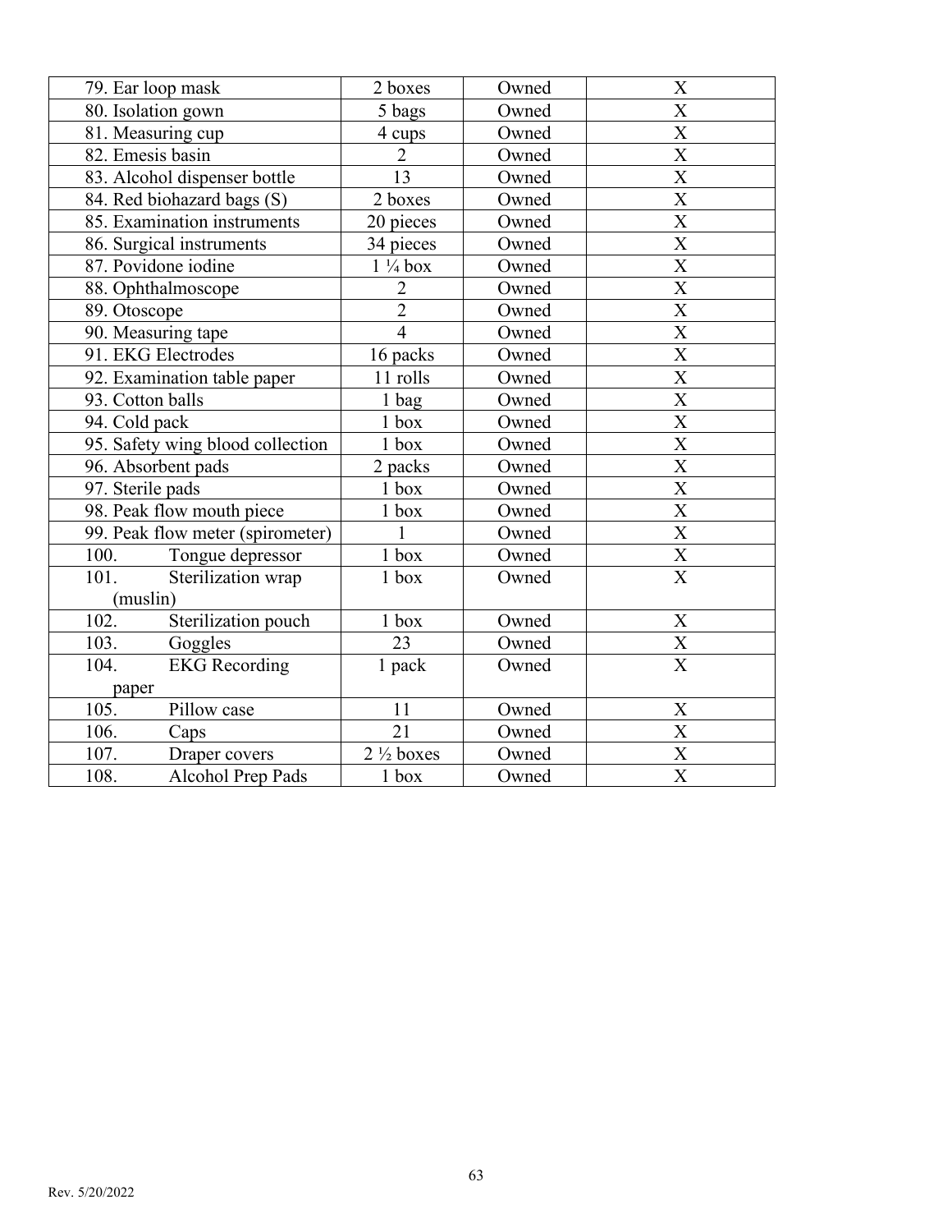| | | | |
|---|---|---|---|
| 79. Ear loop mask | 2 boxes | Owned | X |
| 80. Isolation gown | 5 bags | Owned | X |
| 81. Measuring cup | 4 cups | Owned | X |
| 82. Emesis basin | 2 | Owned | X |
| 83. Alcohol dispenser bottle | 13 | Owned | X |
| 84. Red biohazard bags (S) | 2 boxes | Owned | X |
| 85. Examination instruments | 20 pieces | Owned | X |
| 86. Surgical instruments | 34 pieces | Owned | X |
| 87. Povidone iodine | 1 ¼ box | Owned | X |
| 88. Ophthalmoscope | 2 | Owned | X |
| 89. Otoscope | 2 | Owned | X |
| 90. Measuring tape | 4 | Owned | X |
| 91. EKG Electrodes | 16 packs | Owned | X |
| 92. Examination table paper | 11 rolls | Owned | X |
| 93. Cotton balls | 1 bag | Owned | X |
| 94. Cold pack | 1 box | Owned | X |
| 95. Safety wing blood collection | 1 box | Owned | X |
| 96. Absorbent pads | 2 packs | Owned | X |
| 97. Sterile pads | 1 box | Owned | X |
| 98. Peak flow mouth piece | 1 box | Owned | X |
| 99. Peak flow meter (spirometer) | 1 | Owned | X |
| 100. Tongue depressor | 1 box | Owned | X |
| 101. Sterilization wrap (muslin) | 1 box | Owned | X |
| 102. Sterilization pouch | 1 box | Owned | X |
| 103. Goggles | 23 | Owned | X |
| 104. EKG Recording paper | 1 pack | Owned | X |
| 105. Pillow case | 11 | Owned | X |
| 106. Caps | 21 | Owned | X |
| 107. Draper covers | 2 ½ boxes | Owned | X |
| 108. Alcohol Prep Pads | 1 box | Owned | X |

Rev. 5/20/2022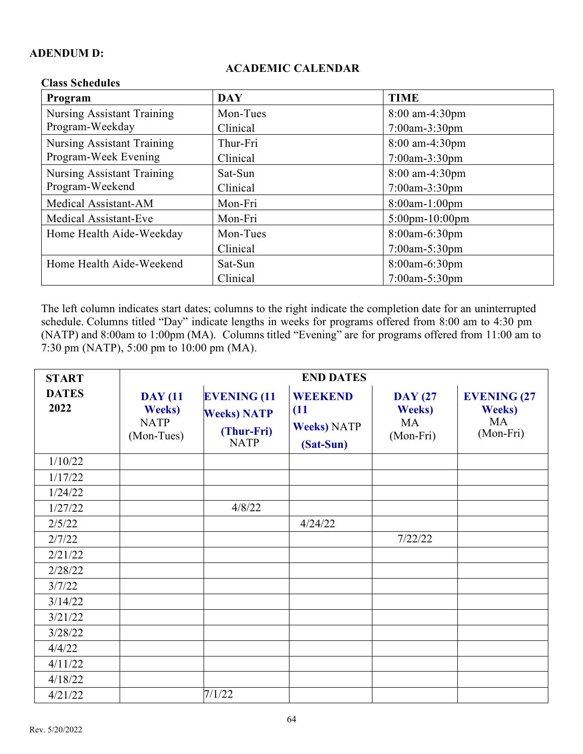**ADENDUM D:**

## ACADEMIC CALENDAR

**Class Schedules**

| **Program** | **DAY** | **TIME** |
|---|---|---|
| Nursing Assistant Training Program-Weekday | Mon-Tues<br>Clinical | 8:00 am-4:30pm<br>7:00am-3:30pm |
| Nursing Assistant Training Program-Week Evening | Thur-Fri<br>Clinical | 8:00 am-4:30pm<br>7:00am-3:30pm |
| Nursing Assistant Training Program-Weekend | Sat-Sun<br>Clinical | 8:00 am-4:30pm<br>7:00am-3:30pm |
| Medical Assistant-AM | Mon-Fri | 8:00am-1:00pm |
| Medical Assistant-Eve | Mon-Fri | 5:00pm-10:00pm |
| Home Health Aide-Weekday | Mon-Tues<br>Clinical | 8:00am-6:30pm<br>7:00am-5:30pm |
| Home Health Aide-Weekend | Sat-Sun<br>Clinical | 8:00am-6:30pm<br>7:00am-5:30pm |

The left column indicates start dates; columns to the right indicate the completion date for an uninterrupted schedule. Columns titled "Day" indicate lengths in weeks for programs offered from 8:00 am to 4:30 pm (NATP) and 8:00am to 1:00pm (MA). Columns titled "Evening" are for programs offered from 11:00 am to 7:30 pm (NATP), 5:00 pm to 10:00 pm (MA).

| **START DATES 2022** | **END DATES** | | | | |
|---|---|---|---|---|---|
| | **DAY (11 Weeks)** NATP (Mon-Tues) | **EVENING (11 Weeks) NATP (Thur-Fri)** NATP | **WEEKEND (11 Weeks)** NATP **(Sat-Sun)** | **DAY (27 Weeks)** MA (Mon-Fri) | **EVENING (27 Weeks)** MA (Mon-Fri) |
| 1/10/22 | | | | | |
| 1/17/22 | | | | | |
| 1/24/22 | | | | | |
| 1/27/22 | | 4/8/22 | | | |
| 2/5/22 | | | 4/24/22 | | |
| 2/7/22 | | | | 7/22/22 | |
| 2/21/22 | | | | | |
| 2/28/22 | | | | | |
| 3/7/22 | | | | | |
| 3/14/22 | | | | | |
| 3/21/22 | | | | | |
| 3/28/22 | | | | | |
| 4/4/22 | | | | | |
| 4/11/22 | | | | | |
| 4/18/22 | | | | | |
| 4/21/22 | | 7/1/22 | | | |

Rev. 5/20/2022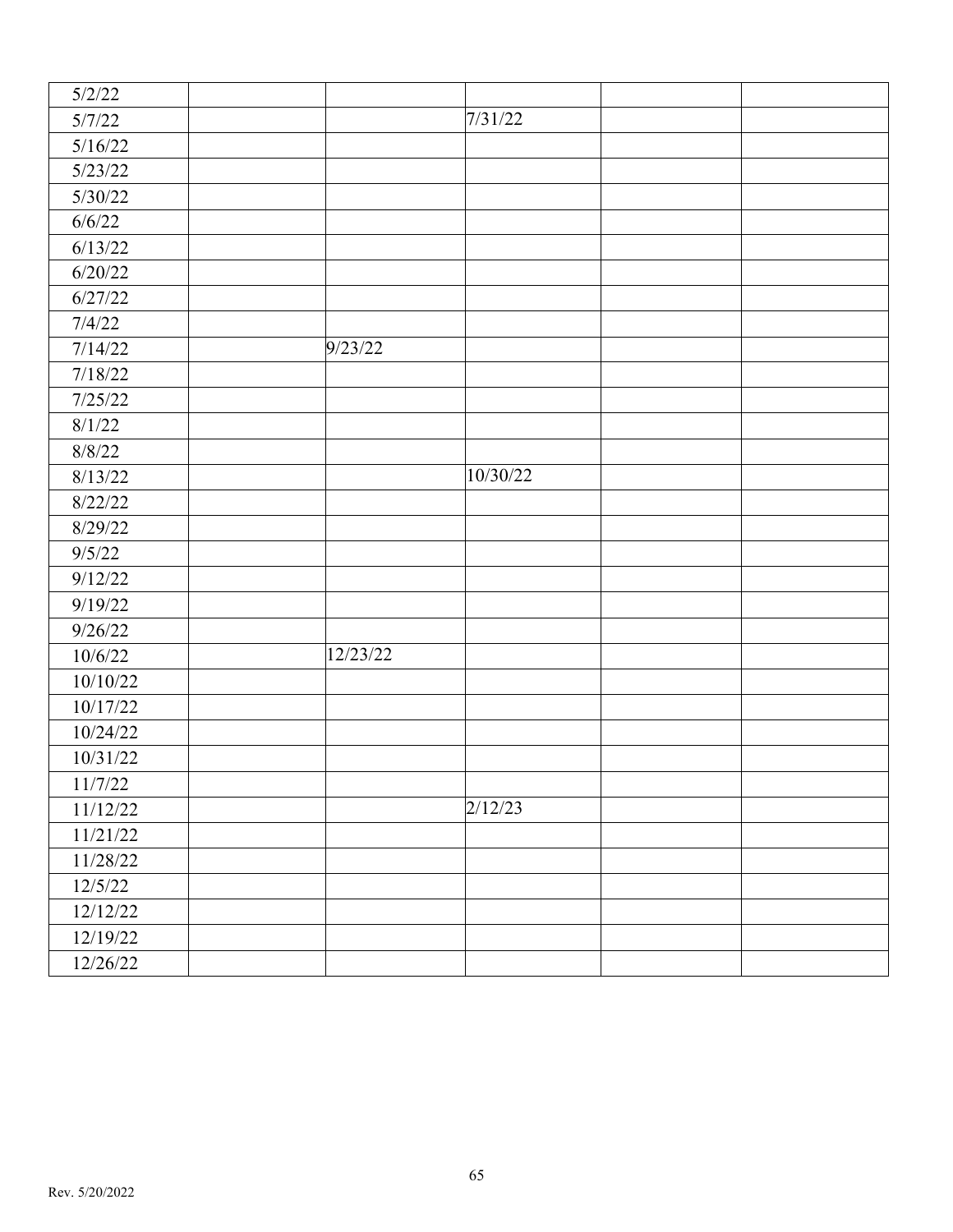| | | | | | |
|---|---|---|---|---|---|
| 5/2/22 | | | | | |
| 5/7/22 | | | 7/31/22 | | |
| 5/16/22 | | | | | |
| 5/23/22 | | | | | |
| 5/30/22 | | | | | |
| 6/6/22 | | | | | |
| 6/13/22 | | | | | |
| 6/20/22 | | | | | |
| 6/27/22 | | | | | |
| 7/4/22 | | | | | |
| 7/14/22 | | 9/23/22 | | | |
| 7/18/22 | | | | | |
| 7/25/22 | | | | | |
| 8/1/22 | | | | | |
| 8/8/22 | | | | | |
| 8/13/22 | | | 10/30/22 | | |
| 8/22/22 | | | | | |
| 8/29/22 | | | | | |
| 9/5/22 | | | | | |
| 9/12/22 | | | | | |
| 9/19/22 | | | | | |
| 9/26/22 | | | | | |
| 10/6/22 | | 12/23/22 | | | |
| 10/10/22 | | | | | |
| 10/17/22 | | | | | |
| 10/24/22 | | | | | |
| 10/31/22 | | | | | |
| 11/7/22 | | | | | |
| 11/12/22 | | | 2/12/23 | | |
| 11/21/22 | | | | | |
| 11/28/22 | | | | | |
| 12/5/22 | | | | | |
| 12/12/22 | | | | | |
| 12/19/22 | | | | | |
| 12/26/22 | | | | | |

Rev. 5/20/2022